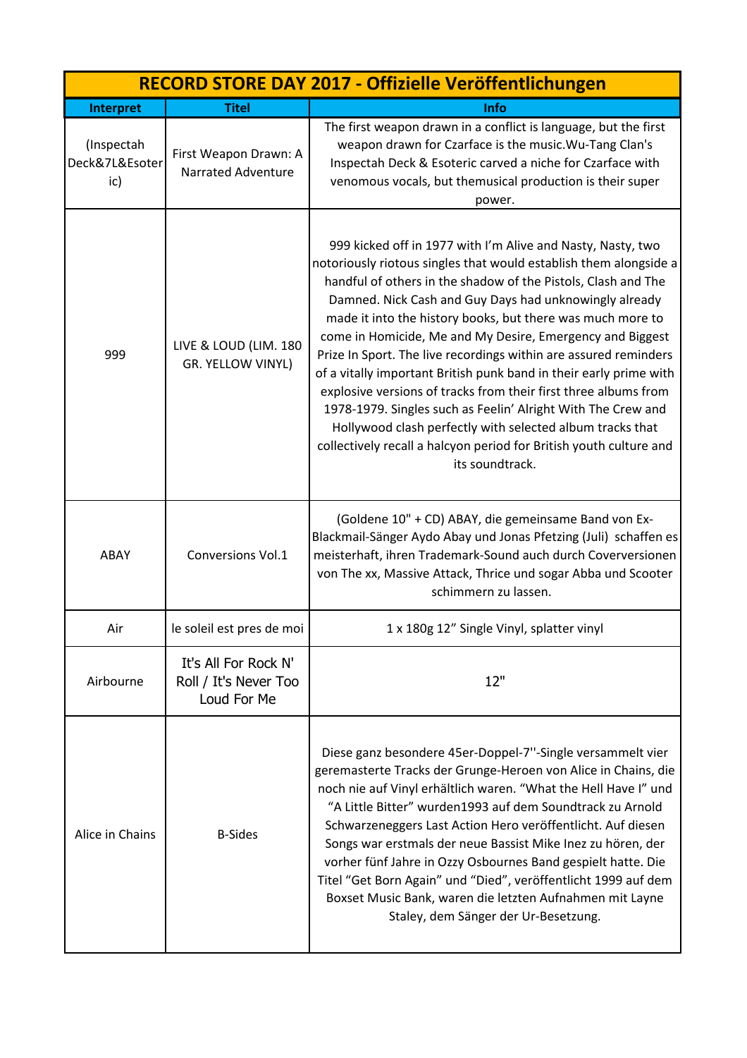| RECORD STORE DAY 2017 - Offizielle Veröffentlichungen | | |
|---|---|---|
| **Interpret** | **Titel** | **Info** |
| (Inspectah Deck&7L&Esoteric) | First Weapon Drawn: A Narrated Adventure | The first weapon drawn in a conflict is language, but the first weapon drawn for Czarface is the music.Wu-Tang Clan's Inspectah Deck & Esoteric carved a niche for Czarface with venomous vocals, but themusical production is their super power. |
| 999 | LIVE & LOUD (LIM. 180 GR. YELLOW VINYL) | 999 kicked off in 1977 with I'm Alive and Nasty, Nasty, two notoriously riotous singles that would establish them alongside a handful of others in the shadow of the Pistols, Clash and The Damned. Nick Cash and Guy Days had unknowingly already made it into the history books, but there was much more to come in Homicide, Me and My Desire, Emergency and Biggest Prize In Sport. The live recordings within are assured reminders of a vitally important British punk band in their early prime with explosive versions of tracks from their first three albums from 1978-1979. Singles such as Feelin' Alright With The Crew and Hollywood clash perfectly with selected album tracks that collectively recall a halcyon period for British youth culture and its soundtrack. |
| ABAY | Conversions Vol.1 | (Goldene 10" + CD) ABAY, die gemeinsame Band von Ex-Blackmail-Sänger Aydo Abay und Jonas Pfetzing (Juli) schaffen es meisterhaft, ihren Trademark-Sound auch durch Coverversionen von The xx, Massive Attack, Thrice und sogar Abba und Scooter schimmern zu lassen. |
| Air | le soleil est pres de moi | 1 x 180g 12" Single Vinyl, splatter vinyl |
| Airbourne | It's All For Rock N' Roll / It's Never Too Loud For Me | 12" |
| Alice in Chains | B-Sides | Diese ganz besondere 45er-Doppel-7''-Single versammelt vier geremasterte Tracks der Grunge-Heroen von Alice in Chains, die noch nie auf Vinyl erhältlich waren. "What the Hell Have I" und "A Little Bitter" wurden1993 auf dem Soundtrack zu Arnold Schwarzeneggers Last Action Hero veröffentlicht. Auf diesen Songs war erstmals der neue Bassist Mike Inez zu hören, der vorher fünf Jahre in Ozzy Osbournes Band gespielt hatte. Die Titel "Get Born Again" und "Died", veröffentlicht 1999 auf dem Boxset Music Bank, waren die letzten Aufnahmen mit Layne Staley, dem Sänger der Ur-Besetzung. |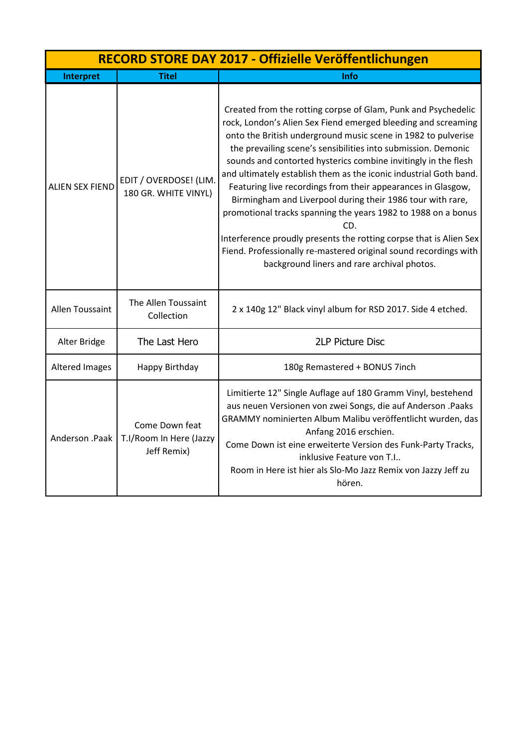| RECORD STORE DAY 2017 - Offizielle Veröffentlichungen | | |
|---|---|---|
| **Interpret** | **Titel** | **Info** |
| ALIEN SEX FIEND | EDIT / OVERDOSE! (LIM. 180 GR. WHITE VINYL) | Created from the rotting corpse of Glam, Punk and Psychedelic rock, London's Alien Sex Fiend emerged bleeding and screaming onto the British underground music scene in 1982 to pulverise the prevailing scene's sensibilities into submission. Demonic sounds and contorted hysterics combine invitingly in the flesh and ultimately establish them as the iconic industrial Goth band. Featuring live recordings from their appearances in Glasgow, Birmingham and Liverpool during their 1986 tour with rare, promotional tracks spanning the years 1982 to 1988 on a bonus CD.<br>Interference proudly presents the rotting corpse that is Alien Sex Fiend. Professionally re-mastered original sound recordings with background liners and rare archival photos. |
| Allen Toussaint | The Allen Toussaint Collection | 2 x 140g 12" Black vinyl album for RSD 2017. Side 4 etched. |
| Alter Bridge | The Last Hero | 2LP Picture Disc |
| Altered Images | Happy Birthday | 180g Remastered + BONUS 7inch |
| Anderson .Paak | Come Down feat T.I/Room In Here (Jazzy Jeff Remix) | Limitierte 12" Single Auflage auf 180 Gramm Vinyl, bestehend aus neuen Versionen von zwei Songs, die auf Anderson .Paaks GRAMMY nominierten Album Malibu veröffentlicht wurden, das Anfang 2016 erschien.<br>Come Down ist eine erweiterte Version des Funk-Party Tracks, inklusive Feature von T.I..<br>Room in Here ist hier als Slo-Mo Jazz Remix von Jazzy Jeff zu hören. |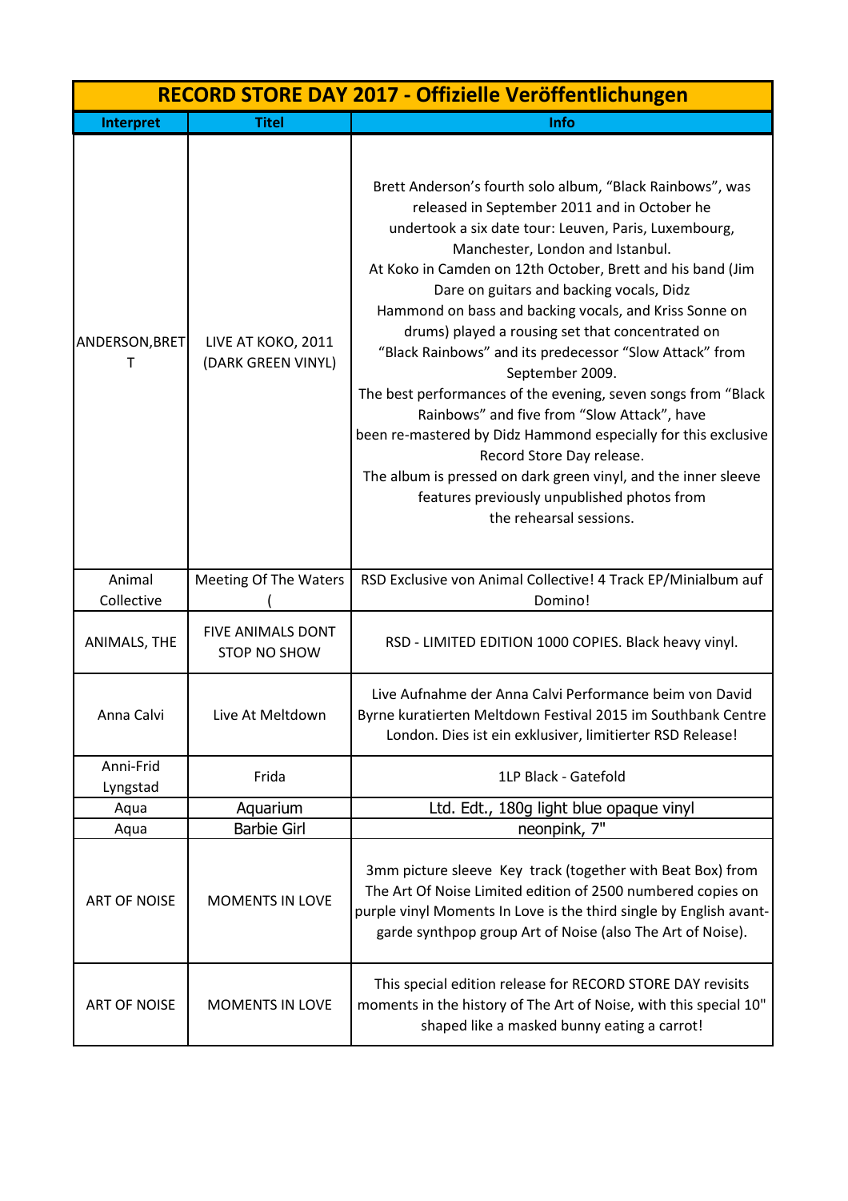| RECORD STORE DAY 2017 - Offizielle Veröffentlichungen | | |
|---|---|---|
| **Interpret** | **Titel** | **Info** |
| ANDERSON,BRETT | LIVE AT KOKO, 2011 (DARK GREEN VINYL) | Brett Anderson's fourth solo album, "Black Rainbows", was released in September 2011 and in October he undertook a six date tour: Leuven, Paris, Luxembourg, Manchester, London and Istanbul. At Koko in Camden on 12th October, Brett and his band (Jim Dare on guitars and backing vocals, Didz Hammond on bass and backing vocals, and Kriss Sonne on drums) played a rousing set that concentrated on "Black Rainbows" and its predecessor "Slow Attack" from September 2009. The best performances of the evening, seven songs from "Black Rainbows" and five from "Slow Attack", have been re-mastered by Didz Hammond especially for this exclusive Record Store Day release. The album is pressed on dark green vinyl, and the inner sleeve features previously unpublished photos from the rehearsal sessions. |
| Animal Collective | Meeting Of The Waters ( | RSD Exclusive von Animal Collective! 4 Track EP/Minialbum auf Domino! |
| ANIMALS, THE | FIVE ANIMALS DONT STOP NO SHOW | RSD - LIMITED EDITION 1000 COPIES. Black heavy vinyl. |
| Anna Calvi | Live At Meltdown | Live Aufnahme der Anna Calvi Performance beim von David Byrne kuratierten Meltdown Festival 2015 im Southbank Centre London. Dies ist ein exklusiver, limitierter RSD Release! |
| Anni-Frid Lyngstad | Frida | 1LP Black - Gatefold |
| Aqua | Aquarium | Ltd. Edt., 180g light blue opaque vinyl |
| Aqua | Barbie Girl | neonpink, 7" |
| ART OF NOISE | MOMENTS IN LOVE | 3mm picture sleeve Key track (together with Beat Box) from The Art Of Noise Limited edition of 2500 numbered copies on purple vinyl Moments In Love is the third single by English avant-garde synthpop group Art of Noise (also The Art of Noise). |
| ART OF NOISE | MOMENTS IN LOVE | This special edition release for RECORD STORE DAY revisits moments in the history of The Art of Noise, with this special 10" shaped like a masked bunny eating a carrot! |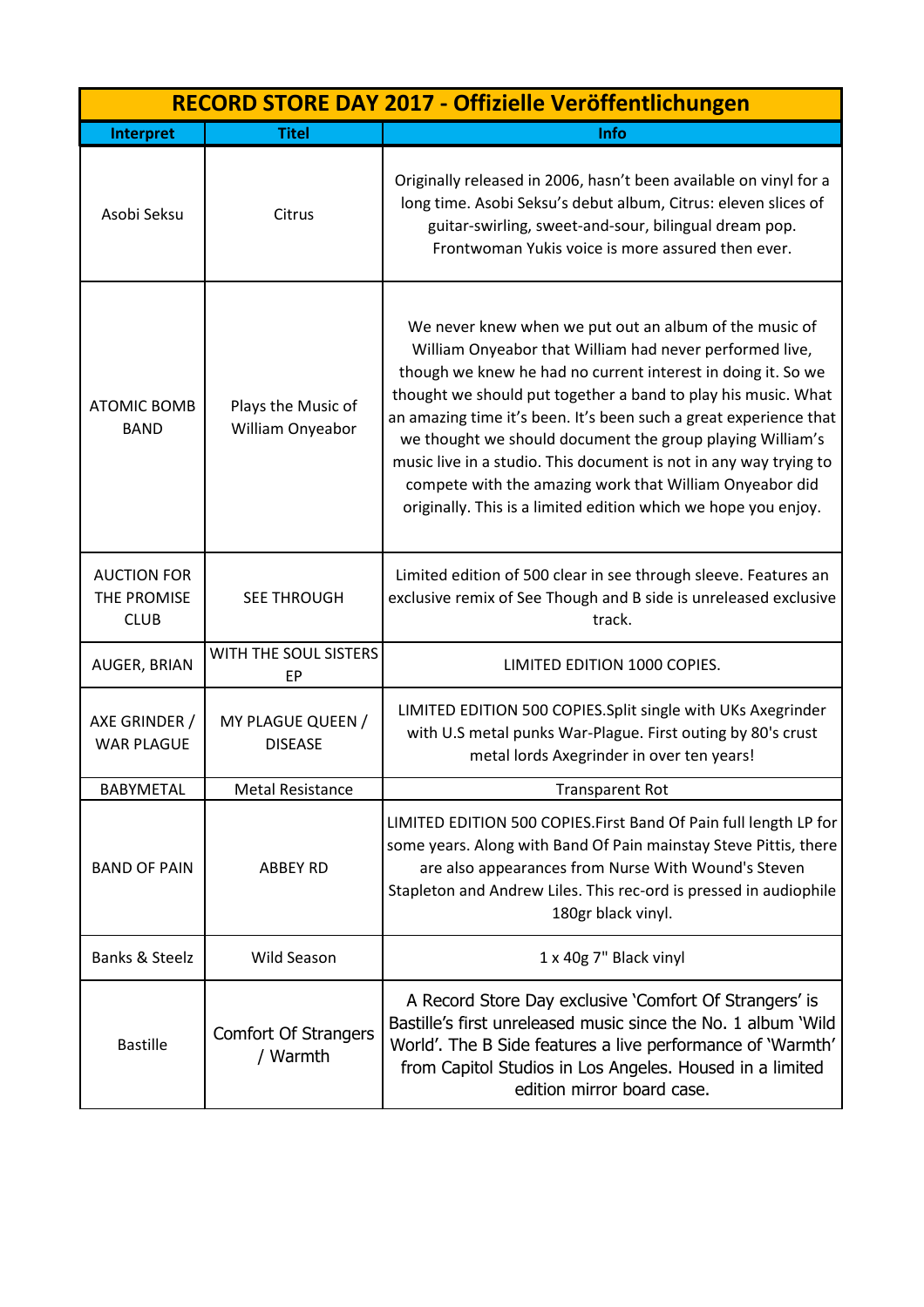| RECORD STORE DAY 2017 - Offizielle Veröffentlichungen | | |
|---|---|---|
| **Interpret** | **Titel** | **Info** |
| Asobi Seksu | Citrus | Originally released in 2006, hasn't been available on vinyl for a long time. Asobi Seksu's debut album, Citrus: eleven slices of guitar-swirling, sweet-and-sour, bilingual dream pop. Frontwoman Yukis voice is more assured then ever. |
| ATOMIC BOMB BAND | Plays the Music of William Onyeabor | We never knew when we put out an album of the music of William Onyeabor that William had never performed live, though we knew he had no current interest in doing it. So we thought we should put together a band to play his music. What an amazing time it's been. It's been such a great experience that we thought we should document the group playing William's music live in a studio. This document is not in any way trying to compete with the amazing work that William Onyeabor did originally. This is a limited edition which we hope you enjoy. |
| AUCTION FOR THE PROMISE CLUB | SEE THROUGH | Limited edition of 500 clear in see through sleeve. Features an exclusive remix of See Though and B side is unreleased exclusive track. |
| AUGER, BRIAN | WITH THE SOUL SISTERS EP | LIMITED EDITION 1000 COPIES. |
| AXE GRINDER / WAR PLAGUE | MY PLAGUE QUEEN / DISEASE | LIMITED EDITION 500 COPIES.Split single with UKs Axegrinder with U.S metal punks War-Plague. First outing by 80's crust metal lords Axegrinder in over ten years! |
| BABYMETAL | Metal Resistance | Transparent Rot |
| BAND OF PAIN | ABBEY RD | LIMITED EDITION 500 COPIES.First Band Of Pain full length LP for some years. Along with Band Of Pain mainstay Steve Pittis, there are also appearances from Nurse With Wound's Steven Stapleton and Andrew Liles. This rec-ord is pressed in audiophile 180gr black vinyl. |
| Banks & Steelz | Wild Season | 1 x 40g 7" Black vinyl |
| Bastille | Comfort Of Strangers / Warmth | A Record Store Day exclusive 'Comfort Of Strangers' is Bastille's first unreleased music since the No. 1 album 'Wild World'. The B Side features a live performance of 'Warmth' from Capitol Studios in Los Angeles. Housed in a limited edition mirror board case. |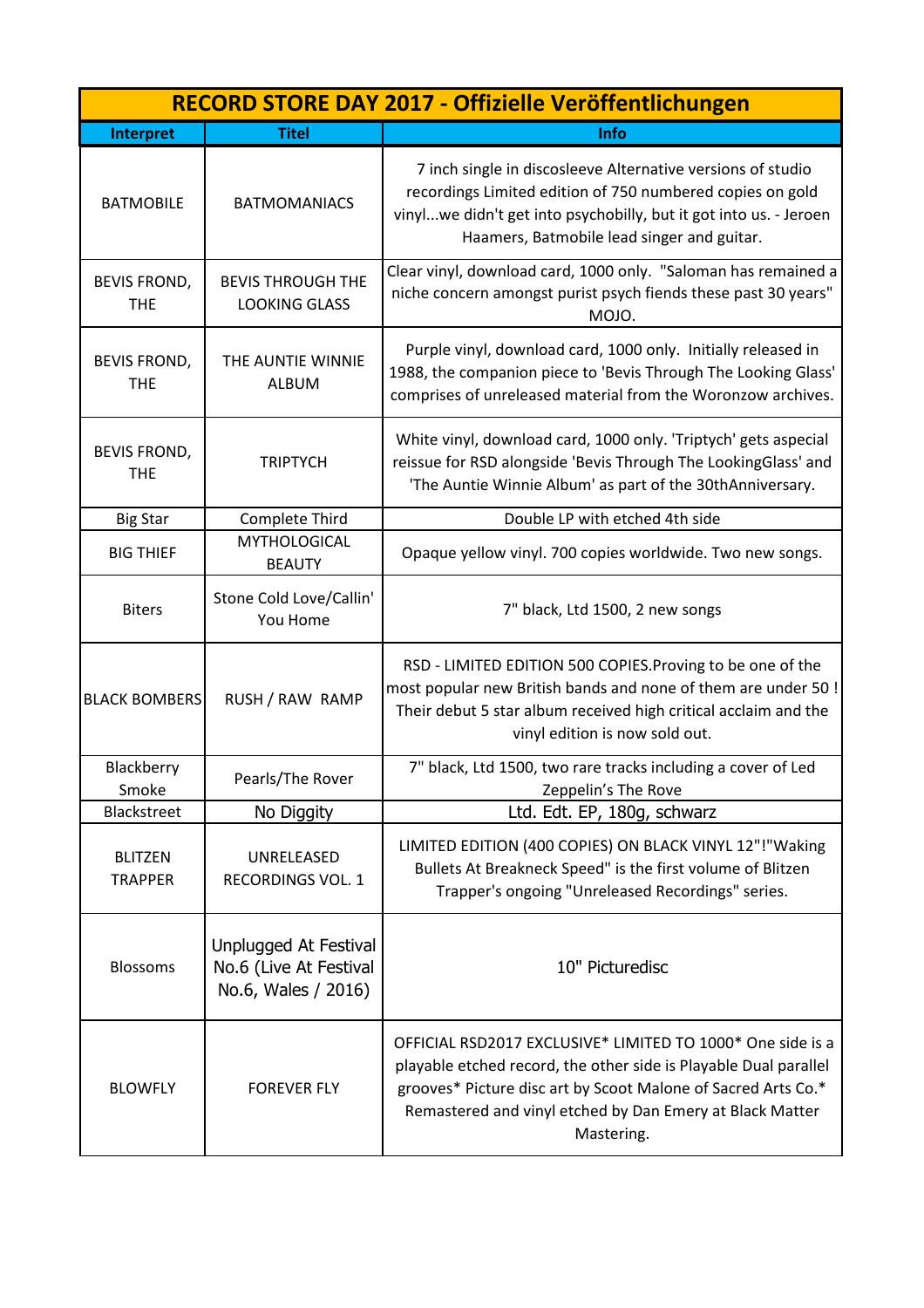| RECORD STORE DAY 2017 - Offizielle Veröffentlichungen | | |
|---|---|---|
| **Interpret** | **Titel** | **Info** |
| BATMOBILE | BATMOMANIACS | 7 inch single in discosleeve Alternative versions of studio recordings Limited edition of 750 numbered copies on gold vinyl...we didn't get into psychobilly, but it got into us. - Jeroen Haamers, Batmobile lead singer and guitar. |
| BEVIS FROND, THE | BEVIS THROUGH THE LOOKING GLASS | Clear vinyl, download card, 1000 only. "Saloman has remained a niche concern amongst purist psych fiends these past 30 years" MOJO. |
| BEVIS FROND, THE | THE AUNTIE WINNIE ALBUM | Purple vinyl, download card, 1000 only. Initially released in 1988, the companion piece to 'Bevis Through The Looking Glass' comprises of unreleased material from the Woronzow archives. |
| BEVIS FROND, THE | TRIPTYCH | White vinyl, download card, 1000 only. 'Triptych' gets aspecial reissue for RSD alongside 'Bevis Through The LookingGlass' and 'The Auntie Winnie Album' as part of the 30thAnniversary. |
| Big Star | Complete Third | Double LP with etched 4th side |
| BIG THIEF | MYTHOLOGICAL BEAUTY | Opaque yellow vinyl. 700 copies worldwide. Two new songs. |
| Biters | Stone Cold Love/Callin' You Home | 7" black, Ltd 1500, 2 new songs |
| BLACK BOMBERS | RUSH / RAW RAMP | RSD - LIMITED EDITION 500 COPIES.Proving to be one of the most popular new British bands and none of them are under 50 ! Their debut 5 star album received high critical acclaim and the vinyl edition is now sold out. |
| Blackberry Smoke | Pearls/The Rover | 7" black, Ltd 1500, two rare tracks including a cover of Led Zeppelin's The Rove |
| Blackstreet | No Diggity | Ltd. Edt. EP, 180g, schwarz |
| BLITZEN TRAPPER | UNRELEASED RECORDINGS VOL. 1 | LIMITED EDITION (400 COPIES) ON BLACK VINYL 12"!"Waking Bullets At Breakneck Speed" is the first volume of Blitzen Trapper's ongoing "Unreleased Recordings" series. |
| Blossoms | Unplugged At Festival No.6 (Live At Festival No.6, Wales / 2016) | 10" Picturedisc |
| BLOWFLY | FOREVER FLY | OFFICIAL RSD2017 EXCLUSIVE* LIMITED TO 1000* One side is a playable etched record, the other side is Playable Dual parallel grooves* Picture disc art by Scoot Malone of Sacred Arts Co.* Remastered and vinyl etched by Dan Emery at Black Matter Mastering. |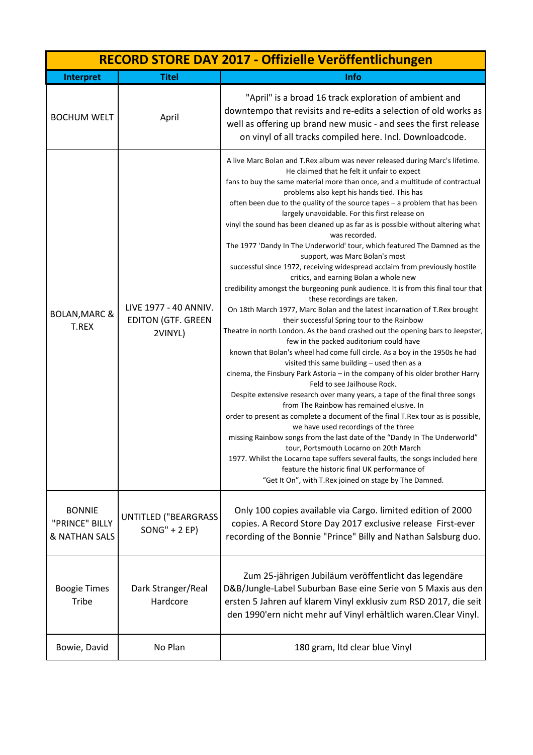| RECORD STORE DAY 2017 - Offizielle Veröffentlichungen | | |
|---|---|---|
| **Interpret** | **Titel** | **Info** |
| BOCHUM WELT | April | "April" is a broad 16 track exploration of ambient and downtempo that revisits and re-edits a selection of old works as well as offering up brand new music - and sees the first release on vinyl of all tracks compiled here. Incl. Downloadcode. |
| BOLAN,MARC & T.REX | LIVE 1977 - 40 ANNIV. EDITON (GTF. GREEN 2VINYL) | A live Marc Bolan and T.Rex album was never released during Marc's lifetime. He claimed that he felt it unfair to expect fans to buy the same material more than once, and a multitude of contractual problems also kept his hands tied. This has often been due to the quality of the source tapes – a problem that has been largely unavoidable. For this first release on vinyl the sound has been cleaned up as far as is possible without altering what was recorded. The 1977 'Dandy In The Underworld' tour, which featured The Damned as the support, was Marc Bolan's most successful since 1972, receiving widespread acclaim from previously hostile critics, and earning Bolan a whole new credibility amongst the burgeoning punk audience. It is from this final tour that these recordings are taken. On 18th March 1977, Marc Bolan and the latest incarnation of T.Rex brought their successful Spring tour to the Rainbow Theatre in north London. As the band crashed out the opening bars to Jeepster, few in the packed auditorium could have known that Bolan's wheel had come full circle. As a boy in the 1950s he had visited this same building – used then as a cinema, the Finsbury Park Astoria – in the company of his older brother Harry Feld to see Jailhouse Rock. Despite extensive research over many years, a tape of the final three songs from The Rainbow has remained elusive. In order to present as complete a document of the final T.Rex tour as is possible, we have used recordings of the three missing Rainbow songs from the last date of the "Dandy In The Underworld" tour, Portsmouth Locarno on 20th March 1977. Whilst the Locarno tape suffers several faults, the songs included here feature the historic final UK performance of "Get It On", with T.Rex joined on stage by The Damned. |
| BONNIE "PRINCE" BILLY & NATHAN SALS | UNTITLED ("BEARGRASS SONG" + 2 EP) | Only 100 copies available via Cargo. limited edition of 2000 copies. A Record Store Day 2017 exclusive release First-ever recording of the Bonnie "Prince" Billy and Nathan Salsburg duo. |
| Boogie Times Tribe | Dark Stranger/Real Hardcore | Zum 25-jährigen Jubiläum veröffentlicht das legendäre D&B/Jungle-Label Suburban Base eine Serie von 5 Maxis aus den ersten 5 Jahren auf klarem Vinyl exklusiv zum RSD 2017, die seit den 1990'ern nicht mehr auf Vinyl erhältlich waren.Clear Vinyl. |
| Bowie, David | No Plan | 180 gram, ltd clear blue Vinyl |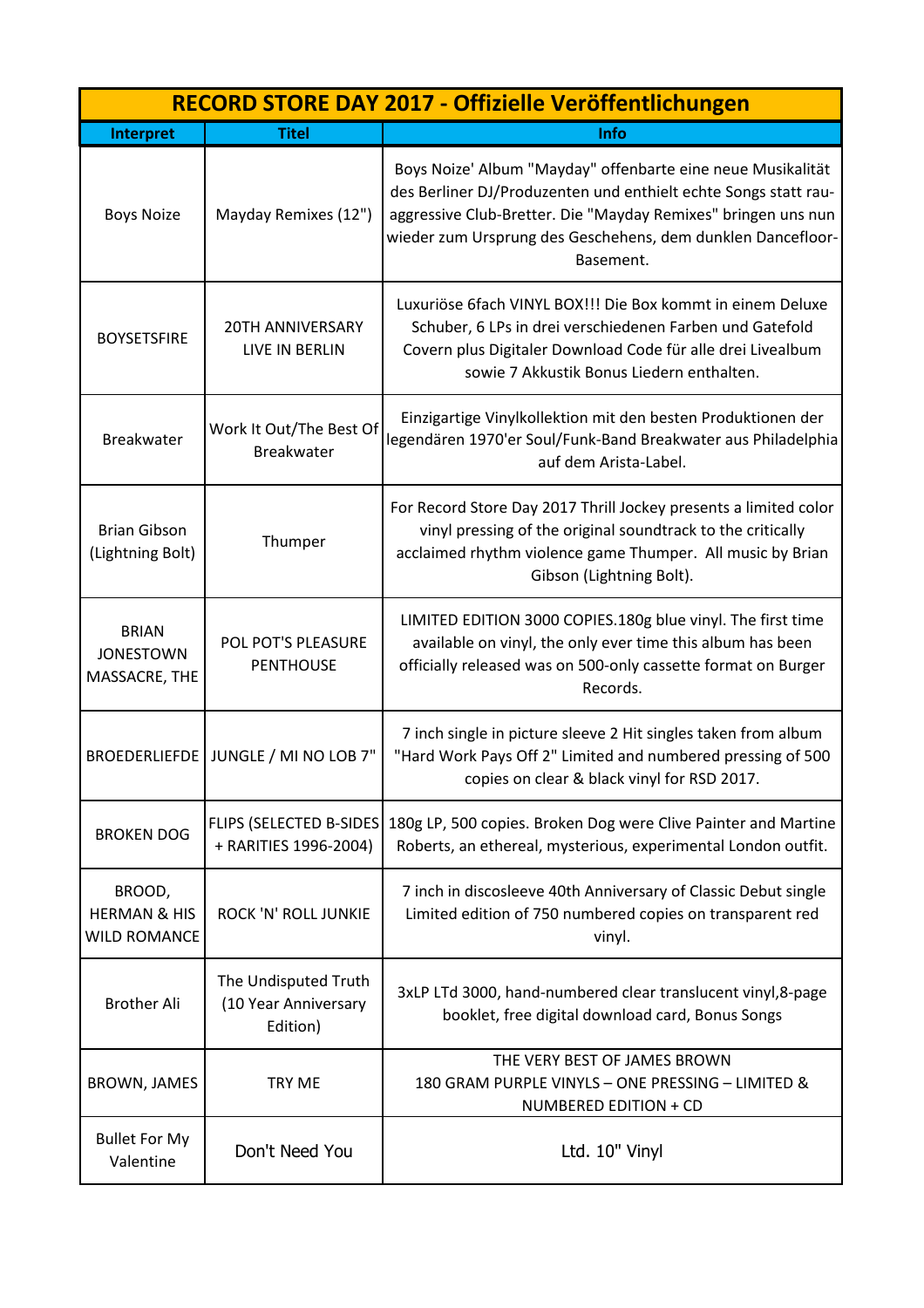| RECORD STORE DAY 2017 - Offizielle Veröffentlichungen | | |
|---|---|---|
| **Interpret** | **Titel** | **Info** |
| Boys Noize | Mayday Remixes (12") | Boys Noize' Album "Mayday" offenbarte eine neue Musikalität des Berliner DJ/Produzenten und enthielt echte Songs statt rau-aggressive Club-Bretter. Die "Mayday Remixes" bringen uns nun wieder zum Ursprung des Geschehens, dem dunklen Dancefloor-Basement. |
| BOYSETSFIRE | 20TH ANNIVERSARY LIVE IN BERLIN | Luxuriöse 6fach VINYL BOX!!! Die Box kommt in einem Deluxe Schuber, 6 LPs in drei verschiedenen Farben und Gatefold Covern plus Digitaler Download Code für alle drei Livealbum sowie 7 Akkustik Bonus Liedern enthalten. |
| Breakwater | Work It Out/The Best Of Breakwater | Einzigartige Vinylkollektion mit den besten Produktionen der legendären 1970'er Soul/Funk-Band Breakwater aus Philadelphia auf dem Arista-Label. |
| Brian Gibson (Lightning Bolt) | Thumper | For Record Store Day 2017 Thrill Jockey presents a limited color vinyl pressing of the original soundtrack to the critically acclaimed rhythm violence game Thumper. All music by Brian Gibson (Lightning Bolt). |
| BRIAN JONESTOWN MASSACRE, THE | POL POT'S PLEASURE PENTHOUSE | LIMITED EDITION 3000 COPIES.180g blue vinyl. The first time available on vinyl, the only ever time this album has been officially released was on 500-only cassette format on Burger Records. |
| BROEDERLIEFDE | JUNGLE / MI NO LOB 7" | 7 inch single in picture sleeve 2 Hit singles taken from album "Hard Work Pays Off 2" Limited and numbered pressing of 500 copies on clear & black vinyl for RSD 2017. |
| BROKEN DOG | FLIPS (SELECTED B-SIDES + RARITIES 1996-2004) | 180g LP, 500 copies. Broken Dog were Clive Painter and Martine Roberts, an ethereal, mysterious, experimental London outfit. |
| BROOD, HERMAN & HIS WILD ROMANCE | ROCK 'N' ROLL JUNKIE | 7 inch in discosleeve 40th Anniversary of Classic Debut single Limited edition of 750 numbered copies on transparent red vinyl. |
| Brother Ali | The Undisputed Truth (10 Year Anniversary Edition) | 3xLP LTd 3000, hand-numbered clear translucent vinyl,8-page booklet, free digital download card, Bonus Songs |
| BROWN, JAMES | TRY ME | THE VERY BEST OF JAMES BROWN 180 GRAM PURPLE VINYLS – ONE PRESSING – LIMITED & NUMBERED EDITION + CD |
| Bullet For My Valentine | Don't Need You | Ltd. 10" Vinyl |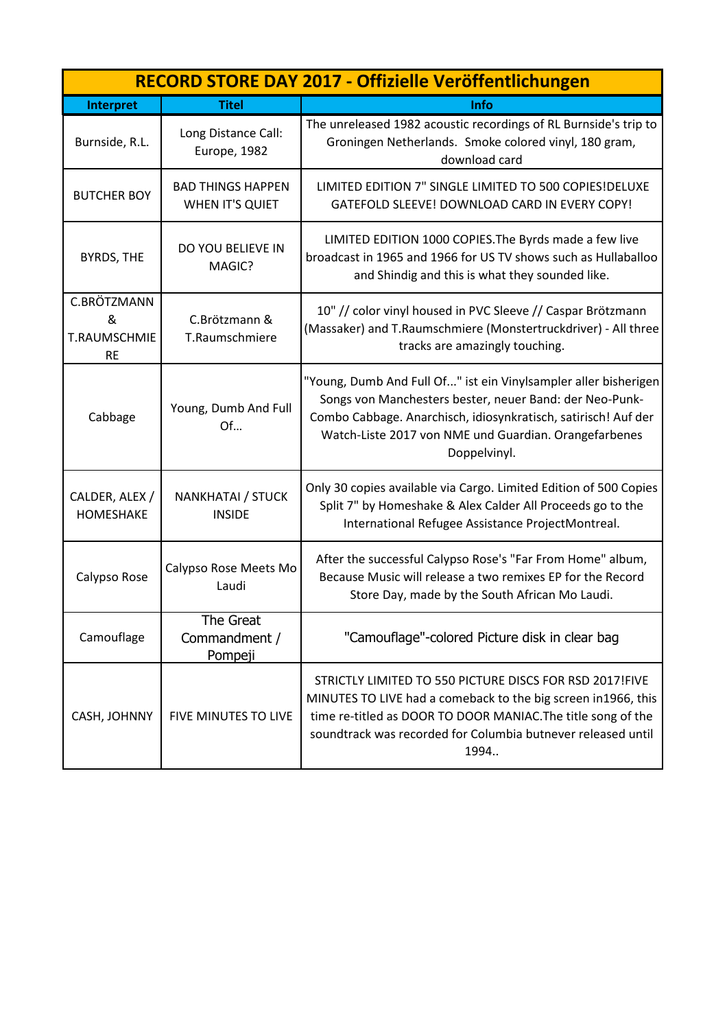| RECORD STORE DAY 2017 - Offizielle Veröffentlichungen | | |
|---|---|---|
| **Interpret** | **Titel** | **Info** |
| Burnside, R.L. | Long Distance Call: Europe, 1982 | The unreleased 1982 acoustic recordings of RL Burnside's trip to Groningen Netherlands.  Smoke colored vinyl, 180 gram, download card |
| BUTCHER BOY | BAD THINGS HAPPEN WHEN IT'S QUIET | LIMITED EDITION 7" SINGLE LIMITED TO 500 COPIES!DELUXE GATEFOLD SLEEVE! DOWNLOAD CARD IN EVERY COPY! |
| BYRDS, THE | DO YOU BELIEVE IN MAGIC? | LIMITED EDITION 1000 COPIES.The Byrds made a few live broadcast in 1965 and 1966 for US TV shows such as Hullaballoo and Shindig and this is what they sounded like. |
| C.BRÖTZMANN & T.RAUMSCHMIERE | C.Brötzmann & T.Raumschmiere | 10" // color vinyl housed in PVC Sleeve // Caspar Brötzmann (Massaker) and T.Raumschmiere (Monstertruckdriver) - All three tracks are amazingly touching. |
| Cabbage | Young, Dumb And Full Of… | "Young, Dumb And Full Of..." ist ein Vinylsampler aller bisherigen Songs von Manchesters bester, neuer Band: der Neo-Punk-Combo Cabbage. Anarchisch, idiosynkratisch, satirisch! Auf der Watch-Liste 2017 von NME und Guardian. Orangefarbenes Doppelvinyl. |
| CALDER, ALEX / HOMESHAKE | NANKHATAI / STUCK INSIDE | Only 30 copies available via Cargo. Limited Edition of 500 Copies Split 7" by Homeshake & Alex Calder All Proceeds go to the International Refugee Assistance ProjectMontreal. |
| Calypso Rose | Calypso Rose Meets Mo Laudi | After the successful Calypso Rose's "Far From Home" album, Because Music will release a two remixes EP for the Record Store Day, made by the South African Mo Laudi. |
| Camouflage | The Great Commandment / Pompeji | "Camouflage"-colored Picture disk in clear bag |
| CASH, JOHNNY | FIVE MINUTES TO LIVE | STRICTLY LIMITED TO 550 PICTURE DISCS FOR RSD 2017!FIVE MINUTES TO LIVE had a comeback to the big screen in1966, this time re-titled as DOOR TO DOOR MANIAC.The title song of the soundtrack was recorded for Columbia butnever released until 1994.. |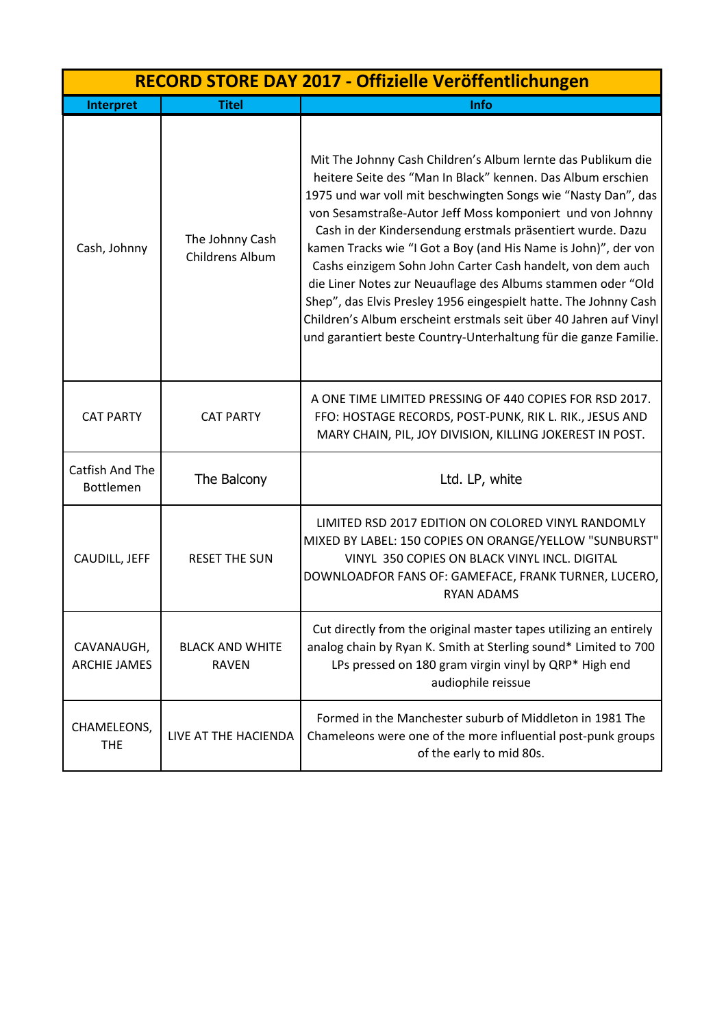| RECORD STORE DAY 2017 - Offizielle Veröffentlichungen | | |
|---|---|---|
| **Interpret** | **Titel** | **Info** |
| Cash, Johnny | The Johnny Cash Childrens Album | Mit The Johnny Cash Children's Album lernte das Publikum die heitere Seite des "Man In Black" kennen. Das Album erschien 1975 und war voll mit beschwingten Songs wie "Nasty Dan", das von Sesamstraße-Autor Jeff Moss komponiert und von Johnny Cash in der Kindersendung erstmals präsentiert wurde. Dazu kamen Tracks wie "I Got a Boy (and His Name is John)", der von Cashs einzigem Sohn John Carter Cash handelt, von dem auch die Liner Notes zur Neuauflage des Albums stammen oder "Old Shep", das Elvis Presley 1956 eingespielt hatte. The Johnny Cash Children's Album erscheint erstmals seit über 40 Jahren auf Vinyl und garantiert beste Country-Unterhaltung für die ganze Familie. |
| CAT PARTY | CAT PARTY | A ONE TIME LIMITED PRESSING OF 440 COPIES FOR RSD 2017. FFO: HOSTAGE RECORDS, POST-PUNK, RIK L. RIK., JESUS AND MARY CHAIN, PIL, JOY DIVISION, KILLING JOKEREST IN POST. |
| Catfish And The Bottlemen | The Balcony | Ltd. LP, white |
| CAUDILL, JEFF | RESET THE SUN | LIMITED RSD 2017 EDITION ON COLORED VINYL RANDOMLY MIXED BY LABEL: 150 COPIES ON ORANGE/YELLOW "SUNBURST" VINYL 350 COPIES ON BLACK VINYL INCL. DIGITAL DOWNLOADFOR FANS OF: GAMEFACE, FRANK TURNER, LUCERO, RYAN ADAMS |
| CAVANAUGH, ARCHIE JAMES | BLACK AND WHITE RAVEN | Cut directly from the original master tapes utilizing an entirely analog chain by Ryan K. Smith at Sterling sound* Limited to 700 LPs pressed on 180 gram virgin vinyl by QRP* High end audiophile reissue |
| CHAMELEONS, THE | LIVE AT THE HACIENDA | Formed in the Manchester suburb of Middleton in 1981 The Chameleons were one of the more influential post-punk groups of the early to mid 80s. |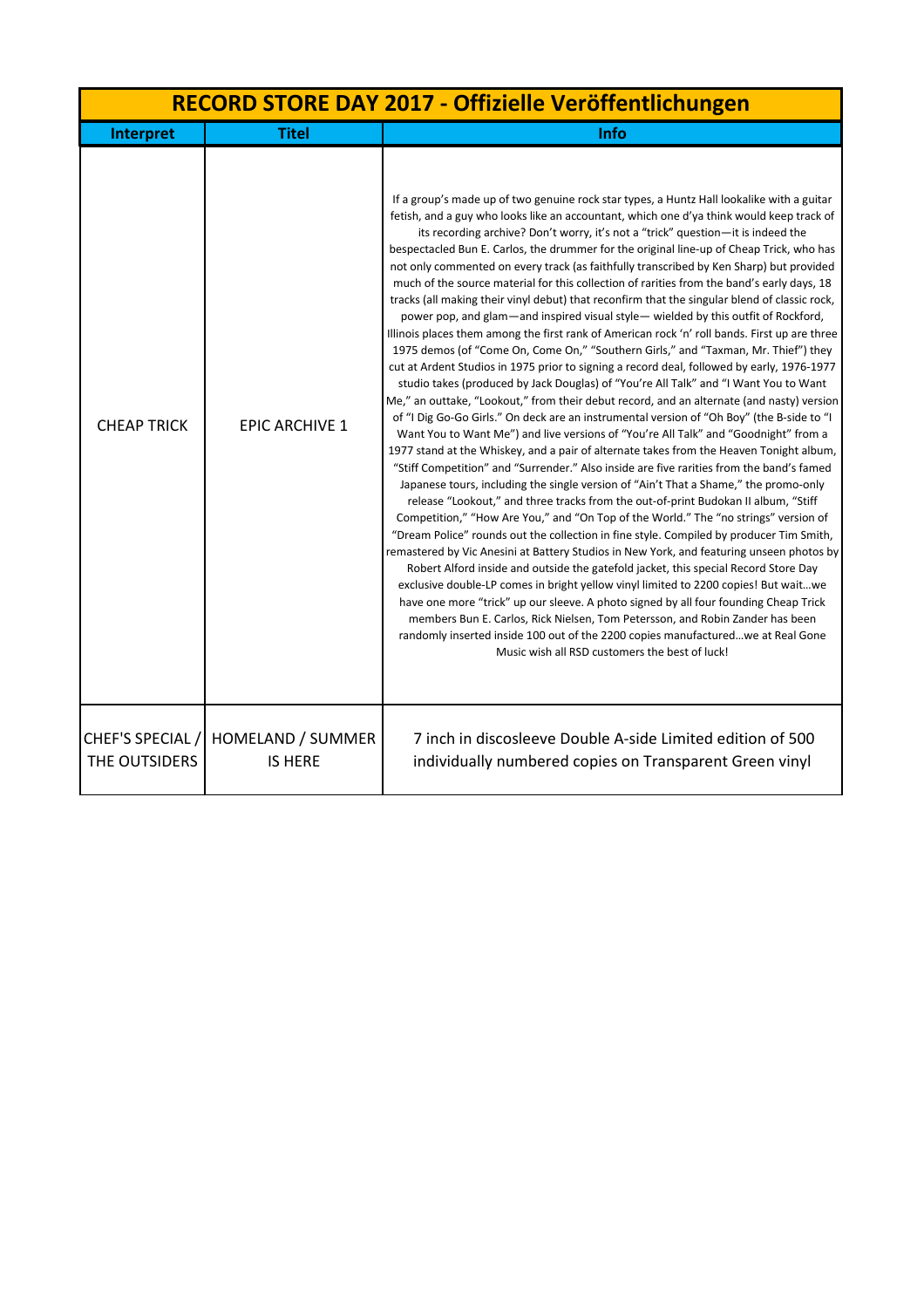| RECORD STORE DAY 2017 - Offizielle Veröffentlichungen | | |
|---|---|---|
| **Interpret** | **Titel** | **Info** |
| CHEAP TRICK | EPIC ARCHIVE 1 | If a group's made up of two genuine rock star types, a Huntz Hall lookalike with a guitar fetish, and a guy who looks like an accountant, which one d'ya think would keep track of its recording archive? Don't worry, it's not a "trick" question—it is indeed the bespectacled Bun E. Carlos, the drummer for the original line-up of Cheap Trick, who has not only commented on every track (as faithfully transcribed by Ken Sharp) but provided much of the source material for this collection of rarities from the band's early days, 18 tracks (all making their vinyl debut) that reconfirm that the singular blend of classic rock, power pop, and glam—and inspired visual style— wielded by this outfit of Rockford, Illinois places them among the first rank of American rock 'n' roll bands. First up are three 1975 demos (of "Come On, Come On," "Southern Girls," and "Taxman, Mr. Thief") they cut at Ardent Studios in 1975 prior to signing a record deal, followed by early, 1976-1977 studio takes (produced by Jack Douglas) of "You're All Talk" and "I Want You to Want Me," an outtake, "Lookout," from their debut record, and an alternate (and nasty) version of "I Dig Go-Go Girls." On deck are an instrumental version of "Oh Boy" (the B-side to "I Want You to Want Me") and live versions of "You're All Talk" and "Goodnight" from a 1977 stand at the Whiskey, and a pair of alternate takes from the Heaven Tonight album, "Stiff Competition" and "Surrender." Also inside are five rarities from the band's famed Japanese tours, including the single version of "Ain't That a Shame," the promo-only release "Lookout," and three tracks from the out-of-print Budokan II album, "Stiff Competition," "How Are You," and "On Top of the World." The "no strings" version of "Dream Police" rounds out the collection in fine style. Compiled by producer Tim Smith, remastered by Vic Anesini at Battery Studios in New York, and featuring unseen photos by Robert Alford inside and outside the gatefold jacket, this special Record Store Day exclusive double-LP comes in bright yellow vinyl limited to 2200 copies! But wait…we have one more "trick" up our sleeve. A photo signed by all four founding Cheap Trick members Bun E. Carlos, Rick Nielsen, Tom Petersson, and Robin Zander has been randomly inserted inside 100 out of the 2200 copies manufactured…we at Real Gone Music wish all RSD customers the best of luck! |
| CHEF'S SPECIAL / THE OUTSIDERS | HOMELAND / SUMMER IS HERE | 7 inch in discosleeve Double A-side Limited edition of 500 individually numbered copies on Transparent Green vinyl |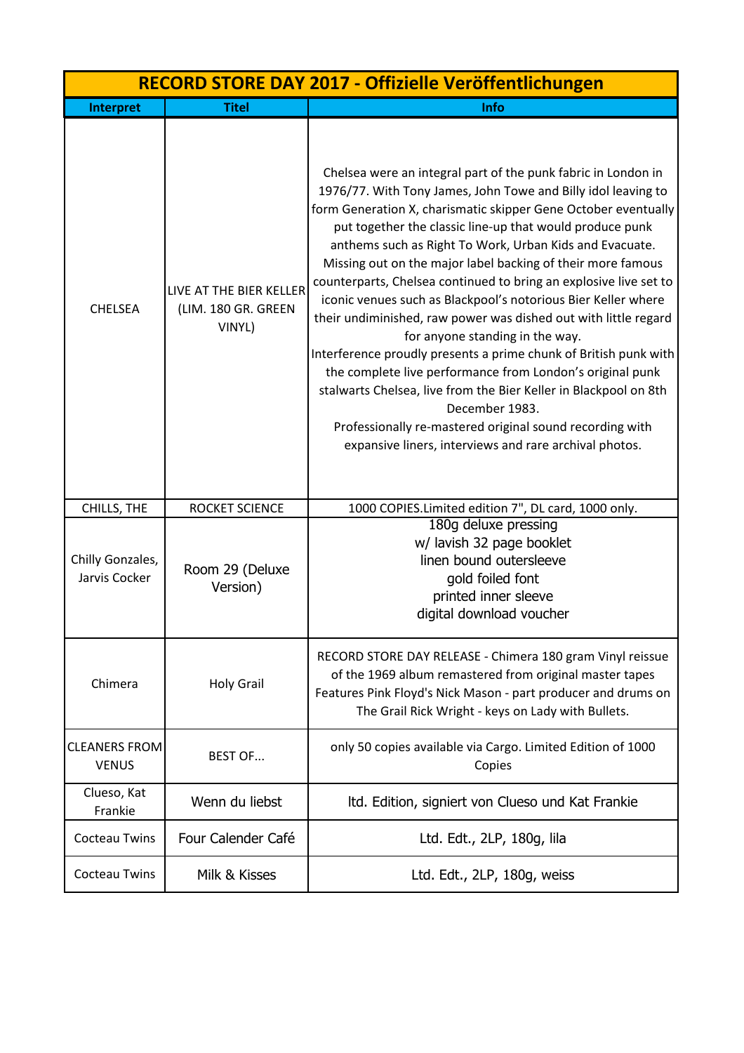| RECORD STORE DAY 2017 - Offizielle Veröffentlichungen | | |
|---|---|---|
| **Interpret** | **Titel** | **Info** |
| CHELSEA | LIVE AT THE BIER KELLER (LIM. 180 GR. GREEN VINYL) | Chelsea were an integral part of the punk fabric in London in 1976/77. With Tony James, John Towe and Billy idol leaving to form Generation X, charismatic skipper Gene October eventually put together the classic line-up that would produce punk anthems such as Right To Work, Urban Kids and Evacuate. Missing out on the major label backing of their more famous counterparts, Chelsea continued to bring an explosive live set to iconic venues such as Blackpool's notorious Bier Keller where their undiminished, raw power was dished out with little regard for anyone standing in the way.<br>Interference proudly presents a prime chunk of British punk with the complete live performance from London's original punk stalwarts Chelsea, live from the Bier Keller in Blackpool on 8th December 1983.<br>Professionally re-mastered original sound recording with expansive liners, interviews and rare archival photos. |
| CHILLS, THE | ROCKET SCIENCE | 1000 COPIES.Limited edition 7", DL card, 1000 only. |
| Chilly Gonzales, Jarvis Cocker | Room 29 (Deluxe Version) | 180g deluxe pressing<br>w/ lavish 32 page booklet<br>linen bound outersleeve<br>gold foiled font<br>printed inner sleeve<br>digital download voucher |
| Chimera | Holy Grail | RECORD STORE DAY RELEASE - Chimera 180 gram Vinyl reissue of the 1969 album remastered from original master tapes Features Pink Floyd's Nick Mason - part producer and drums on The Grail Rick Wright - keys on Lady with Bullets. |
| CLEANERS FROM VENUS | BEST OF... | only 50 copies available via Cargo. Limited Edition of 1000 Copies |
| Clueso, Kat Frankie | Wenn du liebst | ltd. Edition, signiert von Clueso und Kat Frankie |
| Cocteau Twins | Four Calender Café | Ltd. Edt., 2LP, 180g, lila |
| Cocteau Twins | Milk & Kisses | Ltd. Edt., 2LP, 180g, weiss |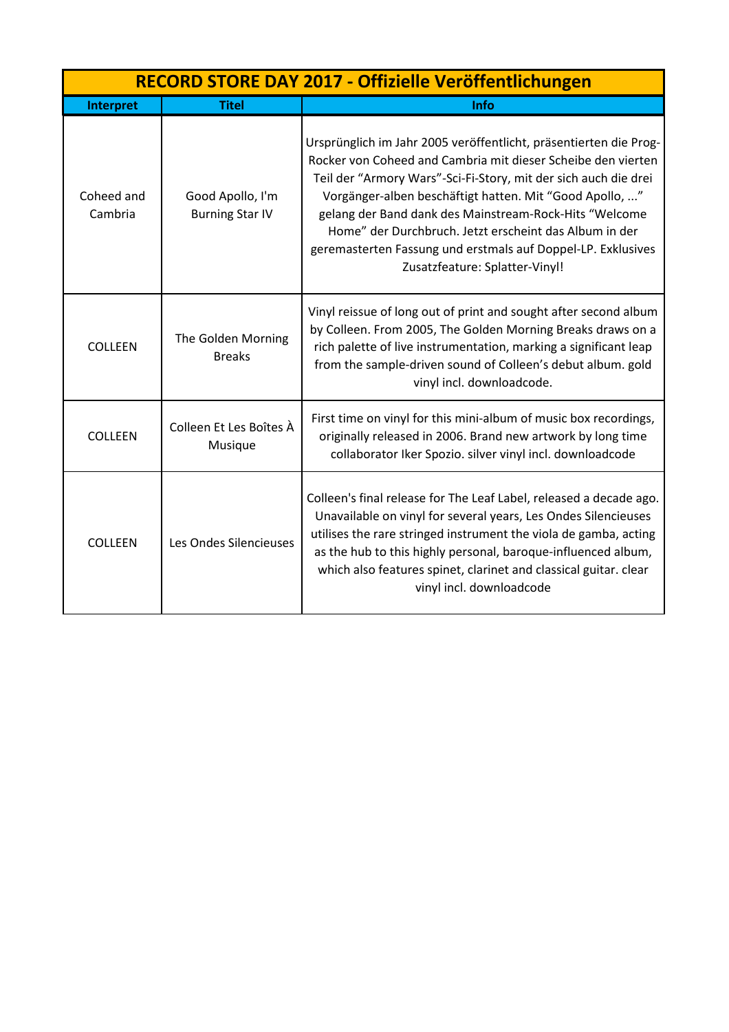| RECORD STORE DAY 2017 - Offizielle Veröffentlichungen | | |
|---|---|---|
| **Interpret** | **Titel** | **Info** |
| Coheed and Cambria | Good Apollo, I'm Burning Star IV | Ursprünglich im Jahr 2005 veröffentlicht, präsentierten die Prog-Rocker von Coheed and Cambria mit dieser Scheibe den vierten Teil der "Armory Wars"-Sci-Fi-Story, mit der sich auch die drei Vorgänger-alben beschäftigt hatten. Mit "Good Apollo, ..." gelang der Band dank des Mainstream-Rock-Hits "Welcome Home" der Durchbruch. Jetzt erscheint das Album in der geremasterten Fassung und erstmals auf Doppel-LP. Exklusives Zusatzfeature: Splatter-Vinyl! |
| COLLEEN | The Golden Morning Breaks | Vinyl reissue of long out of print and sought after second album by Colleen. From 2005, The Golden Morning Breaks draws on a rich palette of live instrumentation, marking a significant leap from the sample-driven sound of Colleen's debut album. gold vinyl incl. downloadcode. |
| COLLEEN | Colleen Et Les Boîtes À Musique | First time on vinyl for this mini-album of music box recordings, originally released in 2006. Brand new artwork by long time collaborator Iker Spozio. silver vinyl incl. downloadcode |
| COLLEEN | Les Ondes Silencieuses | Colleen's final release for The Leaf Label, released a decade ago. Unavailable on vinyl for several years, Les Ondes Silencieuses utilises the rare stringed instrument the viola de gamba, acting as the hub to this highly personal, baroque-influenced album, which also features spinet, clarinet and classical guitar. clear vinyl incl. downloadcode |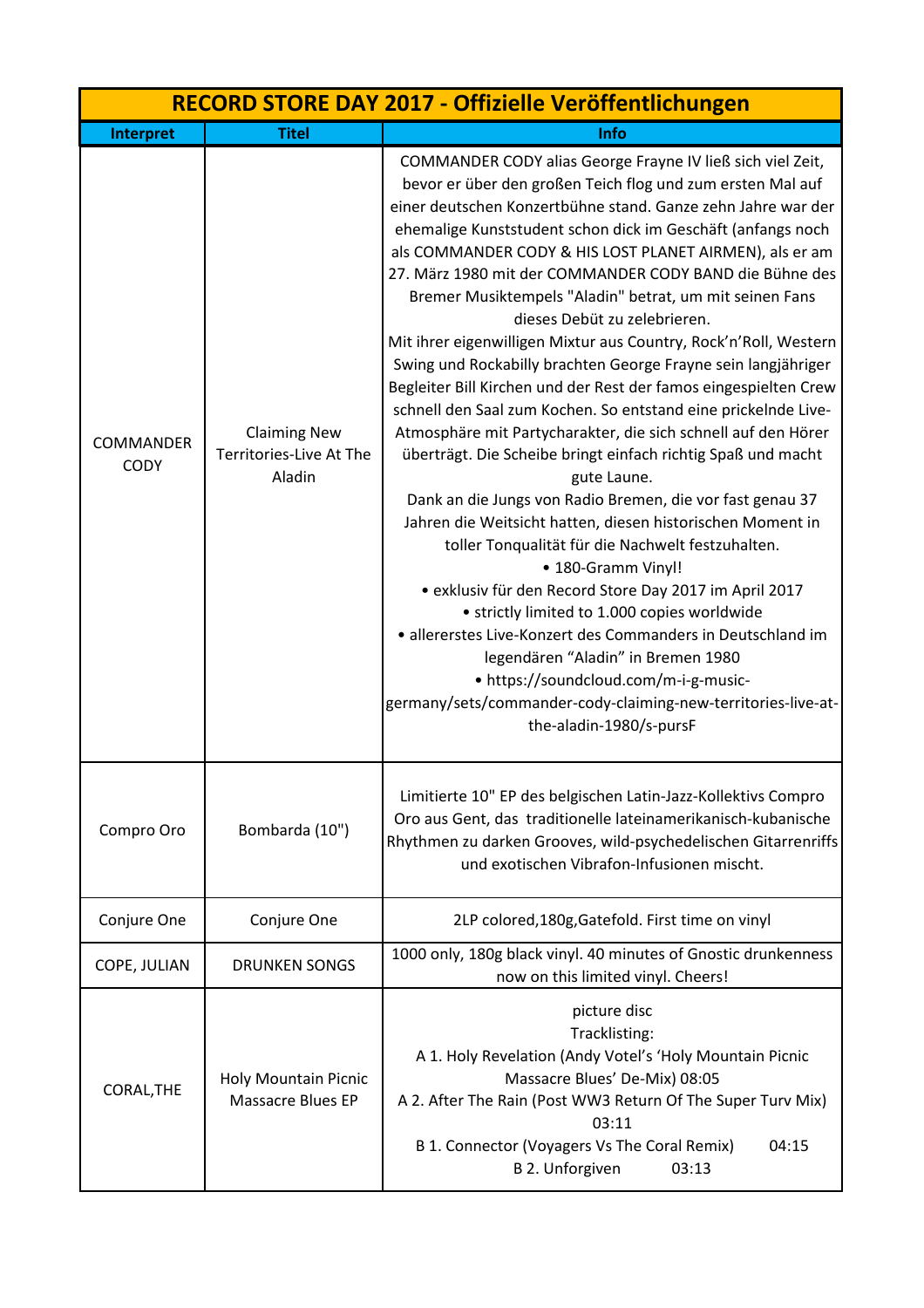| RECORD STORE DAY 2017 - Offizielle Veröffentlichungen | | |
|---|---|---|
| **Interpret** | **Titel** | **Info** |
| COMMANDER CODY | Claiming New Territories-Live At The Aladin | COMMANDER CODY alias George Frayne IV ließ sich viel Zeit, bevor er über den großen Teich flog und zum ersten Mal auf einer deutschen Konzertbühne stand. Ganze zehn Jahre war der ehemalige Kunststudent schon dick im Geschäft (anfangs noch als COMMANDER CODY & HIS LOST PLANET AIRMEN), als er am 27. März 1980 mit der COMMANDER CODY BAND die Bühne des Bremer Musiktempels "Aladin" betrat, um mit seinen Fans dieses Debüt zu zelebrieren.<br>Mit ihrer eigenwilligen Mixtur aus Country, Rock'n'Roll, Western Swing und Rockabilly brachten George Frayne sein langjähriger Begleiter Bill Kirchen und der Rest der famos eingespielten Crew schnell den Saal zum Kochen. So entstand eine prickelnde Live-Atmosphäre mit Partycharakter, die sich schnell auf den Hörer überträgt. Die Scheibe bringt einfach richtig Spaß und macht gute Laune.<br>Dank an die Jungs von Radio Bremen, die vor fast genau 37 Jahren die Weitsicht hatten, diesen historischen Moment in toller Tonqualität für die Nachwelt festzuhalten.<br>• 180-Gramm Vinyl!<br>• exklusiv für den Record Store Day 2017 im April 2017<br>• strictly limited to 1.000 copies worldwide<br>• allererstes Live-Konzert des Commanders in Deutschland im legendären "Aladin" in Bremen 1980<br>• https://soundcloud.com/m-i-g-music-germany/sets/commander-cody-claiming-new-territories-live-at-the-aladin-1980/s-pursF |
| Compro Oro | Bombarda (10") | Limitierte 10" EP des belgischen Latin-Jazz-Kollektivs Compro Oro aus Gent, das traditionelle lateinamerikanisch-kubanische Rhythmen zu darken Grooves, wild-psychedelischen Gitarrenriffs und exotischen Vibrafon-Infusionen mischt. |
| Conjure One | Conjure One | 2LP colored,180g,Gatefold. First time on vinyl |
| COPE, JULIAN | DRUNKEN SONGS | 1000 only, 180g black vinyl. 40 minutes of Gnostic drunkenness now on this limited vinyl. Cheers! |
| CORAL,THE | Holy Mountain Picnic Massacre Blues EP | picture disc<br>Tracklisting:<br>A 1. Holy Revelation (Andy Votel's 'Holy Mountain Picnic Massacre Blues' De-Mix) 08:05<br>A 2. After The Rain (Post WW3 Return Of The Super Turv Mix) 03:11<br>B 1. Connector (Voyagers Vs The Coral Remix) 04:15<br>B 2. Unforgiven 03:13 |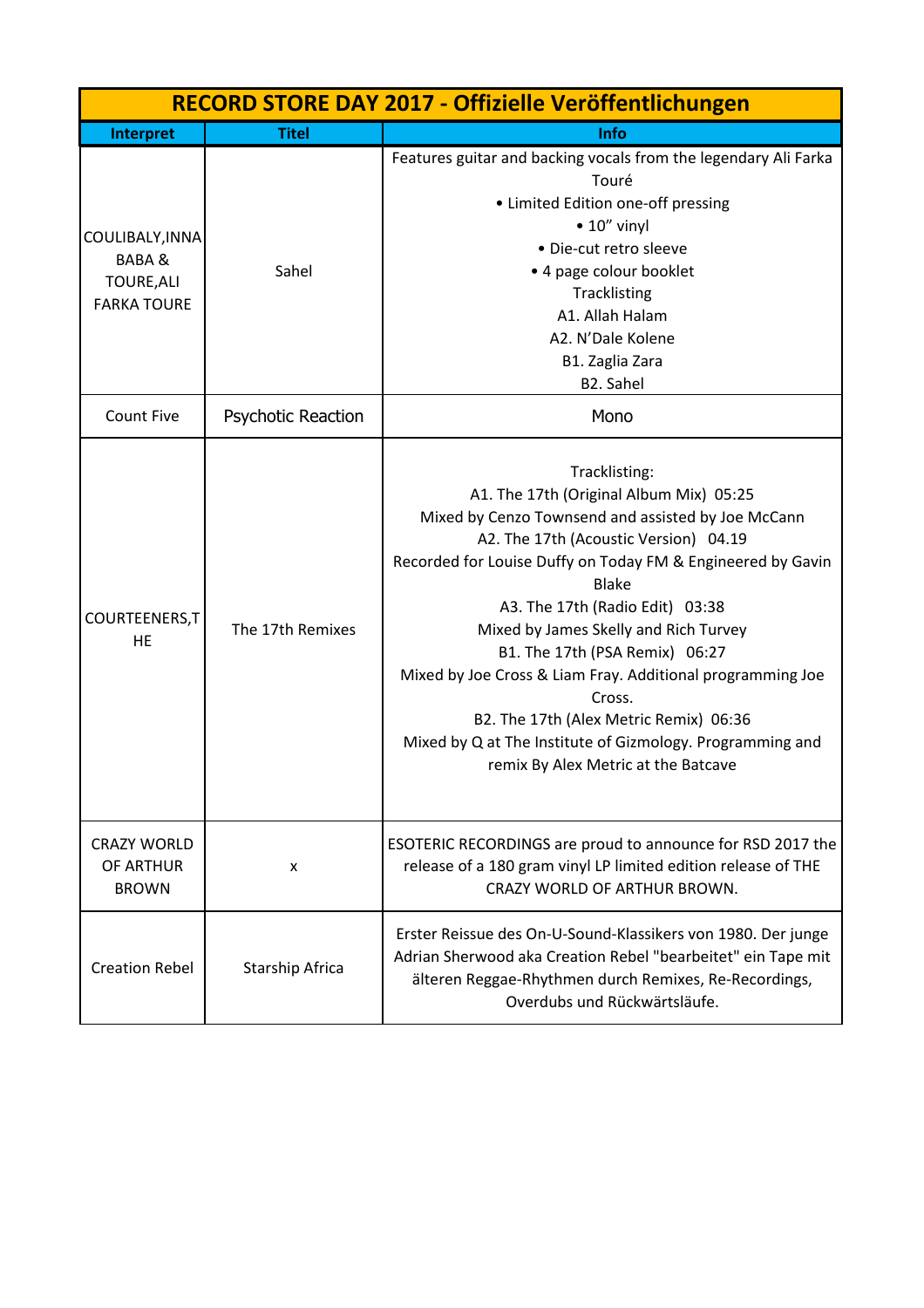| RECORD STORE DAY 2017 - Offizielle Veröffentlichungen | | |
|---|---|---|
| **Interpret** | **Titel** | **Info** |
| COULIBALY,INNA BABA & TOURE,ALI FARKA TOURE | Sahel | Features guitar and backing vocals from the legendary Ali Farka Touré<br>• Limited Edition one-off pressing<br>• 10" vinyl<br>• Die-cut retro sleeve<br>• 4 page colour booklet<br>Tracklisting<br>A1. Allah Halam<br>A2. N'Dale Kolene<br>B1. Zaglia Zara<br>B2. Sahel |
| Count Five | Psychotic Reaction | Mono |
| COURTEENERS,THE | The 17th Remixes | Tracklisting:<br>A1. The 17th (Original Album Mix) 05:25<br>Mixed by Cenzo Townsend and assisted by Joe McCann<br>A2. The 17th (Acoustic Version) 04.19<br>Recorded for Louise Duffy on Today FM & Engineered by Gavin Blake<br>A3. The 17th (Radio Edit) 03:38<br>Mixed by James Skelly and Rich Turvey<br>B1. The 17th (PSA Remix) 06:27<br>Mixed by Joe Cross & Liam Fray. Additional programming Joe Cross.<br>B2. The 17th (Alex Metric Remix) 06:36<br>Mixed by Q at The Institute of Gizmology. Programming and remix By Alex Metric at the Batcave |
| CRAZY WORLD OF ARTHUR BROWN | x | ESOTERIC RECORDINGS are proud to announce for RSD 2017 the release of a 180 gram vinyl LP limited edition release of THE CRAZY WORLD OF ARTHUR BROWN. |
| Creation Rebel | Starship Africa | Erster Reissue des On-U-Sound-Klassikers von 1980. Der junge Adrian Sherwood aka Creation Rebel "bearbeitet" ein Tape mit älteren Reggae-Rhythmen durch Remixes, Re-Recordings, Overdubs und Rückwärtsläufe. |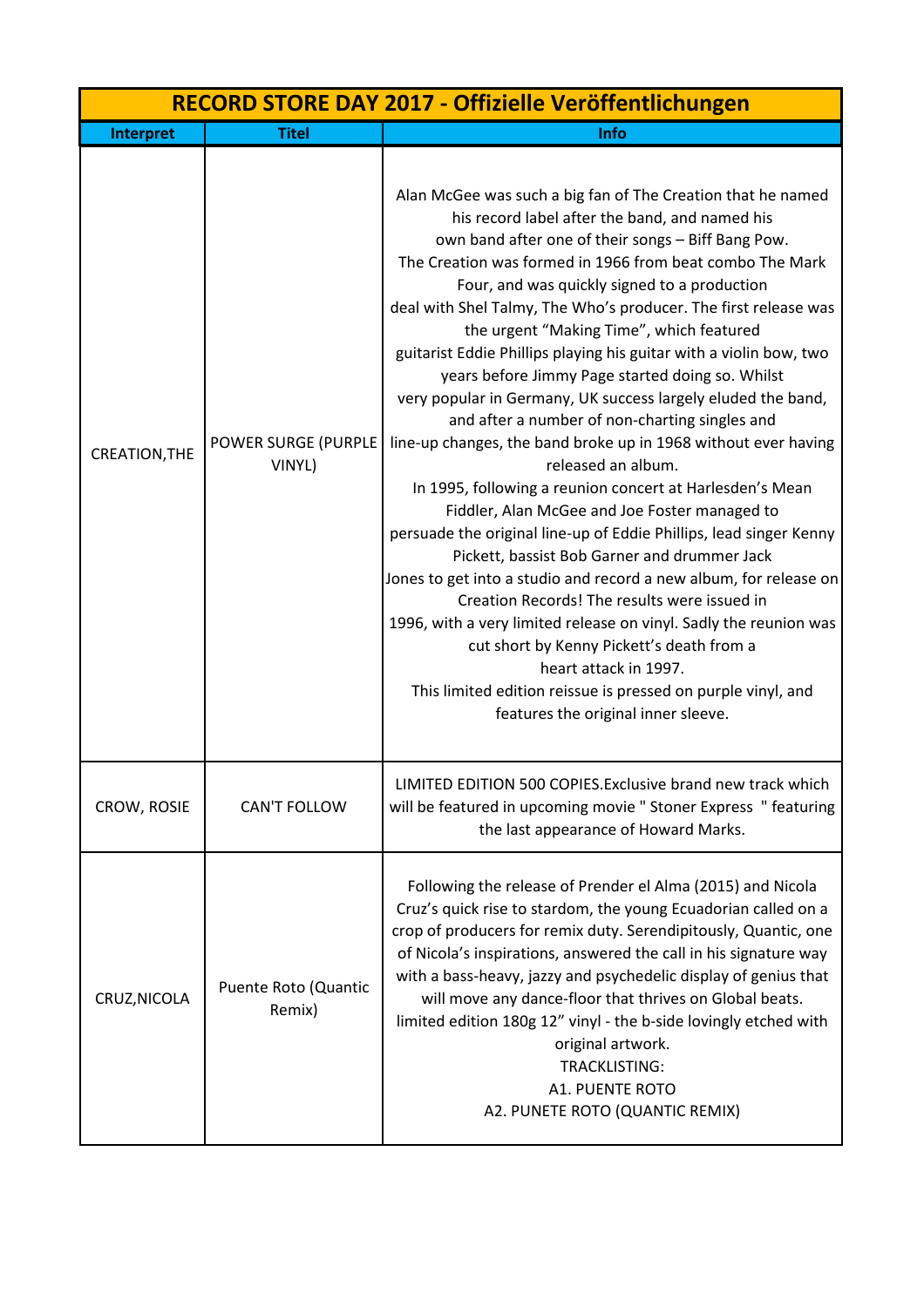| RECORD STORE DAY 2017 - Offizielle Veröffentlichungen | | |
|---|---|---|
| **Interpret** | **Titel** | **Info** |
| CREATION,THE | POWER SURGE (PURPLE VINYL) | Alan McGee was such a big fan of The Creation that he named his record label after the band, and named his own band after one of their songs – Biff Bang Pow. The Creation was formed in 1966 from beat combo The Mark Four, and was quickly signed to a production deal with Shel Talmy, The Who's producer. The first release was the urgent "Making Time", which featured guitarist Eddie Phillips playing his guitar with a violin bow, two years before Jimmy Page started doing so. Whilst very popular in Germany, UK success largely eluded the band, and after a number of non-charting singles and line-up changes, the band broke up in 1968 without ever having released an album. In 1995, following a reunion concert at Harlesden's Mean Fiddler, Alan McGee and Joe Foster managed to persuade the original line-up of Eddie Phillips, lead singer Kenny Pickett, bassist Bob Garner and drummer Jack Jones to get into a studio and record a new album, for release on Creation Records! The results were issued in 1996, with a very limited release on vinyl. Sadly the reunion was cut short by Kenny Pickett's death from a heart attack in 1997. This limited edition reissue is pressed on purple vinyl, and features the original inner sleeve. |
| CROW, ROSIE | CAN'T FOLLOW | LIMITED EDITION 500 COPIES.Exclusive brand new track which will be featured in upcoming movie " Stoner Express " featuring the last appearance of Howard Marks. |
| CRUZ,NICOLA | Puente Roto (Quantic Remix) | Following the release of Prender el Alma (2015) and Nicola Cruz's quick rise to stardom, the young Ecuadorian called on a crop of producers for remix duty. Serendipitously, Quantic, one of Nicola's inspirations, answered the call in his signature way with a bass-heavy, jazzy and psychedelic display of genius that will move any dance-floor that thrives on Global beats. limited edition 180g 12" vinyl - the b-side lovingly etched with original artwork. TRACKLISTING: A1. PUENTE ROTO A2. PUNETE ROTO (QUANTIC REMIX) |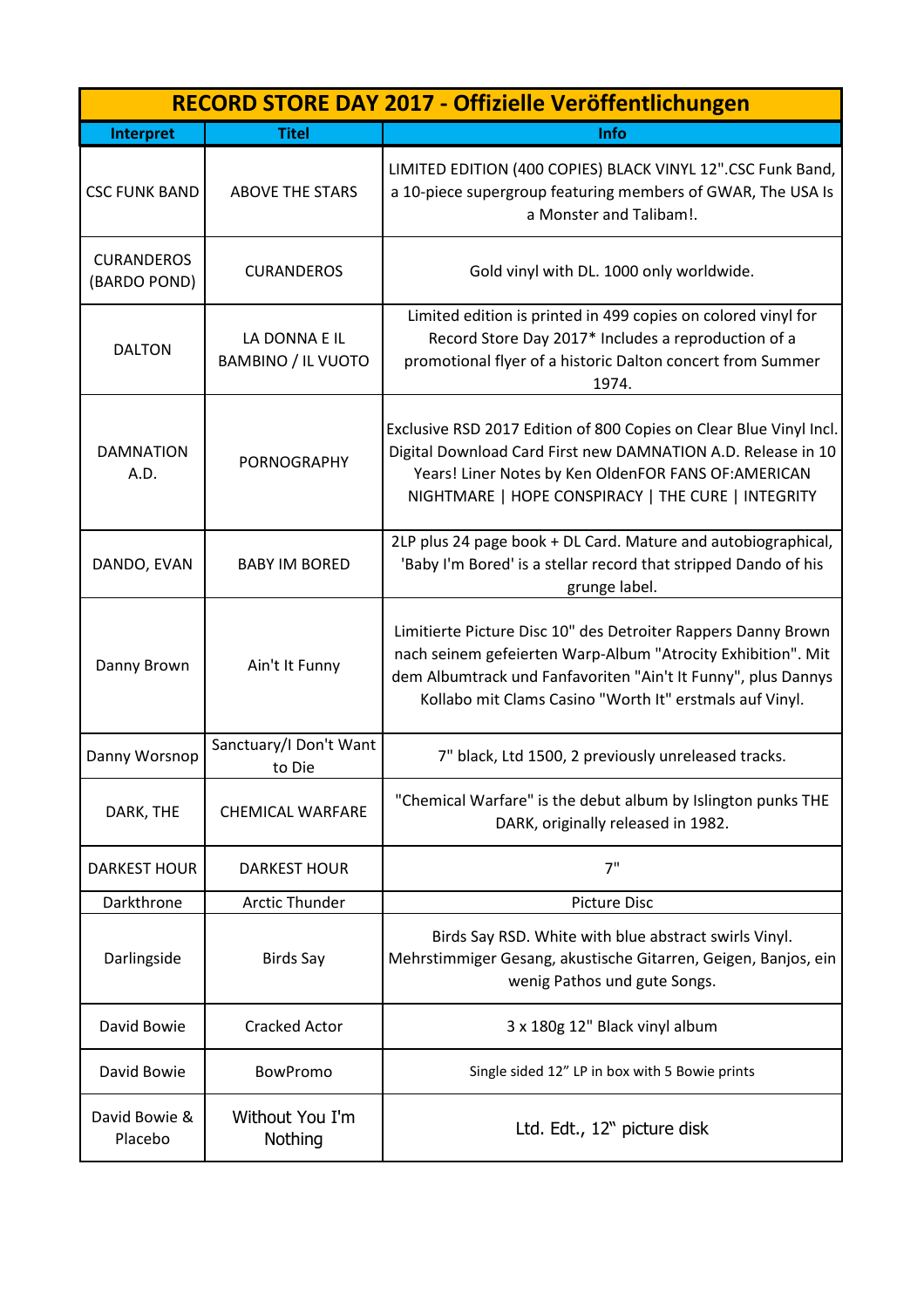| RECORD STORE DAY 2017 - Offizielle Veröffentlichungen | | |
|---|---|---|
| **Interpret** | **Titel** | **Info** |
| CSC FUNK BAND | ABOVE THE STARS | LIMITED EDITION (400 COPIES) BLACK VINYL 12".CSC Funk Band, a 10-piece supergroup featuring members of GWAR, The USA Is a Monster and Talibam!. |
| CURANDEROS (BARDO POND) | CURANDEROS | Gold vinyl with DL. 1000 only worldwide. |
| DALTON | LA DONNA E IL BAMBINO / IL VUOTO | Limited edition is printed in 499 copies on colored vinyl for Record Store Day 2017* Includes a reproduction of a promotional flyer of a historic Dalton concert from Summer 1974. |
| DAMNATION A.D. | PORNOGRAPHY | Exclusive RSD 2017 Edition of 800 Copies on Clear Blue Vinyl Incl. Digital Download Card First new DAMNATION A.D. Release in 10 Years! Liner Notes by Ken OldenFOR FANS OF:AMERICAN NIGHTMARE \| HOPE CONSPIRACY \| THE CURE \| INTEGRITY |
| DANDO, EVAN | BABY IM BORED | 2LP plus 24 page book + DL Card. Mature and autobiographical, 'Baby I'm Bored' is a stellar record that stripped Dando of his grunge label. |
| Danny Brown | Ain't It Funny | Limitierte Picture Disc 10" des Detroiter Rappers Danny Brown nach seinem gefeierten Warp-Album "Atrocity Exhibition". Mit dem Albumtrack und Fanfavoriten "Ain't It Funny", plus Dannys Kollabo mit Clams Casino "Worth It" erstmals auf Vinyl. |
| Danny Worsnop | Sanctuary/I Don't Want to Die | 7" black, Ltd 1500, 2 previously unreleased tracks. |
| DARK, THE | CHEMICAL WARFARE | "Chemical Warfare" is the debut album by Islington punks THE DARK, originally released in 1982. |
| DARKEST HOUR | DARKEST HOUR | 7" |
| Darkthrone | Arctic Thunder | Picture Disc |
| Darlingside | Birds Say | Birds Say RSD. White with blue abstract swirls Vinyl. Mehrstimmiger Gesang, akustische Gitarren, Geigen, Banjos, ein wenig Pathos und gute Songs. |
| David Bowie | Cracked Actor | 3 x 180g 12" Black vinyl album |
| David Bowie | BowPromo | Single sided 12" LP in box with 5 Bowie prints |
| David Bowie & Placebo | Without You I'm Nothing | Ltd. Edt., 12" picture disk |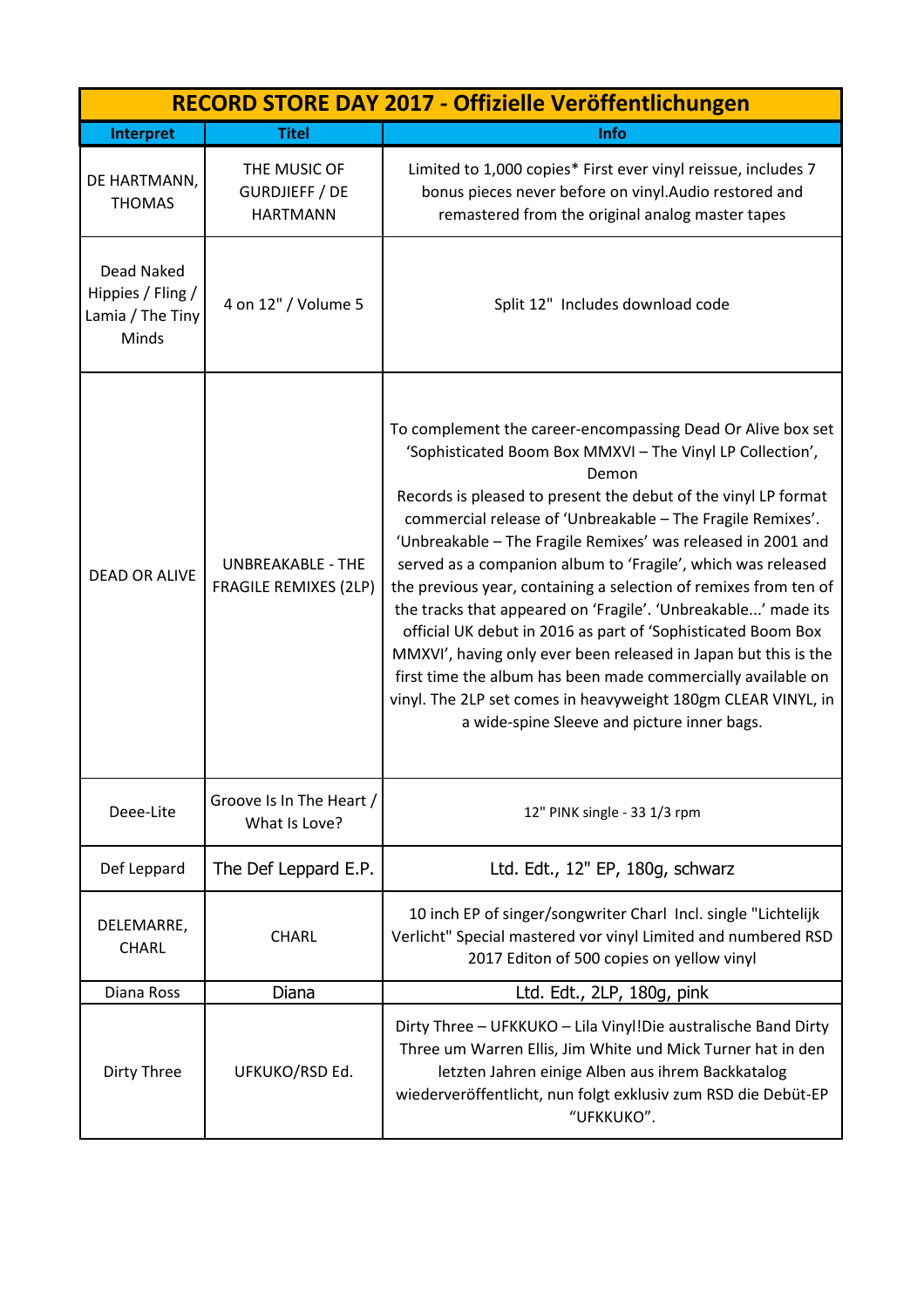| RECORD STORE DAY 2017 - Offizielle Veröffentlichungen | | |
|---|---|---|
| **Interpret** | **Titel** | **Info** |
| DE HARTMANN, THOMAS | THE MUSIC OF GURDJIEFF / DE HARTMANN | Limited to 1,000 copies* First ever vinyl reissue, includes 7 bonus pieces never before on vinyl.Audio restored and remastered from the original analog master tapes |
| Dead Naked Hippies / Fling / Lamia / The Tiny Minds | 4 on 12" / Volume 5 | Split 12" Includes download code |
| DEAD OR ALIVE | UNBREAKABLE - THE FRAGILE REMIXES (2LP) | To complement the career-encompassing Dead Or Alive box set 'Sophisticated Boom Box MMXVI – The Vinyl LP Collection', Demon Records is pleased to present the debut of the vinyl LP format commercial release of 'Unbreakable – The Fragile Remixes'. 'Unbreakable – The Fragile Remixes' was released in 2001 and served as a companion album to 'Fragile', which was released the previous year, containing a selection of remixes from ten of the tracks that appeared on 'Fragile'. 'Unbreakable...' made its official UK debut in 2016 as part of 'Sophisticated Boom Box MMXVI', having only ever been released in Japan but this is the first time the album has been made commercially available on vinyl. The 2LP set comes in heavyweight 180gm CLEAR VINYL, in a wide-spine Sleeve and picture inner bags. |
| Deee-Lite | Groove Is In The Heart / What Is Love? | 12" PINK single - 33 1/3 rpm |
| Def Leppard | The Def Leppard E.P. | Ltd. Edt., 12" EP, 180g, schwarz |
| DELEMARRE, CHARL | CHARL | 10 inch EP of singer/songwriter Charl Incl. single "Lichtelijk Verlicht" Special mastered vor vinyl Limited and numbered RSD 2017 Editon of 500 copies on yellow vinyl |
| Diana Ross | Diana | Ltd. Edt., 2LP, 180g, pink |
| Dirty Three | UFKUKO/RSD Ed. | Dirty Three – UFKKUKO – Lila Vinyl!Die australische Band Dirty Three um Warren Ellis, Jim White und Mick Turner hat in den letzten Jahren einige Alben aus ihrem Backkatalog wiederveröffentlicht, nun folgt exklusiv zum RSD die Debüt-EP "UFKKUKO". |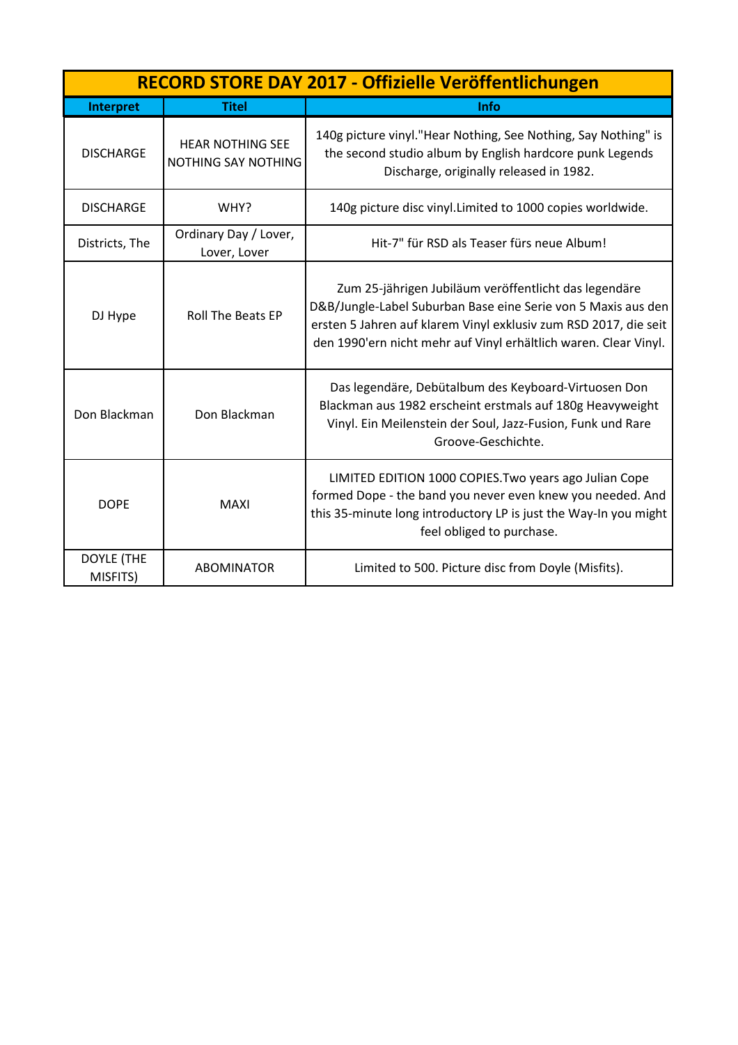| RECORD STORE DAY 2017 - Offizielle Veröffentlichungen | | |
|---|---|---|
| **Interpret** | **Titel** | **Info** |
| DISCHARGE | HEAR NOTHING SEE NOTHING SAY NOTHING | 140g picture vinyl."Hear Nothing, See Nothing, Say Nothing" is the second studio album by English hardcore punk Legends Discharge, originally released in 1982. |
| DISCHARGE | WHY? | 140g picture disc vinyl.Limited to 1000 copies worldwide. |
| Districts, The | Ordinary Day / Lover, Lover, Lover | Hit-7" für RSD als Teaser fürs neue Album! |
| DJ Hype | Roll The Beats EP | Zum 25-jährigen Jubiläum veröffentlicht das legendäre D&B/Jungle-Label Suburban Base eine Serie von 5 Maxis aus den ersten 5 Jahren auf klarem Vinyl exklusiv zum RSD 2017, die seit den 1990'ern nicht mehr auf Vinyl erhältlich waren. Clear Vinyl. |
| Don Blackman | Don Blackman | Das legendäre, Debütalbum des Keyboard-Virtuosen Don Blackman aus 1982 erscheint erstmals auf 180g Heavyweight Vinyl. Ein Meilenstein der Soul, Jazz-Fusion, Funk und Rare Groove-Geschichte. |
| DOPE | MAXI | LIMITED EDITION 1000 COPIES.Two years ago Julian Cope formed Dope - the band you never even knew you needed. And this 35-minute long introductory LP is just the Way-In you might feel obliged to purchase. |
| DOYLE (THE MISFITS) | ABOMINATOR | Limited to 500. Picture disc from Doyle (Misfits). |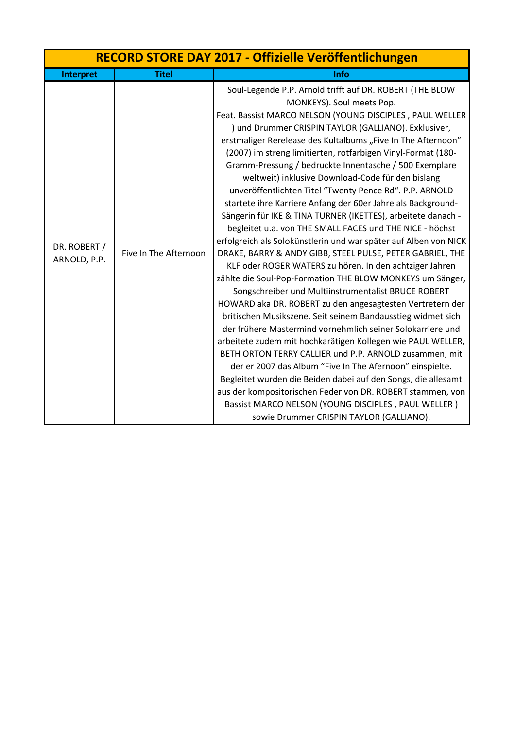| RECORD STORE DAY 2017 - Offizielle Veröffentlichungen | | |
|---|---|---|
| **Interpret** | **Titel** | **Info** |
| DR. ROBERT / ARNOLD, P.P. | Five In The Afternoon | Soul-Legende P.P. Arnold trifft auf DR. ROBERT (THE BLOW MONKEYS). Soul meets Pop. Feat. Bassist MARCO NELSON (YOUNG DISCIPLES , PAUL WELLER ) und Drummer CRISPIN TAYLOR (GALLIANO). Exklusiver, erstmaliger Rerelease des Kultalbums „Five In The Afternoon" (2007) im streng limitierten, rotfarbigen Vinyl-Format (180-Gramm-Pressung / bedruckte Innentasche / 500 Exemplare weltweit) inklusive Download-Code für den bislang unveröffentlichten Titel "Twenty Pence Rd". P.P. ARNOLD startete ihre Karriere Anfang der 60er Jahre als Background-Sängerin für IKE & TINA TURNER (IKETTES), arbeitete danach - begleitet u.a. von THE SMALL FACES und THE NICE - höchst erfolgreich als Solokünstlerin und war später auf Alben von NICK DRAKE, BARRY & ANDY GIBB, STEEL PULSE, PETER GABRIEL, THE KLF oder ROGER WATERS zu hören. In den achtziger Jahren zählte die Soul-Pop-Formation THE BLOW MONKEYS um Sänger, Songschreiber und Multiinstrumentalist BRUCE ROBERT HOWARD aka DR. ROBERT zu den angesagtesten Vertretern der britischen Musikszene. Seit seinem Bandausstieg widmet sich der frühere Mastermind vornehmlich seiner Solokarriere und arbeitete zudem mit hochkarätigen Kollegen wie PAUL WELLER, BETH ORTON TERRY CALLIER und P.P. ARNOLD zusammen, mit der er 2007 das Album "Five In The Afernoon" einspielte. Begleitet wurden die Beiden dabei auf den Songs, die allesamt aus der kompositorischen Feder von DR. ROBERT stammen, von Bassist MARCO NELSON (YOUNG DISCIPLES , PAUL WELLER ) sowie Drummer CRISPIN TAYLOR (GALLIANO). |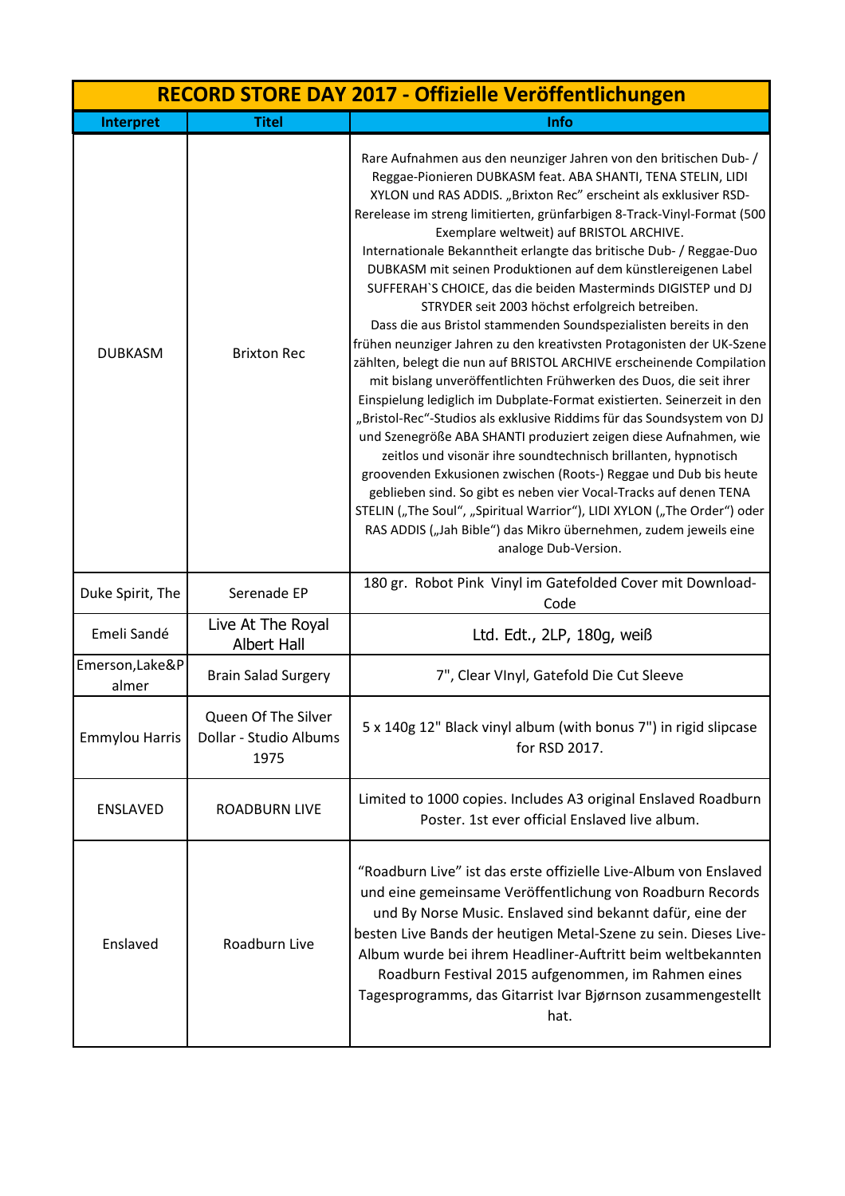| RECORD STORE DAY 2017 - Offizielle Veröffentlichungen | | |
|---|---|---|
| **Interpret** | **Titel** | **Info** |
| DUBKASM | Brixton Rec | Rare Aufnahmen aus den neunziger Jahren von den britischen Dub- / Reggae-Pionieren DUBKASM feat. ABA SHANTI, TENA STELIN, LIDI XYLON und RAS ADDIS. „Brixton Rec" erscheint als exklusiver RSD-Rerelease im streng limitierten, grünfarbigen 8-Track-Vinyl-Format (500 Exemplare weltweit) auf BRISTOL ARCHIVE. Internationale Bekanntheit erlangte das britische Dub- / Reggae-Duo DUBKASM mit seinen Produktionen auf dem künstlereigenen Label SUFFERAH`S CHOICE, das die beiden Masterminds DIGISTEP und DJ STRYDER seit 2003 höchst erfolgreich betreiben. Dass die aus Bristol stammenden Soundspezialisten bereits in den frühen neunziger Jahren zu den kreativsten Protagonisten der UK-Szene zählten, belegt die nun auf BRISTOL ARCHIVE erscheinende Compilation mit bislang unveröffentlichten Frühwerken des Duos, die seit ihrer Einspielung lediglich im Dubplate-Format existierten. Seinerzeit in den „Bristol-Rec"-Studios als exklusive Riddims für das Soundsystem von DJ und Szenegröße ABA SHANTI produziert zeigen diese Aufnahmen, wie zeitlos und visonär ihre soundtechnisch brillanten, hypnotisch groovenden Exkusionen zwischen (Roots-) Reggae und Dub bis heute geblieben sind. So gibt es neben vier Vocal-Tracks auf denen TENA STELIN („The Soul", „Spiritual Warrior"), LIDI XYLON („The Order") oder RAS ADDIS („Jah Bible") das Mikro übernehmen, zudem jeweils eine analoge Dub-Version. |
| Duke Spirit, The | Serenade EP | 180 gr. Robot Pink Vinyl im Gatefolded Cover mit Download-Code |
| Emeli Sandé | Live At The Royal Albert Hall | Ltd. Edt., 2LP, 180g, weiß |
| Emerson,Lake&Palmer | Brain Salad Surgery | 7", Clear VInyl, Gatefold Die Cut Sleeve |
| Emmylou Harris | Queen Of The Silver Dollar - Studio Albums 1975 | 5 x 140g 12" Black vinyl album (with bonus 7") in rigid slipcase for RSD 2017. |
| ENSLAVED | ROADBURN LIVE | Limited to 1000 copies. Includes A3 original Enslaved Roadburn Poster. 1st ever official Enslaved live album. |
| Enslaved | Roadburn Live | "Roadburn Live" ist das erste offizielle Live-Album von Enslaved und eine gemeinsame Veröffentlichung von Roadburn Records und By Norse Music. Enslaved sind bekannt dafür, eine der besten Live Bands der heutigen Metal-Szene zu sein. Dieses Live-Album wurde bei ihrem Headliner-Auftritt beim weltbekannten Roadburn Festival 2015 aufgenommen, im Rahmen eines Tagesprogramms, das Gitarrist Ivar Bjørnson zusammengestellt hat. |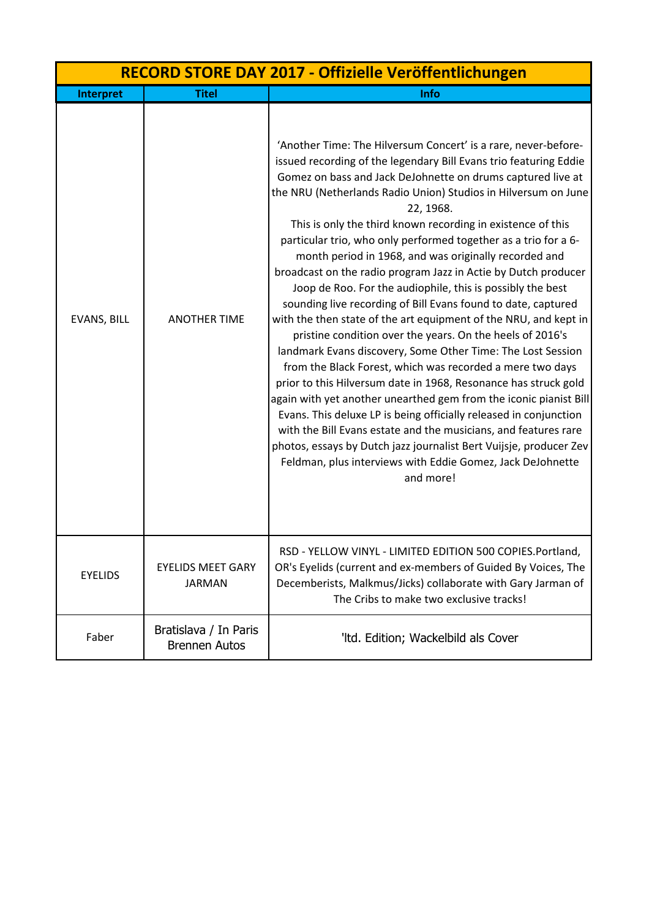| RECORD STORE DAY 2017 - Offizielle Veröffentlichungen | | |
|---|---|---|
| **Interpret** | **Titel** | **Info** |
| EVANS, BILL | ANOTHER TIME | 'Another Time: The Hilversum Concert' is a rare, never-before-issued recording of the legendary Bill Evans trio featuring Eddie Gomez on bass and Jack DeJohnette on drums captured live at the NRU (Netherlands Radio Union) Studios in Hilversum on June 22, 1968. This is only the third known recording in existence of this particular trio, who only performed together as a trio for a 6-month period in 1968, and was originally recorded and broadcast on the radio program Jazz in Actie by Dutch producer Joop de Roo. For the audiophile, this is possibly the best sounding live recording of Bill Evans found to date, captured with the then state of the art equipment of the NRU, and kept in pristine condition over the years. On the heels of 2016's landmark Evans discovery, Some Other Time: The Lost Session from the Black Forest, which was recorded a mere two days prior to this Hilversum date in 1968, Resonance has struck gold again with yet another unearthed gem from the iconic pianist Bill Evans. This deluxe LP is being officially released in conjunction with the Bill Evans estate and the musicians, and features rare photos, essays by Dutch jazz journalist Bert Vuijsje, producer Zev Feldman, plus interviews with Eddie Gomez, Jack DeJohnette and more! |
| EYELIDS | EYELIDS MEET GARY JARMAN | RSD - YELLOW VINYL - LIMITED EDITION 500 COPIES.Portland, OR's Eyelids (current and ex-members of Guided By Voices, The Decemberists, Malkmus/Jicks) collaborate with Gary Jarman of The Cribs to make two exclusive tracks! |
| Faber | Bratislava / In Paris Brennen Autos | 'ltd. Edition; Wackelbild als Cover |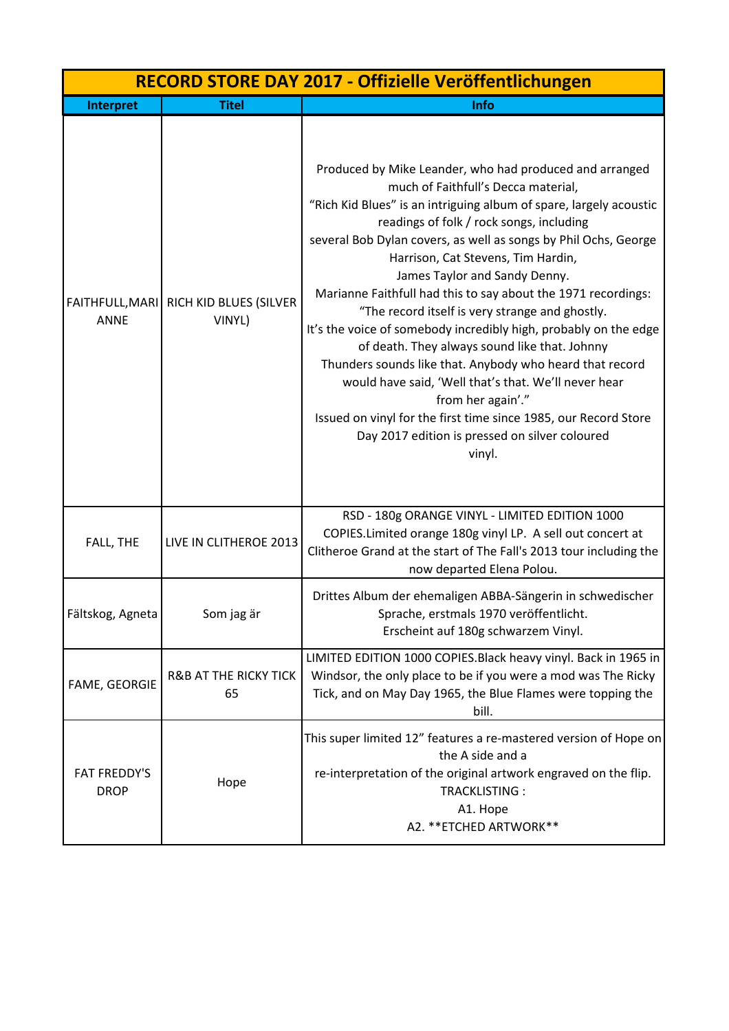| RECORD STORE DAY 2017 - Offizielle Veröffentlichungen | | |
|---|---|---|
| **Interpret** | **Titel** | **Info** |
| FAITHFULL,MARIANNE | RICH KID BLUES (SILVER VINYL) | Produced by Mike Leander, who had produced and arranged much of Faithfull's Decca material, "Rich Kid Blues" is an intriguing album of spare, largely acoustic readings of folk / rock songs, including several Bob Dylan covers, as well as songs by Phil Ochs, George Harrison, Cat Stevens, Tim Hardin, James Taylor and Sandy Denny. Marianne Faithfull had this to say about the 1971 recordings: "The record itself is very strange and ghostly. It's the voice of somebody incredibly high, probably on the edge of death. They always sound like that. Johnny Thunders sounds like that. Anybody who heard that record would have said, 'Well that's that. We'll never hear from her again'." Issued on vinyl for the first time since 1985, our Record Store Day 2017 edition is pressed on silver coloured vinyl. |
| FALL, THE | LIVE IN CLITHEROE 2013 | RSD - 180g ORANGE VINYL - LIMITED EDITION 1000 COPIES.Limited orange 180g vinyl LP. A sell out concert at Clitheroe Grand at the start of The Fall's 2013 tour including the now departed Elena Polou. |
| Fältskog, Agneta | Som jag är | Drittes Album der ehemaligen ABBA-Sängerin in schwedischer Sprache, erstmals 1970 veröffentlicht. Erscheint auf 180g schwarzem Vinyl. |
| FAME, GEORGIE | R&B AT THE RICKY TICK 65 | LIMITED EDITION 1000 COPIES.Black heavy vinyl. Back in 1965 in Windsor, the only place to be if you were a mod was The Ricky Tick, and on May Day 1965, the Blue Flames were topping the bill. |
| FAT FREDDY'S DROP | Hope | This super limited 12" features a re-mastered version of Hope on the A side and a re-interpretation of the original artwork engraved on the flip. TRACKLISTING : A1. Hope A2. **ETCHED ARTWORK** |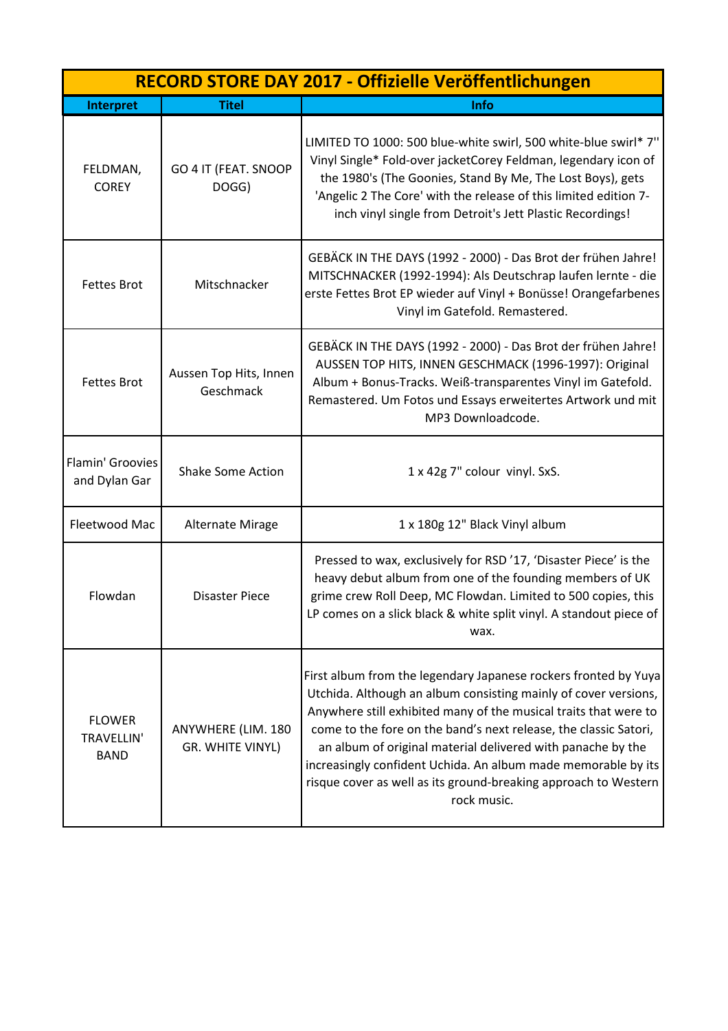| RECORD STORE DAY 2017 - Offizielle Veröffentlichungen | | |
|---|---|---|
| **Interpret** | **Titel** | **Info** |
| FELDMAN, COREY | GO 4 IT (FEAT. SNOOP DOGG) | LIMITED TO 1000: 500 blue-white swirl, 500 white-blue swirl* 7'' Vinyl Single* Fold-over jacketCorey Feldman, legendary icon of the 1980's (The Goonies, Stand By Me, The Lost Boys), gets 'Angelic 2 The Core' with the release of this limited edition 7-inch vinyl single from Detroit's Jett Plastic Recordings! |
| Fettes Brot | Mitschnacker | GEBÄCK IN THE DAYS (1992 - 2000) - Das Brot der frühen Jahre! MITSCHNACKER (1992-1994): Als Deutschrap laufen lernte - die erste Fettes Brot EP wieder auf Vinyl + Bonüsse! Orangefarbenes Vinyl im Gatefold. Remastered. |
| Fettes Brot | Aussen Top Hits, Innen Geschmack | GEBÄCK IN THE DAYS (1992 - 2000) - Das Brot der frühen Jahre! AUSSEN TOP HITS, INNEN GESCHMACK (1996-1997): Original Album + Bonus-Tracks. Weiß-transparentes Vinyl im Gatefold. Remastered. Um Fotos und Essays erweitertes Artwork und mit MP3 Downloadcode. |
| Flamin' Groovies and Dylan Gar | Shake Some Action | 1 x 42g 7" colour vinyl. SxS. |
| Fleetwood Mac | Alternate Mirage | 1 x 180g 12" Black Vinyl album |
| Flowdan | Disaster Piece | Pressed to wax, exclusively for RSD '17, 'Disaster Piece' is the heavy debut album from one of the founding members of UK grime crew Roll Deep, MC Flowdan. Limited to 500 copies, this LP comes on a slick black & white split vinyl. A standout piece of wax. |
| FLOWER TRAVELLIN' BAND | ANYWHERE (LIM. 180 GR. WHITE VINYL) | First album from the legendary Japanese rockers fronted by Yuya Utchida. Although an album consisting mainly of cover versions, Anywhere still exhibited many of the musical traits that were to come to the fore on the band's next release, the classic Satori, an album of original material delivered with panache by the increasingly confident Uchida. An album made memorable by its risque cover as well as its ground-breaking approach to Western rock music. |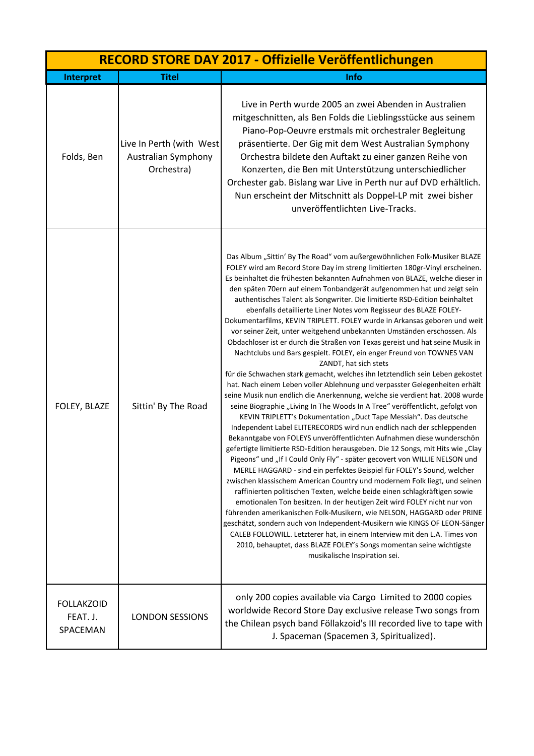| RECORD STORE DAY 2017 - Offizielle Veröffentlichungen | | |
|---|---|---|
| **Interpret** | **Titel** | **Info** |
| Folds, Ben | Live In Perth (with West Australian Symphony Orchestra) | Live in Perth wurde 2005 an zwei Abenden in Australien mitgeschnitten, als Ben Folds die Lieblingsstücke aus seinem Piano-Pop-Oeuvre erstmals mit orchestraler Begleitung präsentierte. Der Gig mit dem West Australian Symphony Orchestra bildete den Auftakt zu einer ganzen Reihe von Konzerten, die Ben mit Unterstützung unterschiedlicher Orchester gab. Bislang war Live in Perth nur auf DVD erhältlich. Nun erscheint der Mitschnitt als Doppel-LP mit zwei bisher unveröffentlichten Live-Tracks. |
| FOLEY, BLAZE | Sittin' By The Road | Das Album „Sittin' By The Road" vom außergewöhnlichen Folk-Musiker BLAZE FOLEY wird am Record Store Day im streng limitierten 180gr-Vinyl erscheinen. Es beinhaltet die frühesten bekannten Aufnahmen von BLAZE, welche dieser in den späten 70ern auf einem Tonbandgerät aufgenommen hat und zeigt sein authentisches Talent als Songwriter. Die limitierte RSD-Edition beinhaltet ebenfalls detaillierte Liner Notes vom Regisseur des BLAZE FOLEY-Dokumentarfilms, KEVIN TRIPLETT. FOLEY wurde in Arkansas geboren und weit vor seiner Zeit, unter weitgehend unbekannten Umständen erschossen. Als Obdachloser ist er durch die Straßen von Texas gereist und hat seine Musik in Nachtclubs und Bars gespielt. FOLEY, ein enger Freund von TOWNES VAN ZANDT, hat sich stets für die Schwachen stark gemacht, welches ihn letztendlich sein Leben gekostet hat. Nach einem Leben voller Ablehnung und verpasster Gelegenheiten erhält seine Musik nun endlich die Anerkennung, welche sie verdient hat. 2008 wurde seine Biographie „Living In The Woods In A Tree" veröffentlicht, gefolgt von KEVIN TRIPLETT's Dokumentation „Duct Tape Messiah". Das deutsche Independent Label ELITERECORDS wird nun endlich nach der schleppenden Bekanntgabe von FOLEYS unveröffentlichten Aufnahmen diese wunderschön gefertigte limitierte RSD-Edition herausgeben. Die 12 Songs, mit Hits wie „Clay Pigeons" und „If I Could Only Fly" - später gecovert von WILLIE NELSON und MERLE HAGGARD - sind ein perfektes Beispiel für FOLEY's Sound, welcher zwischen klassischem American Country und modernem Folk liegt, und seinen raffinierten politischen Texten, welche beide einen schlagkräftigen sowie emotionalen Ton besitzen. In der heutigen Zeit wird FOLEY nicht nur von führenden amerikanischen Folk-Musikern, wie NELSON, HAGGARD oder PRINE geschätzt, sondern auch von Independent-Musikern wie KINGS OF LEON-Sänger CALEB FOLLOWILL. Letzterer hat, in einem Interview mit den L.A. Times von 2010, behauptet, dass BLAZE FOLEY's Songs momentan seine wichtigste musikalische Inspiration sei. |
| FOLLAKZOID FEAT. J. SPACEMAN | LONDON SESSIONS | only 200 copies available via Cargo Limited to 2000 copies worldwide Record Store Day exclusive release Two songs from the Chilean psych band Föllakzoid's III recorded live to tape with J. Spaceman (Spacemen 3, Spiritualized). |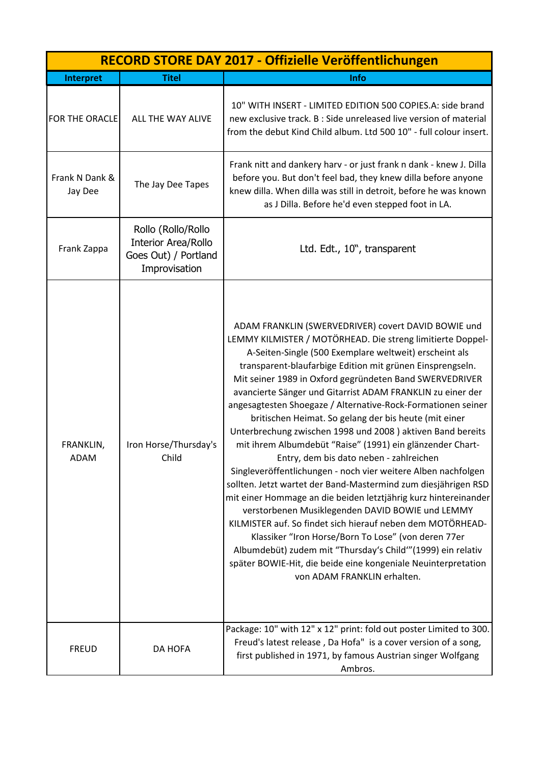| RECORD STORE DAY 2017 - Offizielle Veröffentlichungen | | |
|---|---|---|
| **Interpret** | **Titel** | **Info** |
| FOR THE ORACLE | ALL THE WAY ALIVE | 10" WITH INSERT - LIMITED EDITION 500 COPIES.A: side brand new exclusive track. B : Side unreleased live version of material from the debut Kind Child album. Ltd 500 10" - full colour insert. |
| Frank N Dank & Jay Dee | The Jay Dee Tapes | Frank nitt and dankery harv - or just frank n dank - knew J. Dilla before you. But don't feel bad, they knew dilla before anyone knew dilla. When dilla was still in detroit, before he was known as J Dilla. Before he'd even stepped foot in LA. |
| Frank Zappa | Rollo (Rollo/Rollo Interior Area/Rollo Goes Out) / Portland Improvisation | Ltd. Edt., 10", transparent |
| FRANKLIN, ADAM | Iron Horse/Thursday's Child | ADAM FRANKLIN (SWERVEDRIVER) covert DAVID BOWIE und LEMMY KILMISTER / MOTÖRHEAD. Die streng limitierte Doppel-A-Seiten-Single (500 Exemplare weltweit) erscheint als transparent-blaufarbige Edition mit grünen Einsprengseln. Mit seiner 1989 in Oxford gegründeten Band SWERVEDRIVER avancierte Sänger und Gitarrist ADAM FRANKLIN zu einer der angesagtesten Shoegaze / Alternative-Rock-Formationen seiner britischen Heimat. So gelang der bis heute (mit einer Unterbrechung zwischen 1998 und 2008 ) aktiven Band bereits mit ihrem Albumdebüt "Raise" (1991) ein glänzender Chart-Entry, dem bis dato neben - zahlreichen Singleveröffentlichungen - noch vier weitere Alben nachfolgen sollten. Jetzt wartet der Band-Mastermind zum diesjährigen RSD mit einer Hommage an die beiden letztjährig kurz hintereinander verstorbenen Musiklegenden DAVID BOWIE und LEMMY KILMISTER auf. So findet sich hierauf neben dem MOTÖRHEAD-Klassiker "Iron Horse/Born To Lose" (von deren 77er Albumdebüt) zudem mit "Thursday's Child'"(1999) ein relativ später BOWIE-Hit, die beide eine kongeniale Neuinterpretation von ADAM FRANKLIN erhalten. |
| FREUD | DA HOFA | Package: 10" with 12" x 12" print: fold out poster Limited to 300. Freud's latest release , Da Hofa" is a cover version of a song, first published in 1971, by famous Austrian singer Wolfgang Ambros. |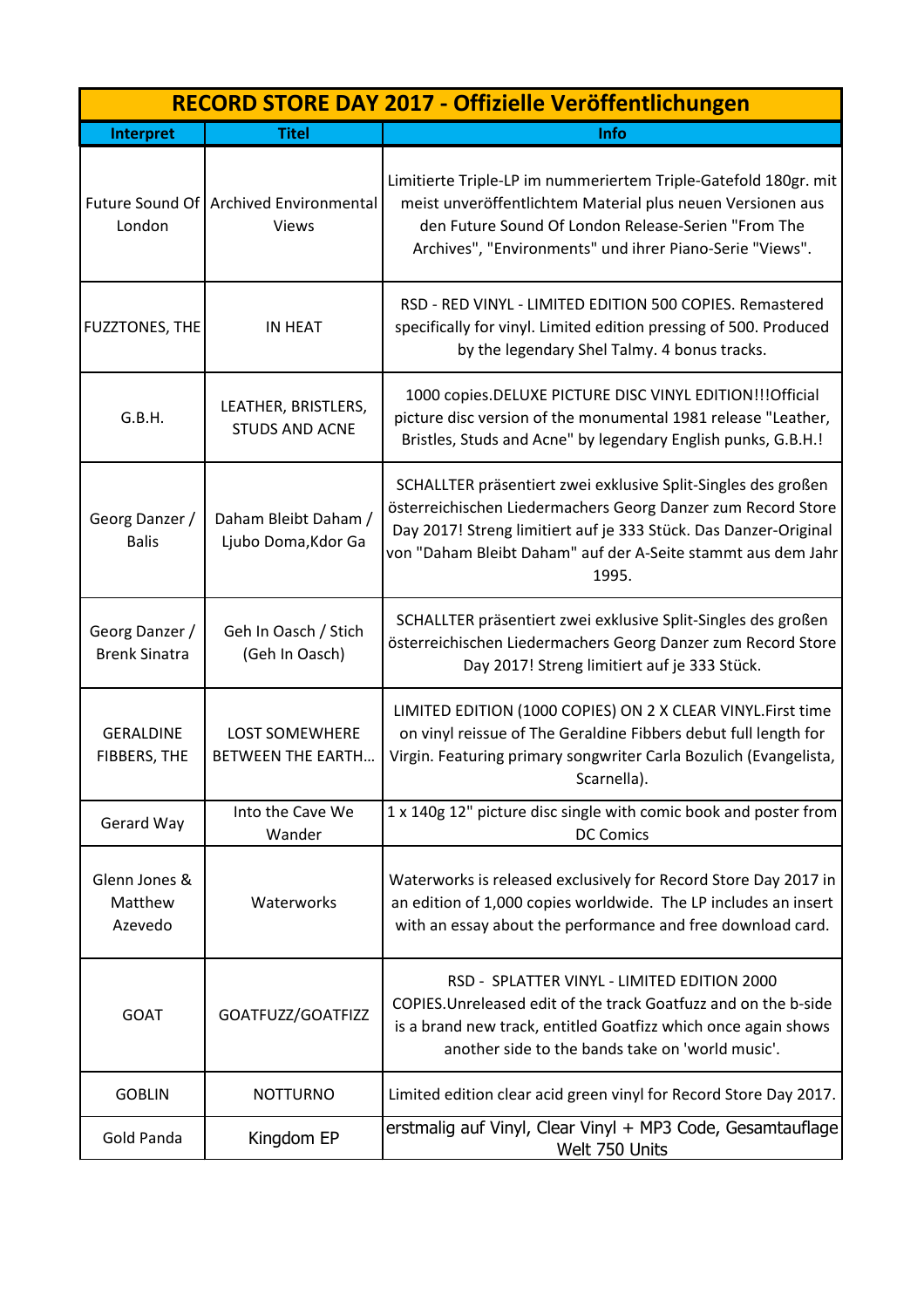| RECORD STORE DAY 2017 - Offizielle Veröffentlichungen | | |
|---|---|---|
| **Interpret** | **Titel** | **Info** |
| Future Sound Of London | Archived Environmental Views | Limitierte Triple-LP im nummeriertem Triple-Gatefold 180gr. mit meist unveröffentlichtem Material plus neuen Versionen aus den Future Sound Of London Release-Serien "From The Archives", "Environments" und ihrer Piano-Serie "Views". |
| FUZZTONES, THE | IN HEAT | RSD - RED VINYL - LIMITED EDITION 500 COPIES. Remastered specifically for vinyl. Limited edition pressing of 500. Produced by the legendary Shel Talmy. 4 bonus tracks. |
| G.B.H. | LEATHER, BRISTLERS, STUDS AND ACNE | 1000 copies.DELUXE PICTURE DISC VINYL EDITION!!!Official picture disc version of the monumental 1981 release "Leather, Bristles, Studs and Acne" by legendary English punks, G.B.H.! |
| Georg Danzer / Balis | Daham Bleibt Daham / Ljubo Doma,Kdor Ga | SCHALLTER präsentiert zwei exklusive Split-Singles des großen österreichischen Liedermachers Georg Danzer zum Record Store Day 2017! Streng limitiert auf je 333 Stück. Das Danzer-Original von "Daham Bleibt Daham" auf der A-Seite stammt aus dem Jahr 1995. |
| Georg Danzer / Brenk Sinatra | Geh In Oasch / Stich (Geh In Oasch) | SCHALLTER präsentiert zwei exklusive Split-Singles des großen österreichischen Liedermachers Georg Danzer zum Record Store Day 2017! Streng limitiert auf je 333 Stück. |
| GERALDINE FIBBERS, THE | LOST SOMEWHERE BETWEEN THE EARTH... | LIMITED EDITION (1000 COPIES) ON 2 X CLEAR VINYL.First time on vinyl reissue of The Geraldine Fibbers debut full length for Virgin. Featuring primary songwriter Carla Bozulich (Evangelista, Scarnella). |
| Gerard Way | Into the Cave We Wander | 1 x 140g 12" picture disc single with comic book and poster from DC Comics |
| Glenn Jones & Matthew Azevedo | Waterworks | Waterworks is released exclusively for Record Store Day 2017 in an edition of 1,000 copies worldwide. The LP includes an insert with an essay about the performance and free download card. |
| GOAT | GOATFUZZ/GOATFIZZ | RSD - SPLATTER VINYL - LIMITED EDITION 2000 COPIES.Unreleased edit of the track Goatfuzz and on the b-side is a brand new track, entitled Goatfizz which once again shows another side to the bands take on 'world music'. |
| GOBLIN | NOTTURNO | Limited edition clear acid green vinyl for Record Store Day 2017. |
| Gold Panda | Kingdom EP | erstmalig auf Vinyl, Clear Vinyl + MP3 Code, Gesamtauflage Welt 750 Units |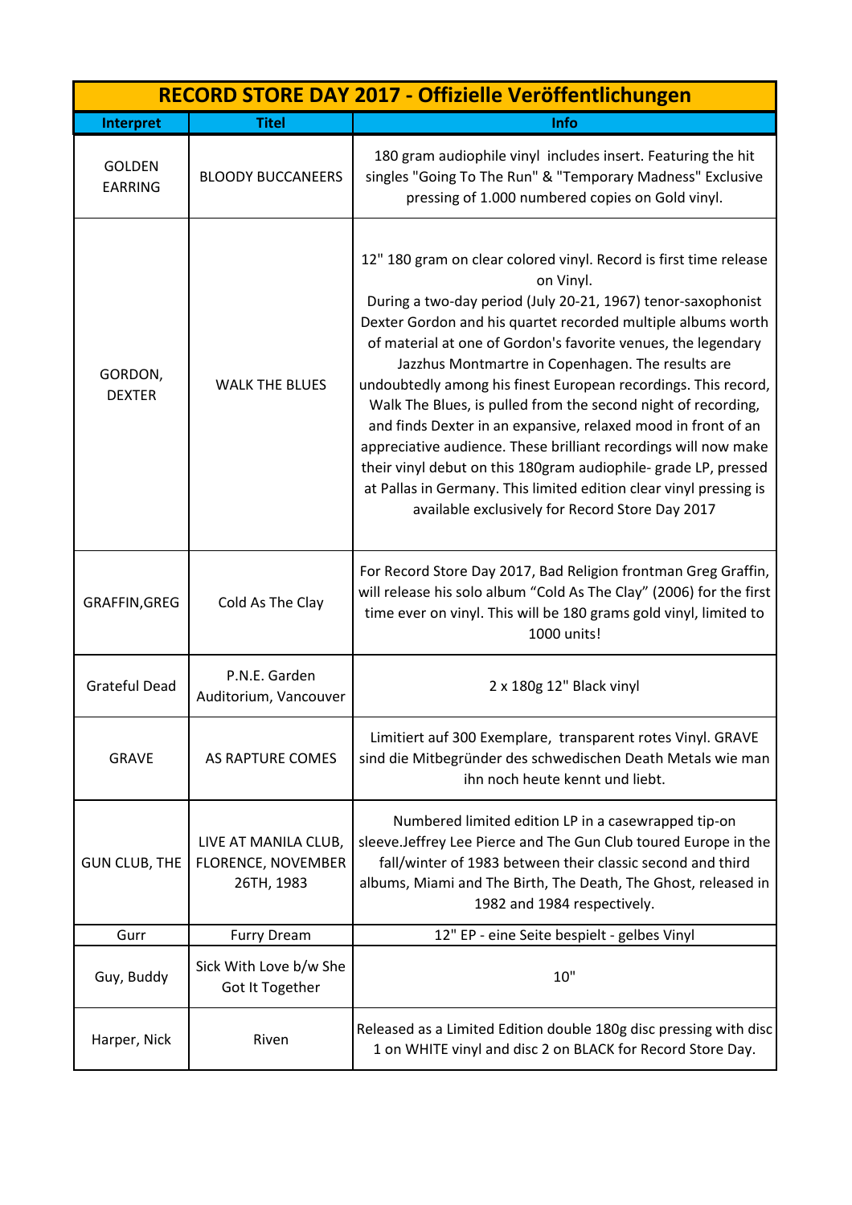| RECORD STORE DAY 2017 - Offizielle Veröffentlichungen | | |
|---|---|---|
| **Interpret** | **Titel** | **Info** |
| GOLDEN EARRING | BLOODY BUCCANEERS | 180 gram audiophile vinyl includes insert. Featuring the hit singles "Going To The Run" & "Temporary Madness" Exclusive pressing of 1.000 numbered copies on Gold vinyl. |
| GORDON, DEXTER | WALK THE BLUES | 12" 180 gram on clear colored vinyl. Record is first time release on Vinyl. During a two-day period (July 20-21, 1967) tenor-saxophonist Dexter Gordon and his quartet recorded multiple albums worth of material at one of Gordon's favorite venues, the legendary Jazzhus Montmartre in Copenhagen. The results are undoubtedly among his finest European recordings. This record, Walk The Blues, is pulled from the second night of recording, and finds Dexter in an expansive, relaxed mood in front of an appreciative audience. These brilliant recordings will now make their vinyl debut on this 180gram audiophile- grade LP, pressed at Pallas in Germany. This limited edition clear vinyl pressing is available exclusively for Record Store Day 2017 |
| GRAFFIN,GREG | Cold As The Clay | For Record Store Day 2017, Bad Religion frontman Greg Graffin, will release his solo album “Cold As The Clay” (2006) for the first time ever on vinyl. This will be 180 grams gold vinyl, limited to 1000 units! |
| Grateful Dead | P.N.E. Garden Auditorium, Vancouver | 2 x 180g 12" Black vinyl |
| GRAVE | AS RAPTURE COMES | Limitiert auf 300 Exemplare, transparent rotes Vinyl. GRAVE sind die Mitbegründer des schwedischen Death Metals wie man ihn noch heute kennt und liebt. |
| GUN CLUB, THE | LIVE AT MANILA CLUB, FLORENCE, NOVEMBER 26TH, 1983 | Numbered limited edition LP in a casewrapped tip-on sleeve.Jeffrey Lee Pierce and The Gun Club toured Europe in the fall/winter of 1983 between their classic second and third albums, Miami and The Birth, The Death, The Ghost, released in 1982 and 1984 respectively. |
| Gurr | Furry Dream | 12" EP - eine Seite bespielt - gelbes Vinyl |
| Guy, Buddy | Sick With Love b/w She Got It Together | 10" |
| Harper, Nick | Riven | Released as a Limited Edition double 180g disc pressing with disc 1 on WHITE vinyl and disc 2 on BLACK for Record Store Day. |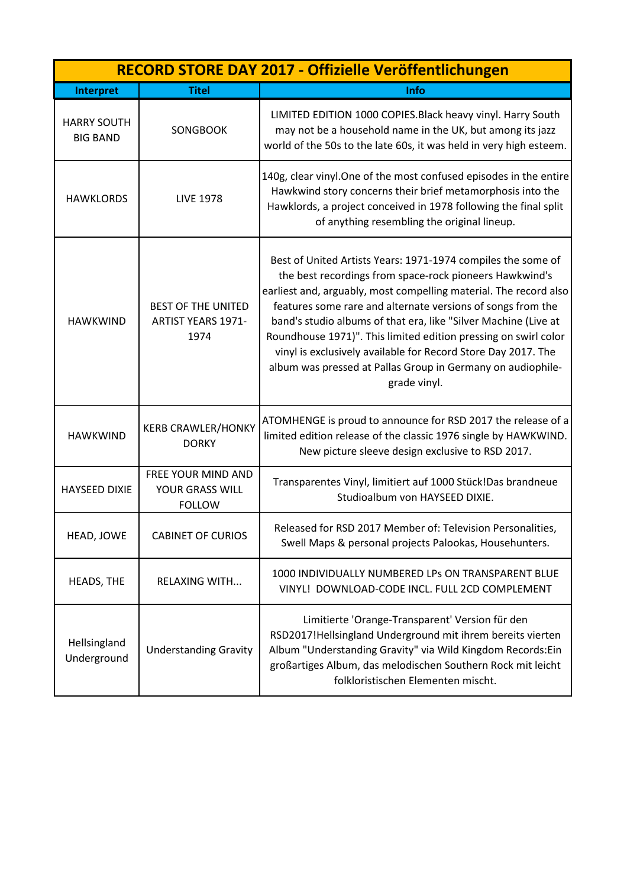| RECORD STORE DAY 2017 - Offizielle Veröffentlichungen | | |
|---|---|---|
| **Interpret** | **Titel** | **Info** |
| HARRY SOUTH BIG BAND | SONGBOOK | LIMITED EDITION 1000 COPIES.Black heavy vinyl. Harry South may not be a household name in the UK, but among its jazz world of the 50s to the late 60s, it was held in very high esteem. |
| HAWKLORDS | LIVE 1978 | 140g, clear vinyl.One of the most confused episodes in the entire Hawkwind story concerns their brief metamorphosis into the Hawklords, a project conceived in 1978 following the final split of anything resembling the original lineup. |
| HAWKWIND | BEST OF THE UNITED ARTIST YEARS 1971-1974 | Best of United Artists Years: 1971-1974 compiles the some of the best recordings from space-rock pioneers Hawkwind's earliest and, arguably, most compelling material. The record also features some rare and alternate versions of songs from the band's studio albums of that era, like "Silver Machine (Live at Roundhouse 1971)". This limited edition pressing on swirl color vinyl is exclusively available for Record Store Day 2017. The album was pressed at Pallas Group in Germany on audiophile-grade vinyl. |
| HAWKWIND | KERB CRAWLER/HONKY DORKY | ATOMHENGE is proud to announce for RSD 2017 the release of a limited edition release of the classic 1976 single by HAWKWIND. New picture sleeve design exclusive to RSD 2017. |
| HAYSEED DIXIE | FREE YOUR MIND AND YOUR GRASS WILL FOLLOW | Transparentes Vinyl, limitiert auf 1000 Stück!Das brandneue Studioalbum von HAYSEED DIXIE. |
| HEAD, JOWE | CABINET OF CURIOS | Released for RSD 2017 Member of: Television Personalities, Swell Maps & personal projects Palookas, Househunters. |
| HEADS, THE | RELAXING WITH... | 1000 INDIVIDUALLY NUMBERED LPs ON TRANSPARENT BLUE VINYL! DOWNLOAD-CODE INCL. FULL 2CD COMPLEMENT |
| Hellsingland Underground | Understanding Gravity | Limitierte 'Orange-Transparent' Version für den RSD2017!Hellsingland Underground mit ihrem bereits vierten Album "Understanding Gravity" via Wild Kingdom Records:Ein großartiges Album, das melodischen Southern Rock mit leicht folkloristischen Elementen mischt. |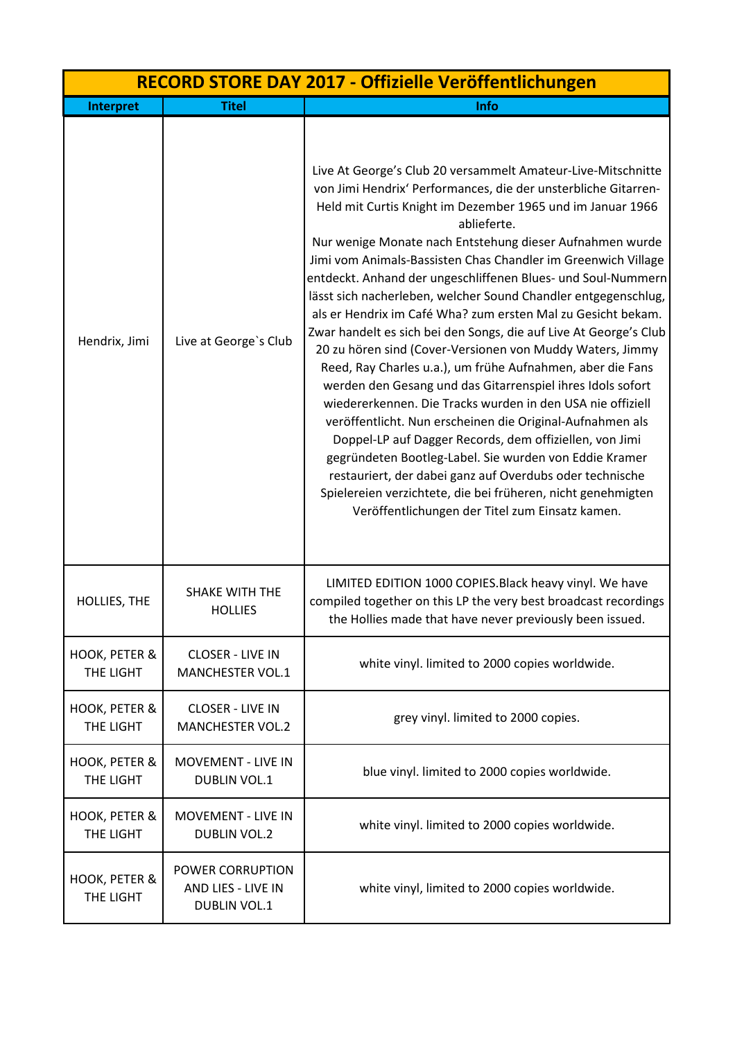| RECORD STORE DAY 2017 - Offizielle Veröffentlichungen | | |
|---|---|---|
| **Interpret** | **Titel** | **Info** |
| Hendrix, Jimi | Live at George`s Club | Live At George's Club 20 versammelt Amateur-Live-Mitschnitte von Jimi Hendrix' Performances, die der unsterbliche Gitarren-Held mit Curtis Knight im Dezember 1965 und im Januar 1966 ablieferte. Nur wenige Monate nach Entstehung dieser Aufnahmen wurde Jimi vom Animals-Bassisten Chas Chandler im Greenwich Village entdeckt. Anhand der ungeschliffenen Blues- und Soul-Nummern lässt sich nacherleben, welcher Sound Chandler entgegenschlug, als er Hendrix im Café Wha? zum ersten Mal zu Gesicht bekam. Zwar handelt es sich bei den Songs, die auf Live At George's Club 20 zu hören sind (Cover-Versionen von Muddy Waters, Jimmy Reed, Ray Charles u.a.), um frühe Aufnahmen, aber die Fans werden den Gesang und das Gitarrenspiel ihres Idols sofort wiedererkennen. Die Tracks wurden in den USA nie offiziell veröffentlicht. Nun erscheinen die Original-Aufnahmen als Doppel-LP auf Dagger Records, dem offiziellen, von Jimi gegründeten Bootleg-Label. Sie wurden von Eddie Kramer restauriert, der dabei ganz auf Overdubs oder technische Spielereien verzichtete, die bei früheren, nicht genehmigten Veröffentlichungen der Titel zum Einsatz kamen. |
| HOLLIES, THE | SHAKE WITH THE HOLLIES | LIMITED EDITION 1000 COPIES.Black heavy vinyl. We have compiled together on this LP the very best broadcast recordings the Hollies made that have never previously been issued. |
| HOOK, PETER & THE LIGHT | CLOSER - LIVE IN MANCHESTER VOL.1 | white vinyl. limited to 2000 copies worldwide. |
| HOOK, PETER & THE LIGHT | CLOSER - LIVE IN MANCHESTER VOL.2 | grey vinyl. limited to 2000 copies. |
| HOOK, PETER & THE LIGHT | MOVEMENT - LIVE IN DUBLIN VOL.1 | blue vinyl. limited to 2000 copies worldwide. |
| HOOK, PETER & THE LIGHT | MOVEMENT - LIVE IN DUBLIN VOL.2 | white vinyl. limited to 2000 copies worldwide. |
| HOOK, PETER & THE LIGHT | POWER CORRUPTION AND LIES - LIVE IN DUBLIN VOL.1 | white vinyl, limited to 2000 copies worldwide. |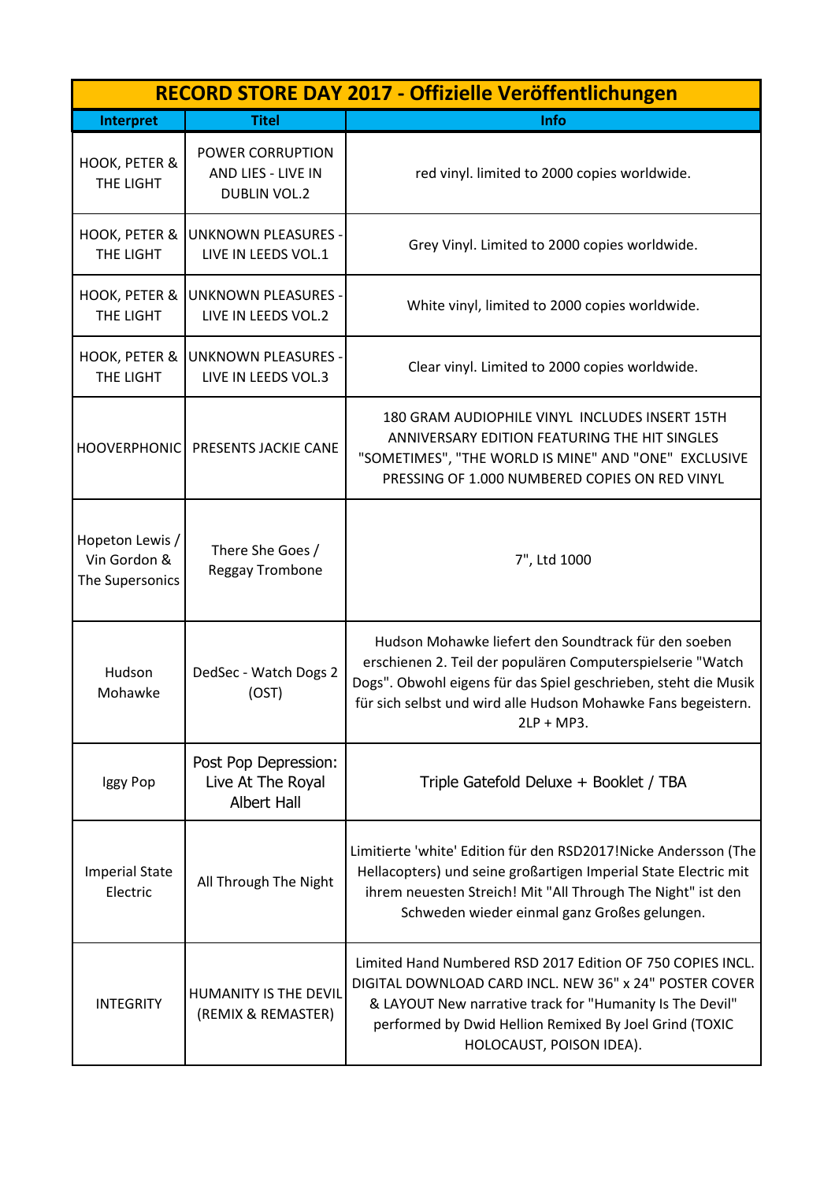| RECORD STORE DAY 2017 - Offizielle Veröffentlichungen | | |
|---|---|---|
| **Interpret** | **Titel** | **Info** |
| HOOK, PETER & THE LIGHT | POWER CORRUPTION AND LIES - LIVE IN DUBLIN VOL.2 | red vinyl. limited to 2000 copies worldwide. |
| HOOK, PETER & THE LIGHT | UNKNOWN PLEASURES - LIVE IN LEEDS VOL.1 | Grey Vinyl. Limited to 2000 copies worldwide. |
| HOOK, PETER & THE LIGHT | UNKNOWN PLEASURES - LIVE IN LEEDS VOL.2 | White vinyl, limited to 2000 copies worldwide. |
| HOOK, PETER & THE LIGHT | UNKNOWN PLEASURES - LIVE IN LEEDS VOL.3 | Clear vinyl. Limited to 2000 copies worldwide. |
| HOOVERPHONIC | PRESENTS JACKIE CANE | 180 GRAM AUDIOPHILE VINYL INCLUDES INSERT 15TH ANNIVERSARY EDITION FEATURING THE HIT SINGLES "SOMETIMES", "THE WORLD IS MINE" AND "ONE" EXCLUSIVE PRESSING OF 1.000 NUMBERED COPIES ON RED VINYL |
| Hopeton Lewis / Vin Gordon & The Supersonics | There She Goes / Reggay Trombone | 7", Ltd 1000 |
| Hudson Mohawke | DedSec - Watch Dogs 2 (OST) | Hudson Mohawke liefert den Soundtrack für den soeben erschienen 2. Teil der populären Computerspielserie "Watch Dogs". Obwohl eigens für das Spiel geschrieben, steht die Musik für sich selbst und wird alle Hudson Mohawke Fans begeistern. 2LP + MP3. |
| Iggy Pop | Post Pop Depression: Live At The Royal Albert Hall | Triple Gatefold Deluxe + Booklet / TBA |
| Imperial State Electric | All Through The Night | Limitierte 'white' Edition für den RSD2017!Nicke Andersson (The Hellacopters) und seine großartigen Imperial State Electric mit ihrem neuesten Streich! Mit "All Through The Night" ist den Schweden wieder einmal ganz Großes gelungen. |
| INTEGRITY | HUMANITY IS THE DEVIL (REMIX & REMASTER) | Limited Hand Numbered RSD 2017 Edition OF 750 COPIES INCL. DIGITAL DOWNLOAD CARD INCL. NEW 36" x 24" POSTER COVER & LAYOUT New narrative track for "Humanity Is The Devil" performed by Dwid Hellion Remixed By Joel Grind (TOXIC HOLOCAUST, POISON IDEA). |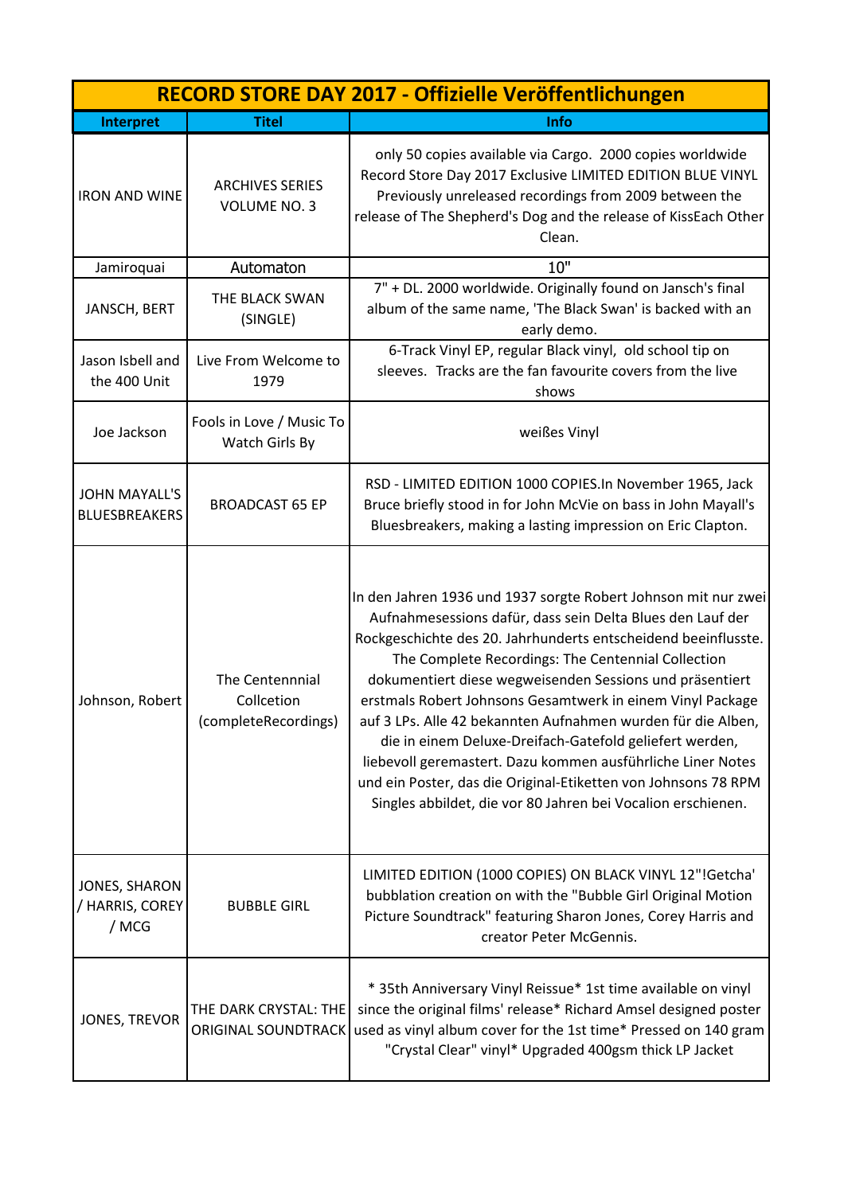| RECORD STORE DAY 2017 - Offizielle Veröffentlichungen | | |
|---|---|---|
| **Interpret** | **Titel** | **Info** |
| IRON AND WINE | ARCHIVES SERIES VOLUME NO. 3 | only 50 copies available via Cargo. 2000 copies worldwide Record Store Day 2017 Exclusive LIMITED EDITION BLUE VINYL Previously unreleased recordings from 2009 between the release of The Shepherd's Dog and the release of KissEach Other Clean. |
| Jamiroquai | Automaton | 10" |
| JANSCH, BERT | THE BLACK SWAN (SINGLE) | 7" + DL. 2000 worldwide. Originally found on Jansch's final album of the same name, 'The Black Swan' is backed with an early demo. |
| Jason Isbell and the 400 Unit | Live From Welcome to 1979 | 6-Track Vinyl EP, regular Black vinyl, old school tip on sleeves. Tracks are the fan favourite covers from the live shows |
| Joe Jackson | Fools in Love / Music To Watch Girls By | weißes Vinyl |
| JOHN MAYALL'S BLUESBREAKERS | BROADCAST 65 EP | RSD - LIMITED EDITION 1000 COPIES.In November 1965, Jack Bruce briefly stood in for John McVie on bass in John Mayall's Bluesbreakers, making a lasting impression on Eric Clapton. |
| Johnson, Robert | The Centennnial Collcetion (completeRecordings) | In den Jahren 1936 und 1937 sorgte Robert Johnson mit nur zwei Aufnahmesessions dafür, dass sein Delta Blues den Lauf der Rockgeschichte des 20. Jahrhunderts entscheidend beeinflusste. The Complete Recordings: The Centennial Collection dokumentiert diese wegweisenden Sessions und präsentiert erstmals Robert Johnsons Gesamtwerk in einem Vinyl Package auf 3 LPs. Alle 42 bekannten Aufnahmen wurden für die Alben, die in einem Deluxe-Dreifach-Gatefold geliefert werden, liebevoll geremastert. Dazu kommen ausführliche Liner Notes und ein Poster, das die Original-Etiketten von Johnsons 78 RPM Singles abbildet, die vor 80 Jahren bei Vocalion erschienen. |
| JONES, SHARON / HARRIS, COREY / MCG | BUBBLE GIRL | LIMITED EDITION (1000 COPIES) ON BLACK VINYL 12"!Getcha' bubblation creation on with the "Bubble Girl Original Motion Picture Soundtrack" featuring Sharon Jones, Corey Harris and creator Peter McGennis. |
| JONES, TREVOR | THE DARK CRYSTAL: THE ORIGINAL SOUNDTRACK | * 35th Anniversary Vinyl Reissue* 1st time available on vinyl since the original films' release* Richard Amsel designed poster used as vinyl album cover for the 1st time* Pressed on 140 gram "Crystal Clear" vinyl* Upgraded 400gsm thick LP Jacket |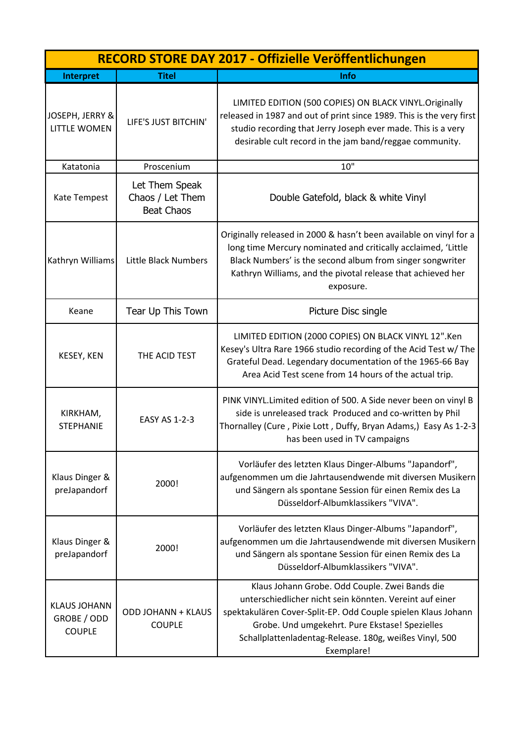| RECORD STORE DAY 2017 - Offizielle Veröffentlichungen | | |
|---|---|---|
| **Interpret** | **Titel** | **Info** |
| JOSEPH, JERRY & LITTLE WOMEN | LIFE'S JUST BITCHIN' | LIMITED EDITION (500 COPIES) ON BLACK VINYL.Originally released in 1987 and out of print since 1989. This is the very first studio recording that Jerry Joseph ever made. This is a very desirable cult record in the jam band/reggae community. |
| Katatonia | Proscenium | 10" |
| Kate Tempest | Let Them Speak Chaos / Let Them Beat Chaos | Double Gatefold, black & white Vinyl |
| Kathryn Williams | Little Black Numbers | Originally released in 2000 & hasn't been available on vinyl for a long time Mercury nominated and critically acclaimed, 'Little Black Numbers' is the second album from singer songwriter Kathryn Williams, and the pivotal release that achieved her exposure. |
| Keane | Tear Up This Town | Picture Disc single |
| KESEY, KEN | THE ACID TEST | LIMITED EDITION (2000 COPIES) ON BLACK VINYL 12".Ken Kesey's Ultra Rare 1966 studio recording of the Acid Test w/ The Grateful Dead. Legendary documentation of the 1965-66 Bay Area Acid Test scene from 14 hours of the actual trip. |
| KIRKHAM, STEPHANIE | EASY AS 1-2-3 | PINK VINYL.Limited edition of 500. A Side never been on vinyl B side is unreleased track Produced and co-written by Phil Thornalley (Cure , Pixie Lott , Duffy, Bryan Adams,) Easy As 1-2-3 has been used in TV campaigns |
| Klaus Dinger & preJapandorf | 2000! | Vorläufer des letzten Klaus Dinger-Albums "Japandorf", aufgenommen um die Jahrtausendwende mit diversen Musikern und Sängern als spontane Session für einen Remix des La Düsseldorf-Albumklassikers "VIVA". |
| Klaus Dinger & preJapandorf | 2000! | Vorläufer des letzten Klaus Dinger-Albums "Japandorf", aufgenommen um die Jahrtausendwende mit diversen Musikern und Sängern als spontane Session für einen Remix des La Düsseldorf-Albumklassikers "VIVA". |
| KLAUS JOHANN GROBE / ODD COUPLE | ODD JOHANN + KLAUS COUPLE | Klaus Johann Grobe. Odd Couple. Zwei Bands die unterschiedlicher nicht sein könnten. Vereint auf einer spektakulären Cover-Split-EP. Odd Couple spielen Klaus Johann Grobe. Und umgekehrt. Pure Ekstase! Spezielles Schallplattenladentag-Release. 180g, weißes Vinyl, 500 Exemplare! |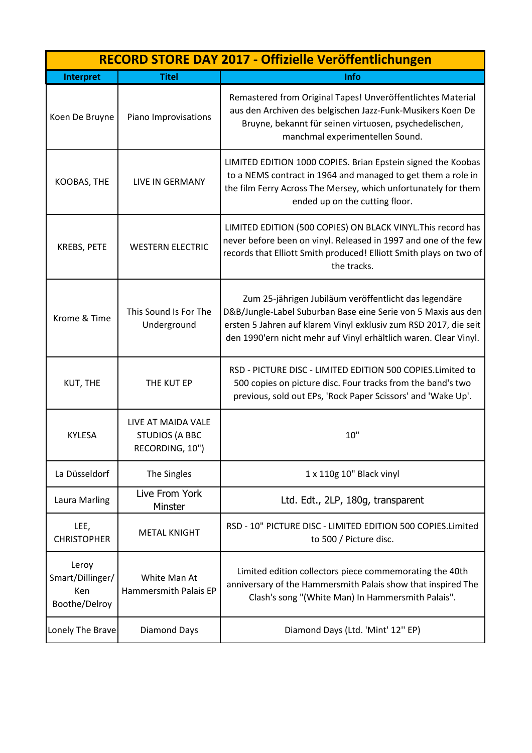| RECORD STORE DAY 2017 - Offizielle Veröffentlichungen | | |
|---|---|---|
| **Interpret** | **Titel** | **Info** |
| Koen De Bruyne | Piano Improvisations | Remastered from Original Tapes! Unveröffentlichtes Material aus den Archiven des belgischen Jazz-Funk-Musikers Koen De Bruyne, bekannt für seinen virtuosen, psychedelischen, manchmal experimentellen Sound. |
| KOOBAS, THE | LIVE IN GERMANY | LIMITED EDITION 1000 COPIES. Brian Epstein signed the Koobas to a NEMS contract in 1964 and managed to get them a role in the film Ferry Across The Mersey, which unfortunately for them ended up on the cutting floor. |
| KREBS, PETE | WESTERN ELECTRIC | LIMITED EDITION (500 COPIES) ON BLACK VINYL.This record has never before been on vinyl. Released in 1997 and one of the few records that Elliott Smith produced! Elliott Smith plays on two of the tracks. |
| Krome & Time | This Sound Is For The Underground | Zum 25-jährigen Jubiläum veröffentlicht das legendäre D&B/Jungle-Label Suburban Base eine Serie von 5 Maxis aus den ersten 5 Jahren auf klarem Vinyl exklusiv zum RSD 2017, die seit den 1990'ern nicht mehr auf Vinyl erhältlich waren. Clear Vinyl. |
| KUT, THE | THE KUT EP | RSD - PICTURE DISC - LIMITED EDITION 500 COPIES.Limited to 500 copies on picture disc. Four tracks from the band's two previous, sold out EPs, 'Rock Paper Scissors' and 'Wake Up'. |
| KYLESA | LIVE AT MAIDA VALE STUDIOS (A BBC RECORDING, 10") | 10" |
| La Düsseldorf | The Singles | 1 x 110g 10" Black vinyl |
| Laura Marling | Live From York Minster | Ltd. Edt., 2LP, 180g, transparent |
| LEE, CHRISTOPHER | METAL KNIGHT | RSD - 10" PICTURE DISC - LIMITED EDITION 500 COPIES.Limited to 500 / Picture disc. |
| Leroy Smart/Dillinger/ Ken Boothe/Delroy | White Man At Hammersmith Palais EP | Limited edition collectors piece commemorating the 40th anniversary of the Hammersmith Palais show that inspired The Clash's song "(White Man) In Hammersmith Palais". |
| Lonely The Brave | Diamond Days | Diamond Days (Ltd. 'Mint' 12'' EP) |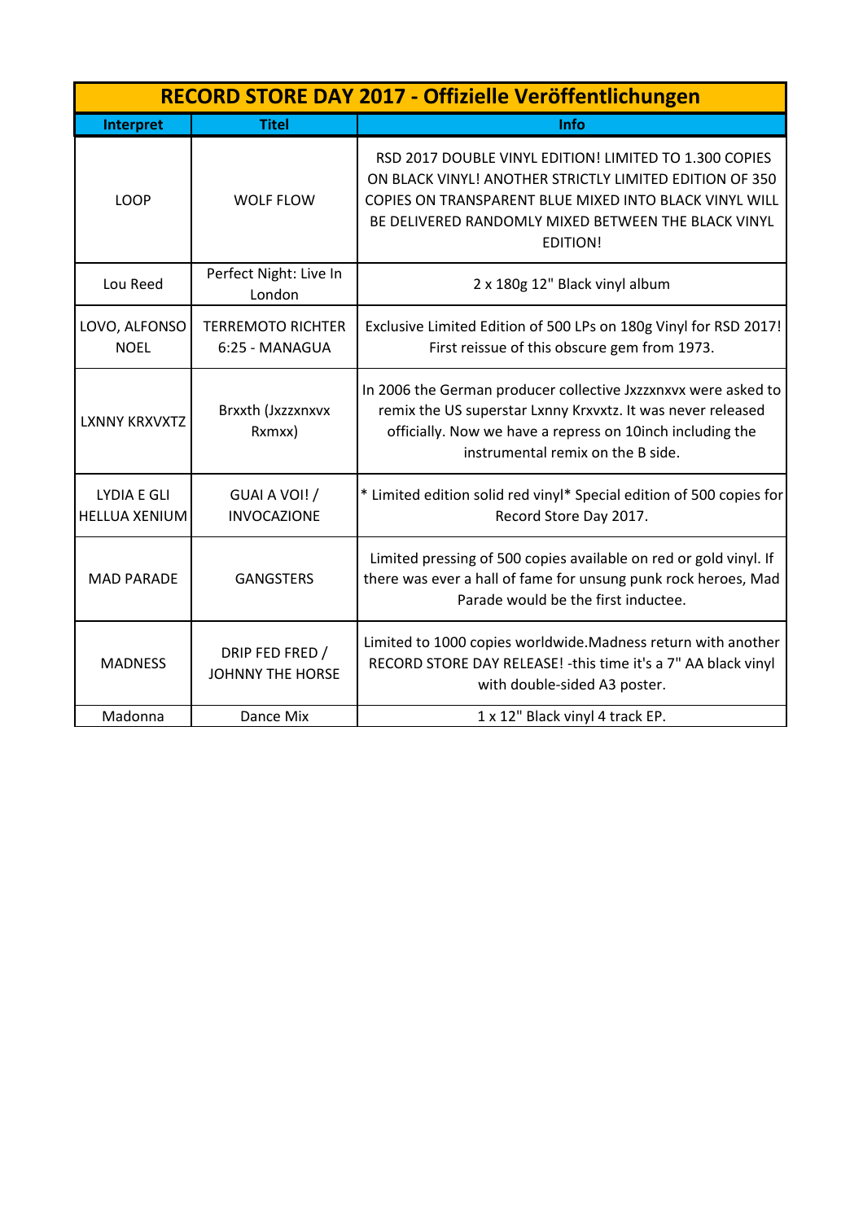| RECORD STORE DAY 2017 - Offizielle Veröffentlichungen | | |
|---|---|---|
| **Interpret** | **Titel** | **Info** |
| LOOP | WOLF FLOW | RSD 2017 DOUBLE VINYL EDITION! LIMITED TO 1.300 COPIES ON BLACK VINYL! ANOTHER STRICTLY LIMITED EDITION OF 350 COPIES ON TRANSPARENT BLUE MIXED INTO BLACK VINYL WILL BE DELIVERED RANDOMLY MIXED BETWEEN THE BLACK VINYL EDITION! |
| Lou Reed | Perfect Night: Live In London | 2 x 180g 12" Black vinyl album |
| LOVO, ALFONSO NOEL | TERREMOTO RICHTER 6:25 - MANAGUA | Exclusive Limited Edition of 500 LPs on 180g Vinyl for RSD 2017! First reissue of this obscure gem from 1973. |
| LXNNY KRXVXTZ | Brxxth (Jxzzxnxvx Rxmxx) | In 2006 the German producer collective Jxzzxnxvx were asked to remix the US superstar Lxnny Krxvxtz. It was never released officially. Now we have a repress on 10inch including the instrumental remix on the B side. |
| LYDIA E GLI HELLUA XENIUM | GUAI A VOI! / INVOCAZIONE | * Limited edition solid red vinyl* Special edition of 500 copies for Record Store Day 2017. |
| MAD PARADE | GANGSTERS | Limited pressing of 500 copies available on red or gold vinyl. If there was ever a hall of fame for unsung punk rock heroes, Mad Parade would be the first inductee. |
| MADNESS | DRIP FED FRED / JOHNNY THE HORSE | Limited to 1000 copies worldwide.Madness return with another RECORD STORE DAY RELEASE! -this time it's a 7" AA black vinyl with double-sided A3 poster. |
| Madonna | Dance Mix | 1 x 12" Black vinyl 4 track EP. |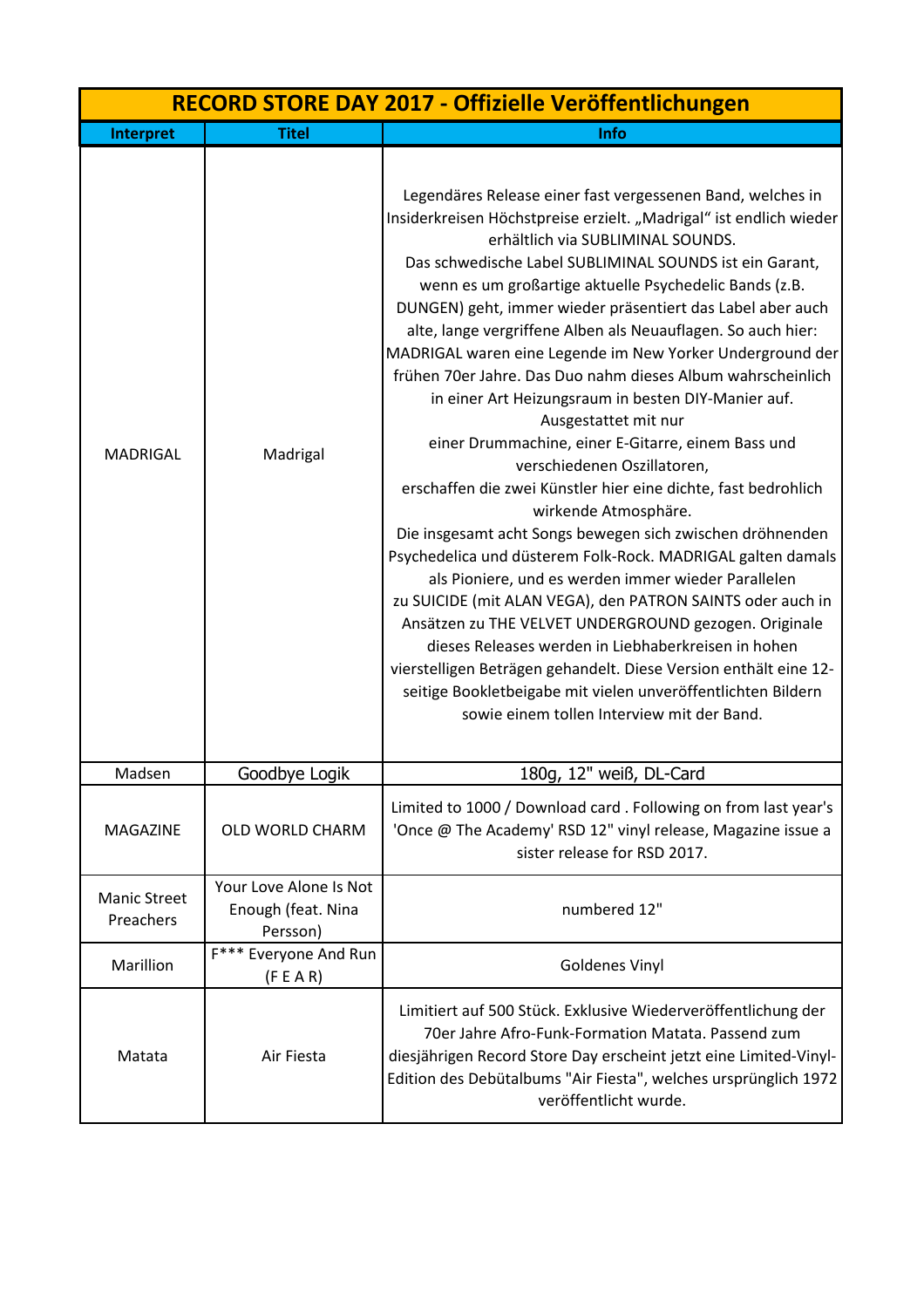| RECORD STORE DAY 2017 - Offizielle Veröffentlichungen | | |
|---|---|---|
| **Interpret** | **Titel** | **Info** |
| MADRIGAL | Madrigal | Legendäres Release einer fast vergessenen Band, welches in Insiderkreisen Höchstpreise erzielt. „Madrigal" ist endlich wieder erhältlich via SUBLIMINAL SOUNDS. Das schwedische Label SUBLIMINAL SOUNDS ist ein Garant, wenn es um großartige aktuelle Psychedelic Bands (z.B. DUNGEN) geht, immer wieder präsentiert das Label aber auch alte, lange vergriffene Alben als Neuauflagen. So auch hier: MADRIGAL waren eine Legende im New Yorker Underground der frühen 70er Jahre. Das Duo nahm dieses Album wahrscheinlich in einer Art Heizungsraum in besten DIY-Manier auf. Ausgestattet mit nur einer Drummachine, einer E-Gitarre, einem Bass und verschiedenen Oszillatoren, erschaffen die zwei Künstler hier eine dichte, fast bedrohlich wirkende Atmosphäre. Die insgesamt acht Songs bewegen sich zwischen dröhnenden Psychedelica und düsterem Folk-Rock. MADRIGAL galten damals als Pioniere, und es werden immer wieder Parallelen zu SUICIDE (mit ALAN VEGA), den PATRON SAINTS oder auch in Ansätzen zu THE VELVET UNDERGROUND gezogen. Originale dieses Releases werden in Liebhaberkreisen in hohen vierstelligen Beträgen gehandelt. Diese Version enthält eine 12-seitige Bookletbeigabe mit vielen unveröffentlichten Bildern sowie einem tollen Interview mit der Band. |
| Madsen | Goodbye Logik | 180g, 12" weiß, DL-Card |
| MAGAZINE | OLD WORLD CHARM | Limited to 1000 / Download card . Following on from last year's 'Once @ The Academy' RSD 12" vinyl release, Magazine issue a sister release for RSD 2017. |
| Manic Street Preachers | Your Love Alone Is Not Enough (feat. Nina Persson) | numbered 12" |
| Marillion | F*** Everyone And Run (F E A R) | Goldenes Vinyl |
| Matata | Air Fiesta | Limitiert auf 500 Stück. Exklusive Wiederveröffentlichung der 70er Jahre Afro-Funk-Formation Matata. Passend zum diesjährigen Record Store Day erscheint jetzt eine Limited-Vinyl-Edition des Debütalbums "Air Fiesta", welches ursprünglich 1972 veröffentlicht wurde. |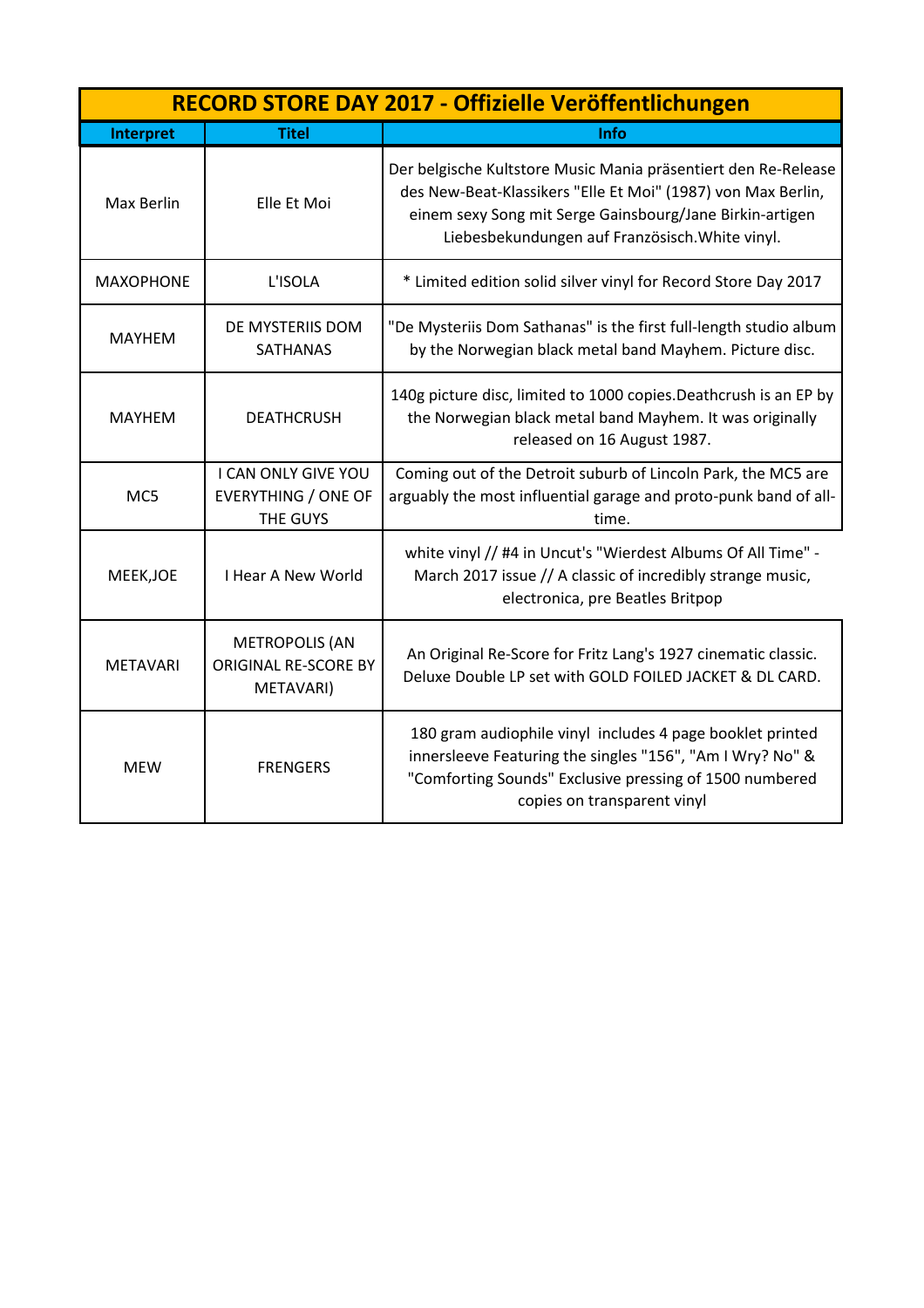| RECORD STORE DAY 2017 - Offizielle Veröffentlichungen | | |
|---|---|---|
| **Interpret** | **Titel** | **Info** |
| Max Berlin | Elle Et Moi | Der belgische Kultstore Music Mania präsentiert den Re-Release des New-Beat-Klassikers "Elle Et Moi" (1987) von Max Berlin, einem sexy Song mit Serge Gainsbourg/Jane Birkin-artigen Liebesbekundungen auf Französisch.White vinyl. |
| MAXOPHONE | L'ISOLA | * Limited edition solid silver vinyl for Record Store Day 2017 |
| MAYHEM | DE MYSTERIIS DOM SATHANAS | "De Mysteriis Dom Sathanas" is the first full-length studio album by the Norwegian black metal band Mayhem. Picture disc. |
| MAYHEM | DEATHCRUSH | 140g picture disc, limited to 1000 copies.Deathcrush is an EP by the Norwegian black metal band Mayhem. It was originally released on 16 August 1987. |
| MC5 | I CAN ONLY GIVE YOU EVERYTHING / ONE OF THE GUYS | Coming out of the Detroit suburb of Lincoln Park, the MC5 are arguably the most influential garage and proto-punk band of all-time. |
| MEEK,JOE | I Hear A New World | white vinyl // #4 in Uncut's "Wierdest Albums Of All Time" - March 2017 issue // A classic of incredibly strange music, electronica, pre Beatles Britpop |
| METAVARI | METROPOLIS (AN ORIGINAL RE-SCORE BY METAVARI) | An Original Re-Score for Fritz Lang's 1927 cinematic classic. Deluxe Double LP set with GOLD FOILED JACKET & DL CARD. |
| MEW | FRENGERS | 180 gram audiophile vinyl includes 4 page booklet printed innersleeve Featuring the singles "156", "Am I Wry? No" & "Comforting Sounds" Exclusive pressing of 1500 numbered copies on transparent vinyl |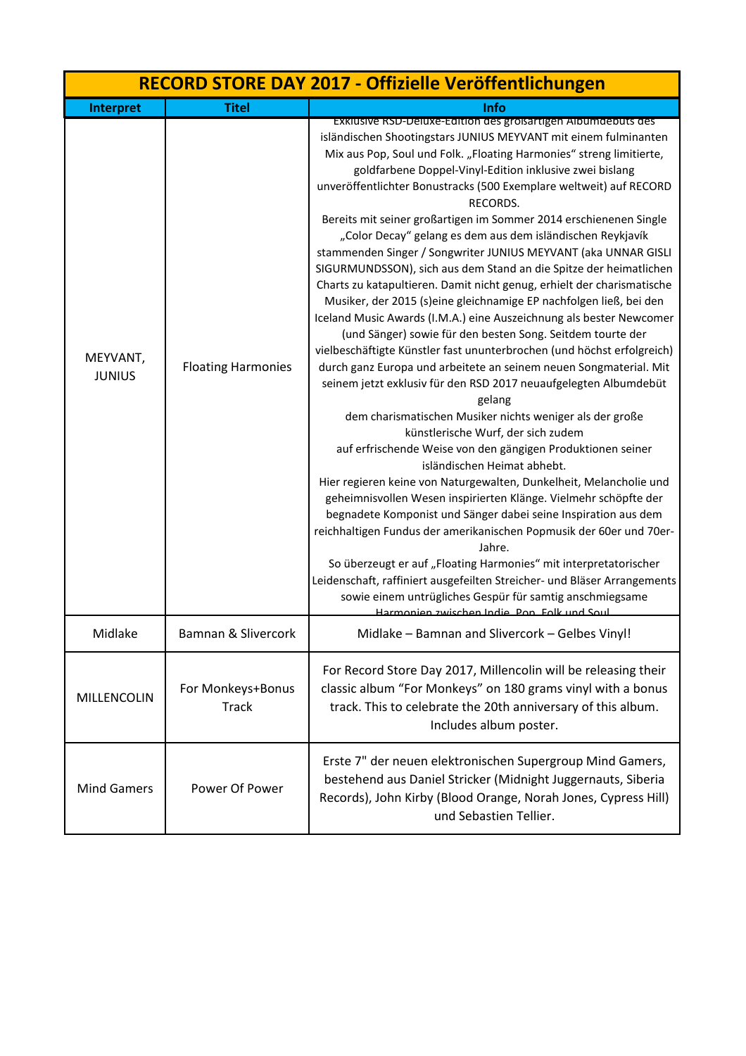| RECORD STORE DAY 2017 - Offizielle Veröffentlichungen | | |
|---|---|---|
| **Interpret** | **Titel** | **Info** |
| MEYVANT, JUNIUS | Floating Harmonies | Exklusive RSD-Deluxe-Edition des großartigen Albumdebüts des isländischen Shootingstars JUNIUS MEYVANT mit einem fulminanten Mix aus Pop, Soul und Folk. „Floating Harmonies" streng limitierte, goldfarbene Doppel-Vinyl-Edition inklusive zwei bislang unveröffentlichter Bonustracks (500 Exemplare weltweit) auf RECORD RECORDS. Bereits mit seiner großartigen im Sommer 2014 erschienenen Single „Color Decay" gelang es dem aus dem isländischen Reykjavík stammenden Singer / Songwriter JUNIUS MEYVANT (aka UNNAR GISLI SIGURMUNDSSON), sich aus dem Stand an die Spitze der heimatlichen Charts zu katapultieren. Damit nicht genug, erhielt der charismatische Musiker, der 2015 (s)eine gleichnamige EP nachfolgen ließ, bei den Iceland Music Awards (I.M.A.) eine Auszeichnung als bester Newcomer (und Sänger) sowie für den besten Song. Seitdem tourte der vielbeschäftigte Künstler fast ununterbrochen (und höchst erfolgreich) durch ganz Europa und arbeitete an seinem neuen Songmaterial. Mit seinem jetzt exklusiv für den RSD 2017 neuaufgelegten Albumdebüt gelang dem charismatischen Musiker nichts weniger als der große künstlerische Wurf, der sich zudem auf erfrischende Weise von den gängigen Produktionen seiner isländischen Heimat abhebt. Hier regieren keine von Naturgewalten, Dunkelheit, Melancholie und geheimnisvollen Wesen inspirierten Klänge. Vielmehr schöpfte der begnadete Komponist und Sänger dabei seine Inspiration aus dem reichhaltigen Fundus der amerikanischen Popmusik der 60er und 70er-Jahre. So überzeugt er auf „Floating Harmonies" mit interpretatorischer Leidenschaft, raffiniert ausgefeilten Streicher- und Bläser Arrangements sowie einem untrüglichen Gespür für samtig anschmiegsame Harmonien zwischen Indie, Pop, Folk und Soul. |
| Midlake | Bamnan & Slivercork | Midlake – Bamnan and Slivercork – Gelbes Vinyl! |
| MILLENCOLIN | For Monkeys+Bonus Track | For Record Store Day 2017, Millencolin will be releasing their classic album "For Monkeys" on 180 grams vinyl with a bonus track. This to celebrate the 20th anniversary of this album. Includes album poster. |
| Mind Gamers | Power Of Power | Erste 7" der neuen elektronischen Supergroup Mind Gamers, bestehend aus Daniel Stricker (Midnight Juggernauts, Siberia Records), John Kirby (Blood Orange, Norah Jones, Cypress Hill) und Sebastien Tellier. |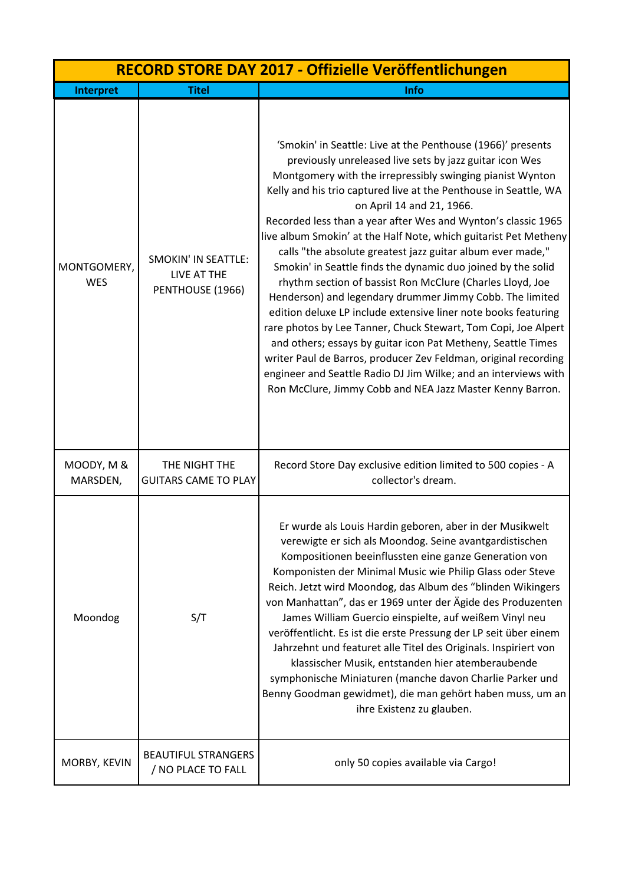| RECORD STORE DAY 2017 - Offizielle Veröffentlichungen | | |
|---|---|---|
| **Interpret** | **Titel** | **Info** |
| MONTGOMERY, WES | SMOKIN' IN SEATTLE: LIVE AT THE PENTHOUSE (1966) | 'Smokin' in Seattle: Live at the Penthouse (1966)' presents previously unreleased live sets by jazz guitar icon Wes Montgomery with the irrepressibly swinging pianist Wynton Kelly and his trio captured live at the Penthouse in Seattle, WA on April 14 and 21, 1966. Recorded less than a year after Wes and Wynton's classic 1965 live album Smokin' at the Half Note, which guitarist Pet Metheny calls "the absolute greatest jazz guitar album ever made," Smokin' in Seattle finds the dynamic duo joined by the solid rhythm section of bassist Ron McClure (Charles Lloyd, Joe Henderson) and legendary drummer Jimmy Cobb. The limited edition deluxe LP include extensive liner note books featuring rare photos by Lee Tanner, Chuck Stewart, Tom Copi, Joe Alpert and others; essays by guitar icon Pat Metheny, Seattle Times writer Paul de Barros, producer Zev Feldman, original recording engineer and Seattle Radio DJ Jim Wilke; and an interviews with Ron McClure, Jimmy Cobb and NEA Jazz Master Kenny Barron. |
| MOODY, M & MARSDEN, | THE NIGHT THE GUITARS CAME TO PLAY | Record Store Day exclusive edition limited to 500 copies - A collector's dream. |
| Moondog | S/T | Er wurde als Louis Hardin geboren, aber in der Musikwelt verewigte er sich als Moondog. Seine avantgardistischen Kompositionen beeinflussten eine ganze Generation von Komponisten der Minimal Music wie Philip Glass oder Steve Reich. Jetzt wird Moondog, das Album des "blinden Wikingers von Manhattan", das er 1969 unter der Ägide des Produzenten James William Guercio einspielte, auf weißem Vinyl neu veröffentlicht. Es ist die erste Pressung der LP seit über einem Jahrzehnt und featuret alle Titel des Originals. Inspiriert von klassischer Musik, entstanden hier atemberaubende symphonische Miniaturen (manche davon Charlie Parker und Benny Goodman gewidmet), die man gehört haben muss, um an ihre Existenz zu glauben. |
| MORBY, KEVIN | BEAUTIFUL STRANGERS / NO PLACE TO FALL | only 50 copies available via Cargo! |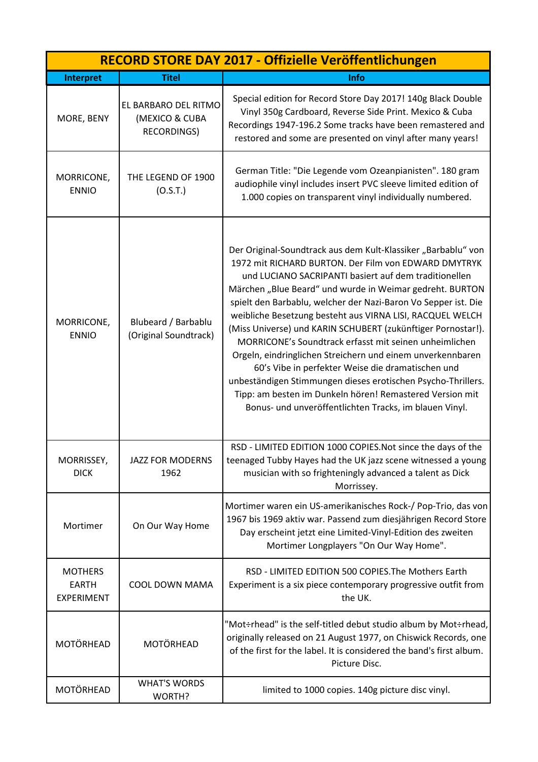| RECORD STORE DAY 2017 - Offizielle Veröffentlichungen | | |
|---|---|---|
| **Interpret** | **Titel** | **Info** |
| MORE, BENY | EL BARBARO DEL RITMO (MEXICO & CUBA RECORDINGS) | Special edition for Record Store Day 2017! 140g Black Double Vinyl 350g Cardboard, Reverse Side Print. Mexico & Cuba Recordings 1947-196.2 Some tracks have been remastered and restored and some are presented on vinyl after many years! |
| MORRICONE, ENNIO | THE LEGEND OF 1900 (O.S.T.) | German Title: "Die Legende vom Ozeanpianisten". 180 gram audiophile vinyl includes insert PVC sleeve limited edition of 1.000 copies on transparent vinyl individually numbered. |
| MORRICONE, ENNIO | Blubeard / Barbablu (Original Soundtrack) | Der Original-Soundtrack aus dem Kult-Klassiker „Barbablu" von 1972 mit RICHARD BURTON. Der Film von EDWARD DMYTRYK und LUCIANO SACRIPANTI basiert auf dem traditionellen Märchen „Blue Beard" und wurde in Weimar gedreht. BURTON spielt den Barbablu, welcher der Nazi-Baron Vo Sepper ist. Die weibliche Besetzung besteht aus VIRNA LISI, RACQUEL WELCH (Miss Universe) und KARIN SCHUBERT (zukünftiger Pornostar!). MORRICONE's Soundtrack erfasst mit seinen unheimlichen Orgeln, eindringlichen Streichern und einem unverkennbaren 60's Vibe in perfekter Weise die dramatischen und unbeständigen Stimmungen dieses erotischen Psycho-Thrillers. Tipp: am besten im Dunkeln hören! Remastered Version mit Bonus- und unveröffentlichten Tracks, im blauen Vinyl. |
| MORRISSEY, DICK | JAZZ FOR MODERNS 1962 | RSD - LIMITED EDITION 1000 COPIES.Not since the days of the teenaged Tubby Hayes had the UK jazz scene witnessed a young musician with so frighteningly advanced a talent as Dick Morrissey. |
| Mortimer | On Our Way Home | Mortimer waren ein US-amerikanisches Rock-/ Pop-Trio, das von 1967 bis 1969 aktiv war. Passend zum diesjährigen Record Store Day erscheint jetzt eine Limited-Vinyl-Edition des zweiten Mortimer Longplayers "On Our Way Home". |
| MOTHERS EARTH EXPERIMENT | COOL DOWN MAMA | RSD - LIMITED EDITION 500 COPIES.The Mothers Earth Experiment is a six piece contemporary progressive outfit from the UK. |
| MOTÖRHEAD | MOTÖRHEAD | "Mot÷rhead" is the self-titled debut studio album by Mot÷rhead, originally released on 21 August 1977, on Chiswick Records, one of the first for the label. It is considered the band's first album. Picture Disc. |
| MOTÖRHEAD | WHAT'S WORDS WORTH? | limited to 1000 copies. 140g picture disc vinyl. |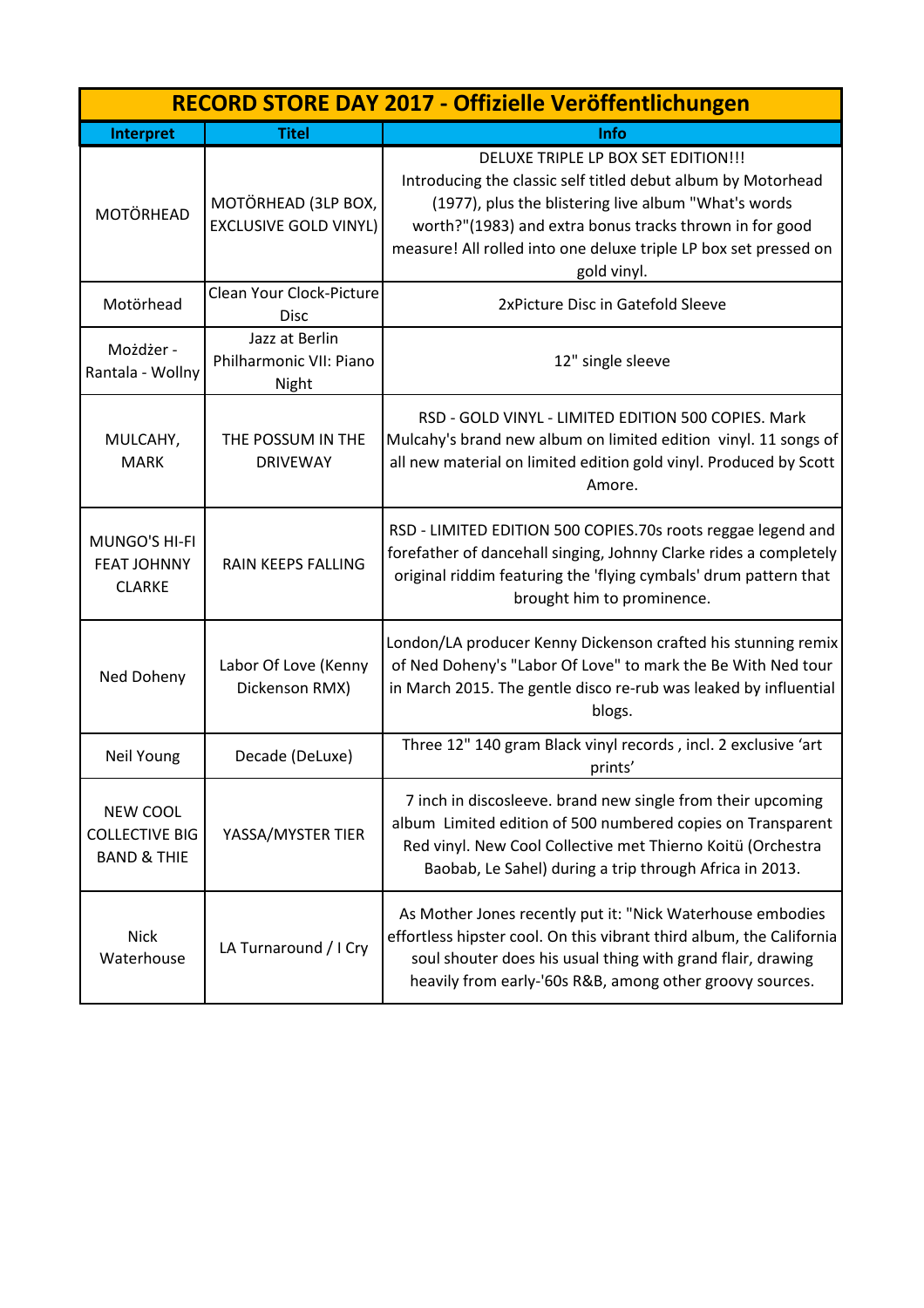| RECORD STORE DAY 2017 - Offizielle Veröffentlichungen | | |
|---|---|---|
| **Interpret** | **Titel** | **Info** |
| MOTÖRHEAD | MOTÖRHEAD (3LP BOX, EXCLUSIVE GOLD VINYL) | DELUXE TRIPLE LP BOX SET EDITION!!! Introducing the classic self titled debut album by Motorhead (1977), plus the blistering live album "What's words worth?"(1983) and extra bonus tracks thrown in for good measure! All rolled into one deluxe triple LP box set pressed on gold vinyl. |
| Motörhead | Clean Your Clock-Picture Disc | 2xPicture Disc in Gatefold Sleeve |
| Możdżer - Rantala - Wollny | Jazz at Berlin Philharmonic VII: Piano Night | 12" single sleeve |
| MULCAHY, MARK | THE POSSUM IN THE DRIVEWAY | RSD - GOLD VINYL - LIMITED EDITION 500 COPIES. Mark Mulcahy's brand new album on limited edition vinyl. 11 songs of all new material on limited edition gold vinyl. Produced by Scott Amore. |
| MUNGO'S HI-FI FEAT JOHNNY CLARKE | RAIN KEEPS FALLING | RSD - LIMITED EDITION 500 COPIES.70s roots reggae legend and forefather of dancehall singing, Johnny Clarke rides a completely original riddim featuring the 'flying cymbals' drum pattern that brought him to prominence. |
| Ned Doheny | Labor Of Love (Kenny Dickenson RMX) | London/LA producer Kenny Dickenson crafted his stunning remix of Ned Doheny's "Labor Of Love" to mark the Be With Ned tour in March 2015. The gentle disco re-rub was leaked by influential blogs. |
| Neil Young | Decade (DeLuxe) | Three 12" 140 gram Black vinyl records , incl. 2 exclusive 'art prints' |
| NEW COOL COLLECTIVE BIG BAND & THIE | YASSA/MYSTER TIER | 7 inch in discosleeve. brand new single from their upcoming album Limited edition of 500 numbered copies on Transparent Red vinyl. New Cool Collective met Thierno Koitü (Orchestra Baobab, Le Sahel) during a trip through Africa in 2013. |
| Nick Waterhouse | LA Turnaround / I Cry | As Mother Jones recently put it: "Nick Waterhouse embodies effortless hipster cool. On this vibrant third album, the California soul shouter does his usual thing with grand flair, drawing heavily from early-'60s R&B, among other groovy sources. |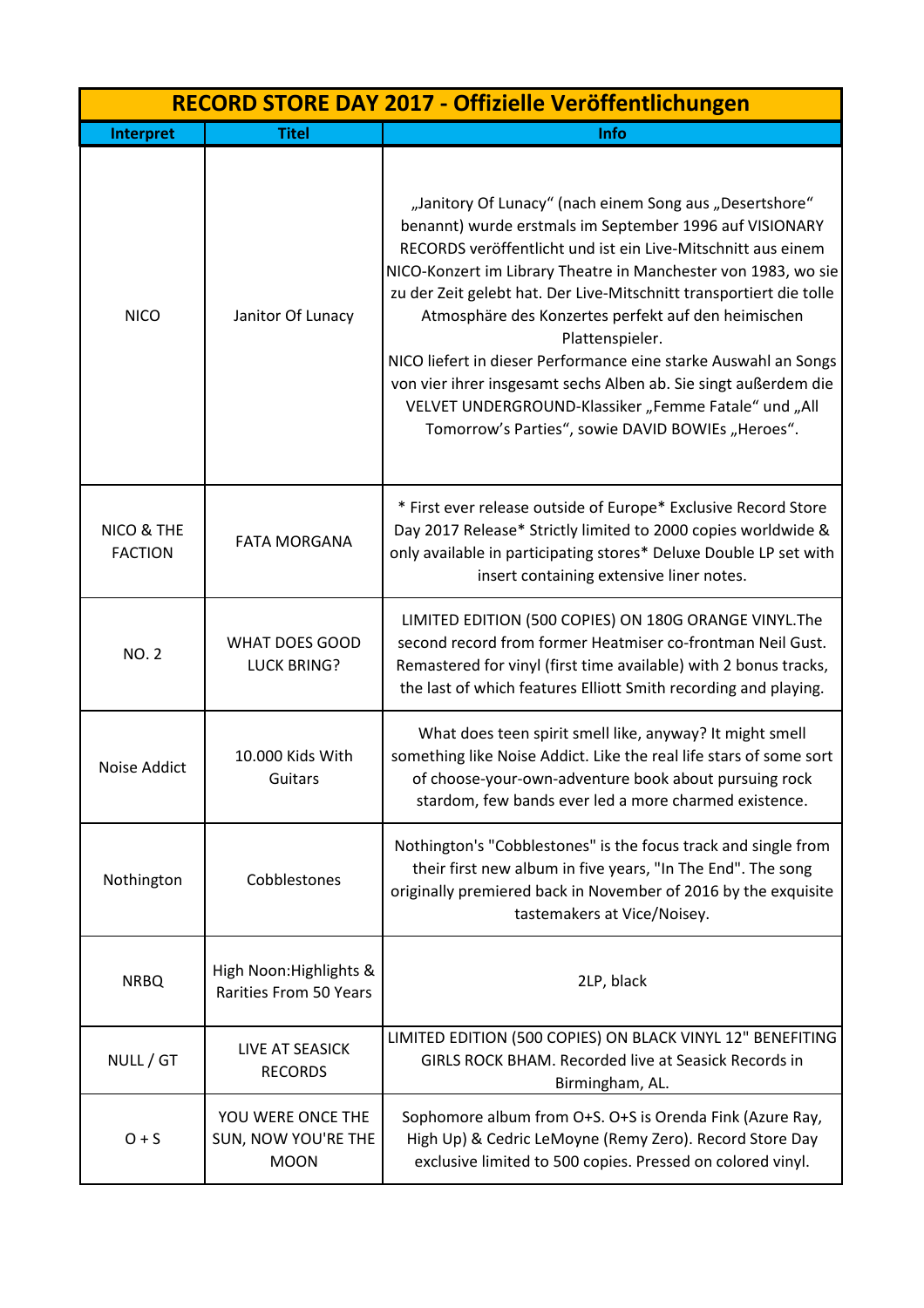| RECORD STORE DAY 2017 - Offizielle Veröffentlichungen | | |
|---|---|---|
| **Interpret** | **Titel** | **Info** |
| NICO | Janitor Of Lunacy | „Janitory Of Lunacy“ (nach einem Song aus „Desertshore“ benannt) wurde erstmals im September 1996 auf VISIONARY RECORDS veröffentlicht und ist ein Live-Mitschnitt aus einem NICO-Konzert im Library Theatre in Manchester von 1983, wo sie zu der Zeit gelebt hat. Der Live-Mitschnitt transportiert die tolle Atmosphäre des Konzertes perfekt auf den heimischen Plattenspieler. NICO liefert in dieser Performance eine starke Auswahl an Songs von vier ihrer insgesamt sechs Alben ab. Sie singt außerdem die VELVET UNDERGROUND-Klassiker „Femme Fatale“ und „All Tomorrow's Parties“, sowie DAVID BOWIEs „Heroes“. |
| NICO & THE FACTION | FATA MORGANA | * First ever release outside of Europe* Exclusive Record Store Day 2017 Release* Strictly limited to 2000 copies worldwide & only available in participating stores* Deluxe Double LP set with insert containing extensive liner notes. |
| NO. 2 | WHAT DOES GOOD LUCK BRING? | LIMITED EDITION (500 COPIES) ON 180G ORANGE VINYL.The second record from former Heatmiser co-frontman Neil Gust. Remastered for vinyl (first time available) with 2 bonus tracks, the last of which features Elliott Smith recording and playing. |
| Noise Addict | 10.000 Kids With Guitars | What does teen spirit smell like, anyway? It might smell something like Noise Addict. Like the real life stars of some sort of choose-your-own-adventure book about pursuing rock stardom, few bands ever led a more charmed existence. |
| Nothington | Cobblestones | Nothington's "Cobblestones" is the focus track and single from their first new album in five years, "In The End". The song originally premiered back in November of 2016 by the exquisite tastemakers at Vice/Noisey. |
| NRBQ | High Noon:Highlights & Rarities From 50 Years | 2LP, black |
| NULL / GT | LIVE AT SEASICK RECORDS | LIMITED EDITION (500 COPIES) ON BLACK VINYL 12" BENEFITING GIRLS ROCK BHAM. Recorded live at Seasick Records in Birmingham, AL. |
| O + S | YOU WERE ONCE THE SUN, NOW YOU'RE THE MOON | Sophomore album from O+S. O+S is Orenda Fink (Azure Ray, High Up) & Cedric LeMoyne (Remy Zero). Record Store Day exclusive limited to 500 copies. Pressed on colored vinyl. |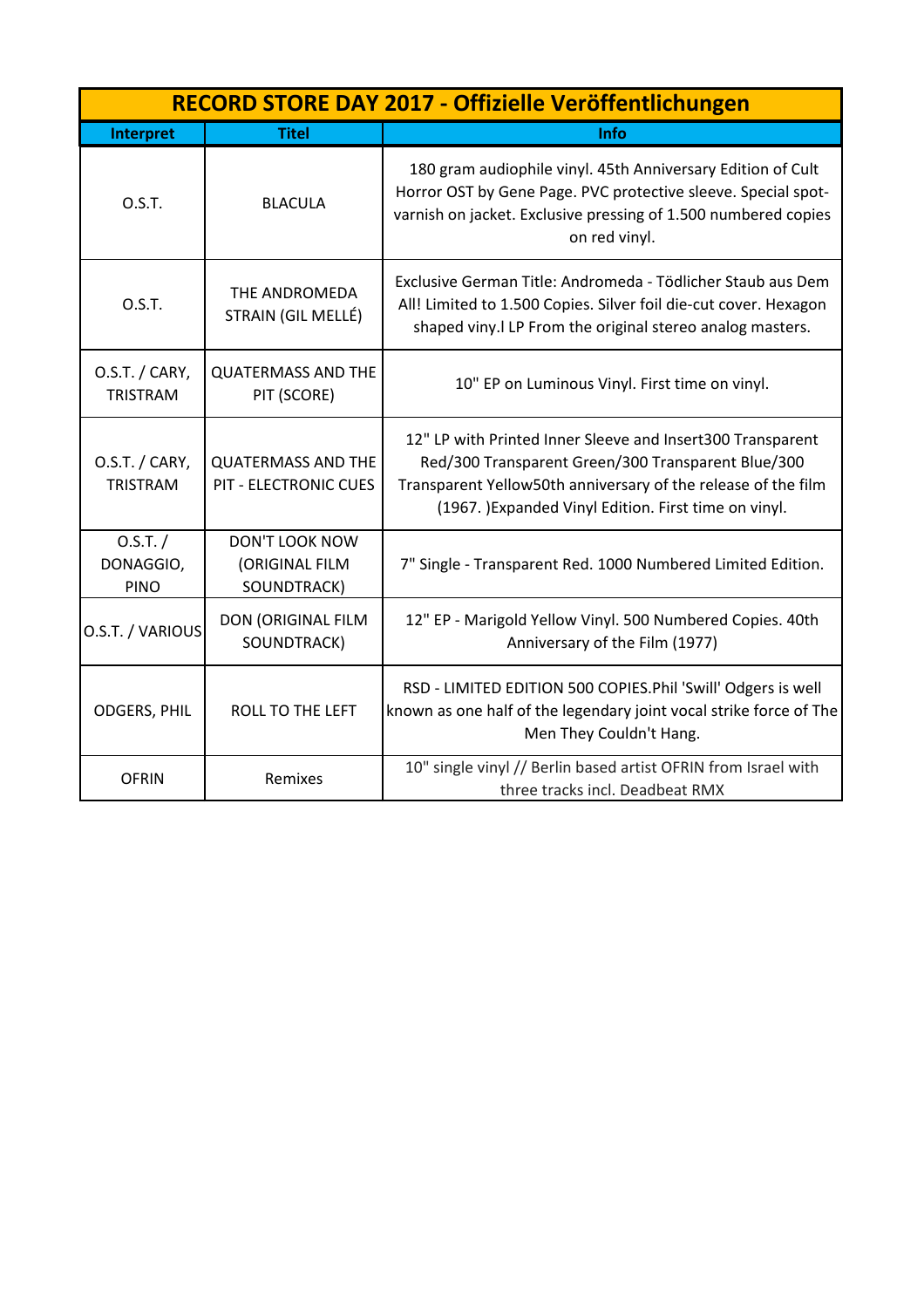| RECORD STORE DAY 2017 - Offizielle Veröffentlichungen | | |
|---|---|---|
| **Interpret** | **Titel** | **Info** |
| O.S.T. | BLACULA | 180 gram audiophile vinyl. 45th Anniversary Edition of Cult Horror OST by Gene Page. PVC protective sleeve. Special spot-varnish on jacket. Exclusive pressing of 1.500 numbered copies on red vinyl. |
| O.S.T. | THE ANDROMEDA STRAIN (GIL MELLÉ) | Exclusive German Title: Andromeda - Tödlicher Staub aus Dem All! Limited to 1.500 Copies. Silver foil die-cut cover. Hexagon shaped viny.l LP From the original stereo analog masters. |
| O.S.T. / CARY, TRISTRAM | QUATERMASS AND THE PIT (SCORE) | 10" EP on Luminous Vinyl. First time on vinyl. |
| O.S.T. / CARY, TRISTRAM | QUATERMASS AND THE PIT - ELECTRONIC CUES | 12" LP with Printed Inner Sleeve and Insert300 Transparent Red/300 Transparent Green/300 Transparent Blue/300 Transparent Yellow50th anniversary of the release of the film (1967. )Expanded Vinyl Edition. First time on vinyl. |
| O.S.T. / DONAGGIO, PINO | DON'T LOOK NOW (ORIGINAL FILM SOUNDTRACK) | 7" Single - Transparent Red. 1000 Numbered Limited Edition. |
| O.S.T. / VARIOUS | DON (ORIGINAL FILM SOUNDTRACK) | 12" EP - Marigold Yellow Vinyl. 500 Numbered Copies. 40th Anniversary of the Film (1977) |
| ODGERS, PHIL | ROLL TO THE LEFT | RSD - LIMITED EDITION 500 COPIES.Phil 'Swill' Odgers is well known as one half of the legendary joint vocal strike force of The Men They Couldn't Hang. |
| OFRIN | Remixes | 10" single vinyl // Berlin based artist OFRIN from Israel with three tracks incl. Deadbeat RMX |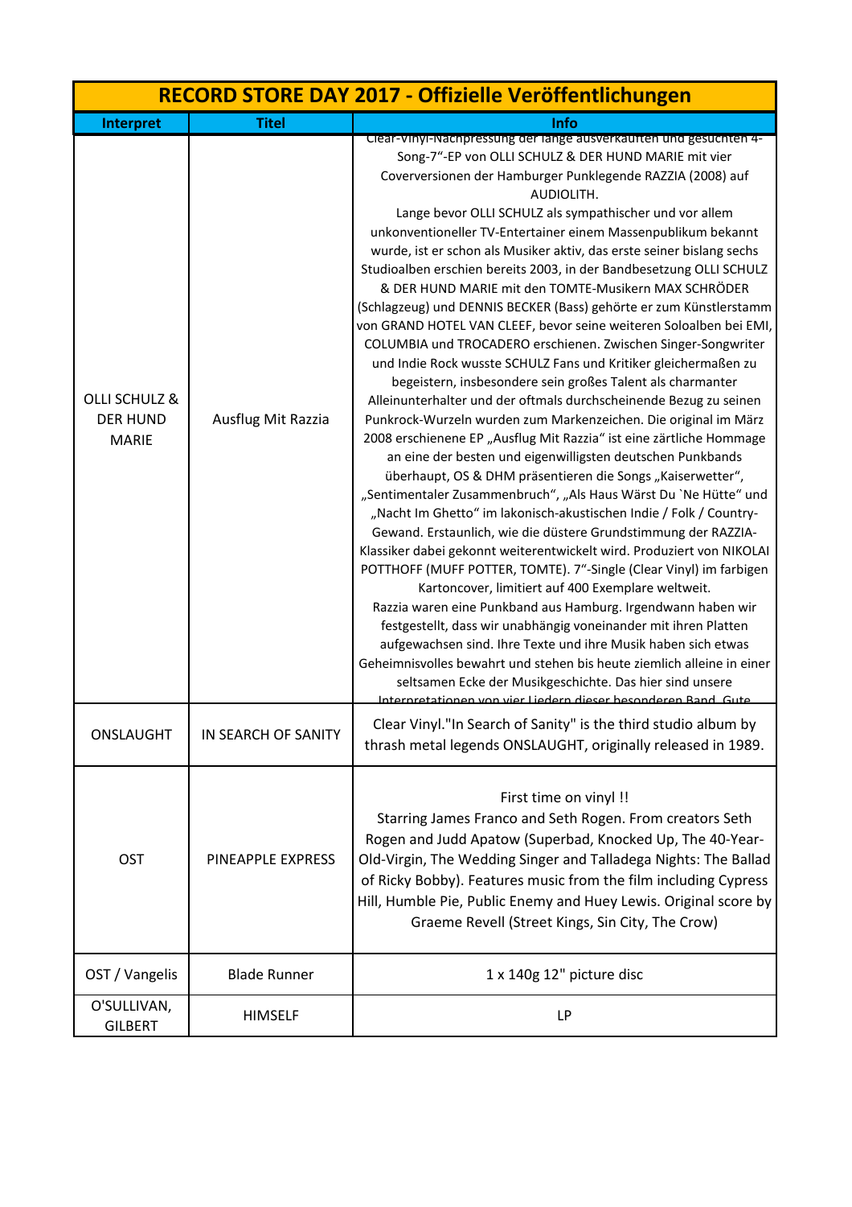| RECORD STORE DAY 2017 - Offizielle Veröffentlichungen | | |
|---|---|---|
| **Interpret** | **Titel** | **Info** |
| OLLI SCHULZ & DER HUND MARIE | Ausflug Mit Razzia | Clear-Vinyl-Nachpressung der lange ausverkauften und gesuchten 4-Song-7"-EP von OLLI SCHULZ & DER HUND MARIE mit vier Coverversionen der Hamburger Punklegende RAZZIA (2008) auf AUDIOLITH. Lange bevor OLLI SCHULZ als sympathischer und vor allem unkonventioneller TV-Entertainer einem Massenpublikum bekannt wurde, ist er schon als Musiker aktiv, das erste seiner bislang sechs Studioalben erschien bereits 2003, in der Bandbesetzung OLLI SCHULZ & DER HUND MARIE mit den TOMTE-Musikern MAX SCHRÖDER (Schlagzeug) und DENNIS BECKER (Bass) gehörte er zum Künstlerstamm von GRAND HOTEL VAN CLEEF, bevor seine weiteren Soloalben bei EMI, COLUMBIA und TROCADERO erschienen. Zwischen Singer-Songwriter und Indie Rock wusste SCHULZ Fans und Kritiker gleichermaßen zu begeistern, insbesondere sein großes Talent als charmanter Alleinunterhalter und der oftmals durchscheinende Bezug zu seinen Punkrock-Wurzeln wurden zum Markenzeichen. Die original im März 2008 erschienene EP „Ausflug Mit Razzia" ist eine zärtliche Hommage an eine der besten und eigenwilligsten deutschen Punkbands überhaupt, OS & DHM präsentieren die Songs „Kaiserwetter", „Sentimentaler Zusammenbruch", „Als Haus Wärst Du `Ne Hütte" und „Nacht Im Ghetto" im lakonisch-akustischen Indie / Folk / Country-Gewand. Erstaunlich, wie die düstere Grundstimmung der RAZZIA-Klassiker dabei gekonnt weiterentwickelt wird. Produziert von NIKOLAI POTTHOFF (MUFF POTTER, TOMTE). 7"-Single (Clear Vinyl) im farbigen Kartoncover, limitiert auf 400 Exemplare weltweit. Razzia waren eine Punkband aus Hamburg. Irgendwann haben wir festgestellt, dass wir unabhängig voneinander mit ihren Platten aufgewachsen sind. Ihre Texte und ihre Musik haben sich etwas Geheimnisvolles bewahrt und stehen bis heute ziemlich alleine in einer seltsamen Ecke der Musikgeschichte. Das hier sind unsere Interpretationen von vier Liedern dieser besonderen Band. Gute |
| ONSLAUGHT | IN SEARCH OF SANITY | Clear Vinyl."In Search of Sanity" is the third studio album by thrash metal legends ONSLAUGHT, originally released in 1989. |
| OST | PINEAPPLE EXPRESS | First time on vinyl !! Starring James Franco and Seth Rogen. From creators Seth Rogen and Judd Apatow (Superbad, Knocked Up, The 40-Year-Old-Virgin, The Wedding Singer and Talladega Nights: The Ballad of Ricky Bobby). Features music from the film including Cypress Hill, Humble Pie, Public Enemy and Huey Lewis. Original score by Graeme Revell (Street Kings, Sin City, The Crow) |
| OST / Vangelis | Blade Runner | 1 x 140g 12" picture disc |
| O'SULLIVAN, GILBERT | HIMSELF | LP |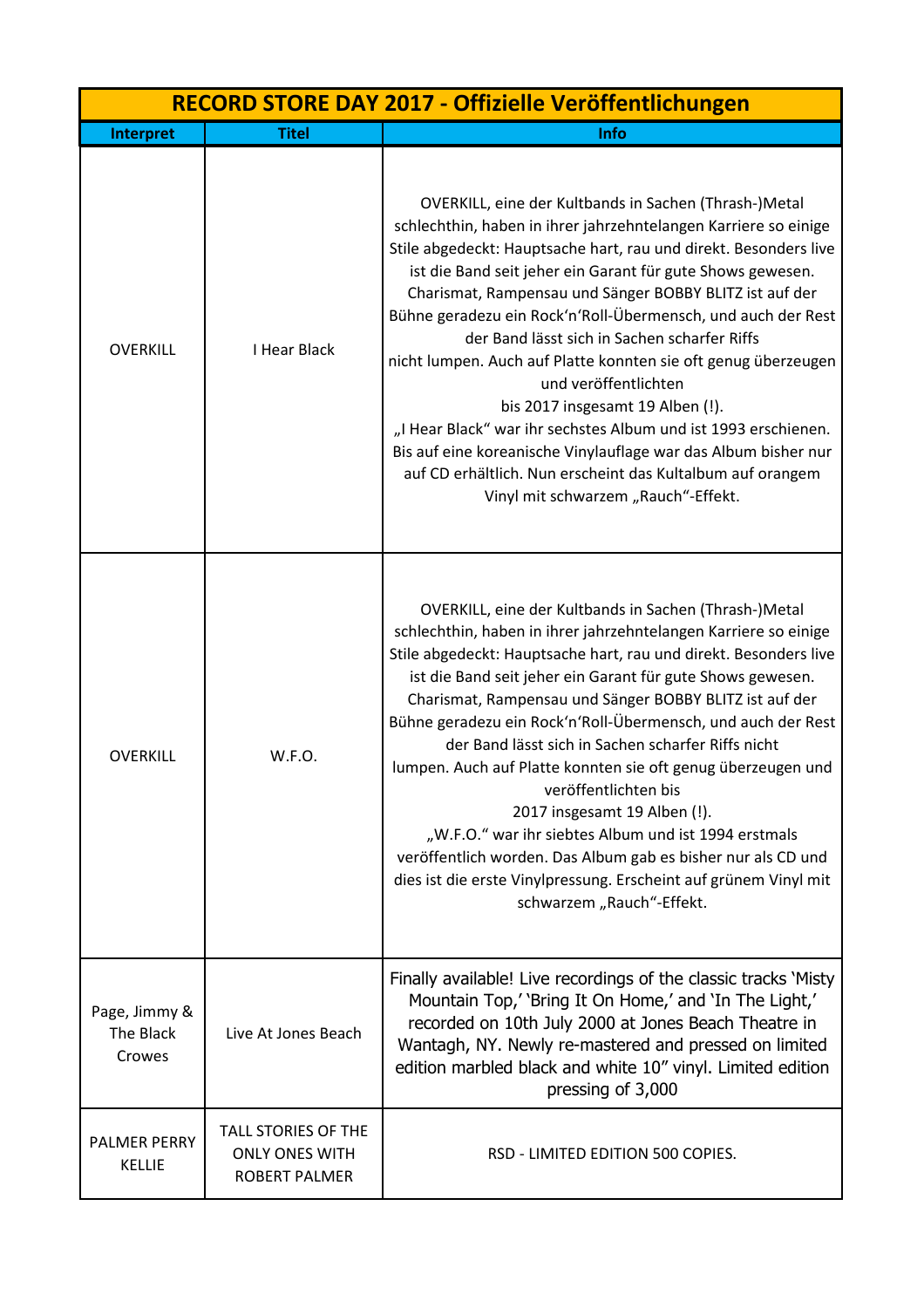| RECORD STORE DAY 2017 - Offizielle Veröffentlichungen | | |
|---|---|---|
| **Interpret** | **Titel** | **Info** |
| OVERKILL | I Hear Black | OVERKILL, eine der Kultbands in Sachen (Thrash-)Metal schlechthin, haben in ihrer jahrzehntelangen Karriere so einige Stile abgedeckt: Hauptsache hart, rau und direkt. Besonders live ist die Band seit jeher ein Garant für gute Shows gewesen. Charismat, Rampensau und Sänger BOBBY BLITZ ist auf der Bühne geradezu ein Rock'n'Roll-Übermensch, und auch der Rest der Band lässt sich in Sachen scharfer Riffs nicht lumpen. Auch auf Platte konnten sie oft genug überzeugen und veröffentlichten bis 2017 insgesamt 19 Alben (!). „I Hear Black" war ihr sechstes Album und ist 1993 erschienen. Bis auf eine koreanische Vinylauflage war das Album bisher nur auf CD erhältlich. Nun erscheint das Kultalbum auf orangem Vinyl mit schwarzem „Rauch"-Effekt. |
| OVERKILL | W.F.O. | OVERKILL, eine der Kultbands in Sachen (Thrash-)Metal schlechthin, haben in ihrer jahrzehntelangen Karriere so einige Stile abgedeckt: Hauptsache hart, rau und direkt. Besonders live ist die Band seit jeher ein Garant für gute Shows gewesen. Charismat, Rampensau und Sänger BOBBY BLITZ ist auf der Bühne geradezu ein Rock'n'Roll-Übermensch, und auch der Rest der Band lässt sich in Sachen scharfer Riffs nicht lumpen. Auch auf Platte konnten sie oft genug überzeugen und veröffentlichten bis 2017 insgesamt 19 Alben (!). „W.F.O." war ihr siebtes Album und ist 1994 erstmals veröffentlich worden. Das Album gab es bisher nur als CD und dies ist die erste Vinylpressung. Erscheint auf grünem Vinyl mit schwarzem „Rauch"-Effekt. |
| Page, Jimmy & The Black Crowes | Live At Jones Beach | Finally available! Live recordings of the classic tracks 'Misty Mountain Top,' 'Bring It On Home,' and 'In The Light,' recorded on 10th July 2000 at Jones Beach Theatre in Wantagh, NY. Newly re-mastered and pressed on limited edition marbled black and white 10" vinyl. Limited edition pressing of 3,000 |
| PALMER PERRY KELLIE | TALL STORIES OF THE ONLY ONES WITH ROBERT PALMER | RSD - LIMITED EDITION 500 COPIES. |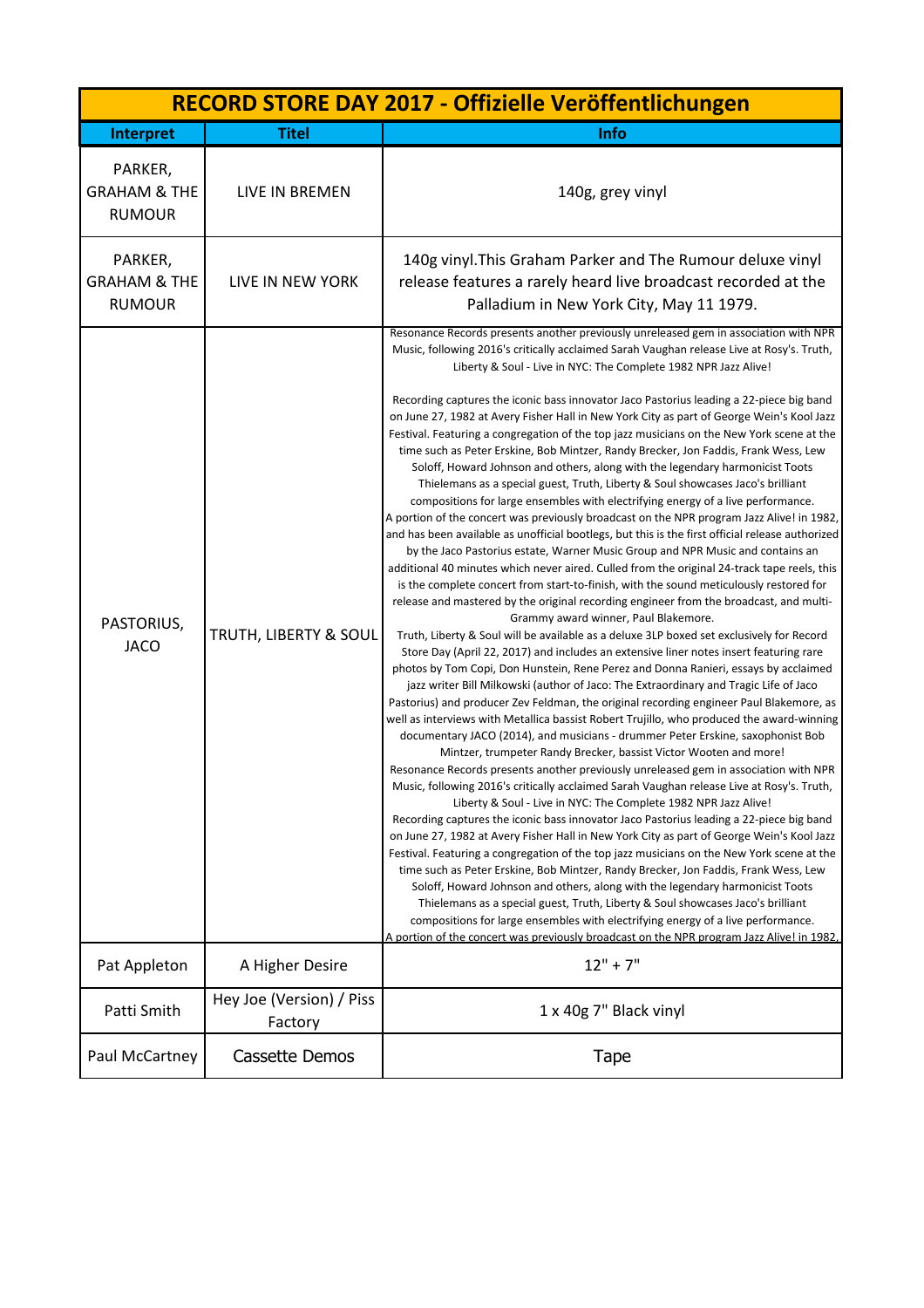| RECORD STORE DAY 2017 - Offizielle Veröffentlichungen | | |
|---|---|---|
| **Interpret** | **Titel** | **Info** |
| PARKER, GRAHAM & THE RUMOUR | LIVE IN BREMEN | 140g, grey vinyl |
| PARKER, GRAHAM & THE RUMOUR | LIVE IN NEW YORK | 140g vinyl.This Graham Parker and The Rumour deluxe vinyl release features a rarely heard live broadcast recorded at the Palladium in New York City, May 11 1979. |
| PASTORIUS, JACO | TRUTH, LIBERTY & SOUL | Resonance Records presents another previously unreleased gem in association with NPR Music, following 2016's critically acclaimed Sarah Vaughan release Live at Rosy's. Truth, Liberty & Soul - Live in NYC: The Complete 1982 NPR Jazz Alive!<br><br>Recording captures the iconic bass innovator Jaco Pastorius leading a 22-piece big band on June 27, 1982 at Avery Fisher Hall in New York City as part of George Wein's Kool Jazz Festival. Featuring a congregation of the top jazz musicians on the New York scene at the time such as Peter Erskine, Bob Mintzer, Randy Brecker, Jon Faddis, Frank Wess, Lew Soloff, Howard Johnson and others, along with the legendary harmonicist Toots Thielemans as a special guest, Truth, Liberty & Soul showcases Jaco's brilliant compositions for large ensembles with electrifying energy of a live performance.<br>A portion of the concert was previously broadcast on the NPR program Jazz Alive! in 1982, and has been available as unofficial bootlegs, but this is the first official release authorized by the Jaco Pastorius estate, Warner Music Group and NPR Music and contains an additional 40 minutes which never aired. Culled from the original 24-track tape reels, this is the complete concert from start-to-finish, with the sound meticulously restored for release and mastered by the original recording engineer from the broadcast, and multi-Grammy award winner, Paul Blakemore.<br>Truth, Liberty & Soul will be available as a deluxe 3LP boxed set exclusively for Record Store Day (April 22, 2017) and includes an extensive liner notes insert featuring rare photos by Tom Copi, Don Hunstein, Rene Perez and Donna Ranieri, essays by acclaimed jazz writer Bill Milkowski (author of Jaco: The Extraordinary and Tragic Life of Jaco Pastorius) and producer Zev Feldman, the original recording engineer Paul Blakemore, as well as interviews with Metallica bassist Robert Trujillo, who produced the award-winning documentary JACO (2014), and musicians - drummer Peter Erskine, saxophonist Bob Mintzer, trumpeter Randy Brecker, bassist Victor Wooten and more!<br>Resonance Records presents another previously unreleased gem in association with NPR Music, following 2016's critically acclaimed Sarah Vaughan release Live at Rosy's. Truth, Liberty & Soul - Live in NYC: The Complete 1982 NPR Jazz Alive!<br>Recording captures the iconic bass innovator Jaco Pastorius leading a 22-piece big band on June 27, 1982 at Avery Fisher Hall in New York City as part of George Wein's Kool Jazz Festival. Featuring a congregation of the top jazz musicians on the New York scene at the time such as Peter Erskine, Bob Mintzer, Randy Brecker, Jon Faddis, Frank Wess, Lew Soloff, Howard Johnson and others, along with the legendary harmonicist Toots Thielemans as a special guest, Truth, Liberty & Soul showcases Jaco's brilliant compositions for large ensembles with electrifying energy of a live performance.<br>A portion of the concert was previously broadcast on the NPR program Jazz Alive! in 1982, |
| Pat Appleton | A Higher Desire | 12" + 7" |
| Patti Smith | Hey Joe (Version) / Piss Factory | 1 x 40g 7" Black vinyl |
| Paul McCartney | Cassette Demos | Tape |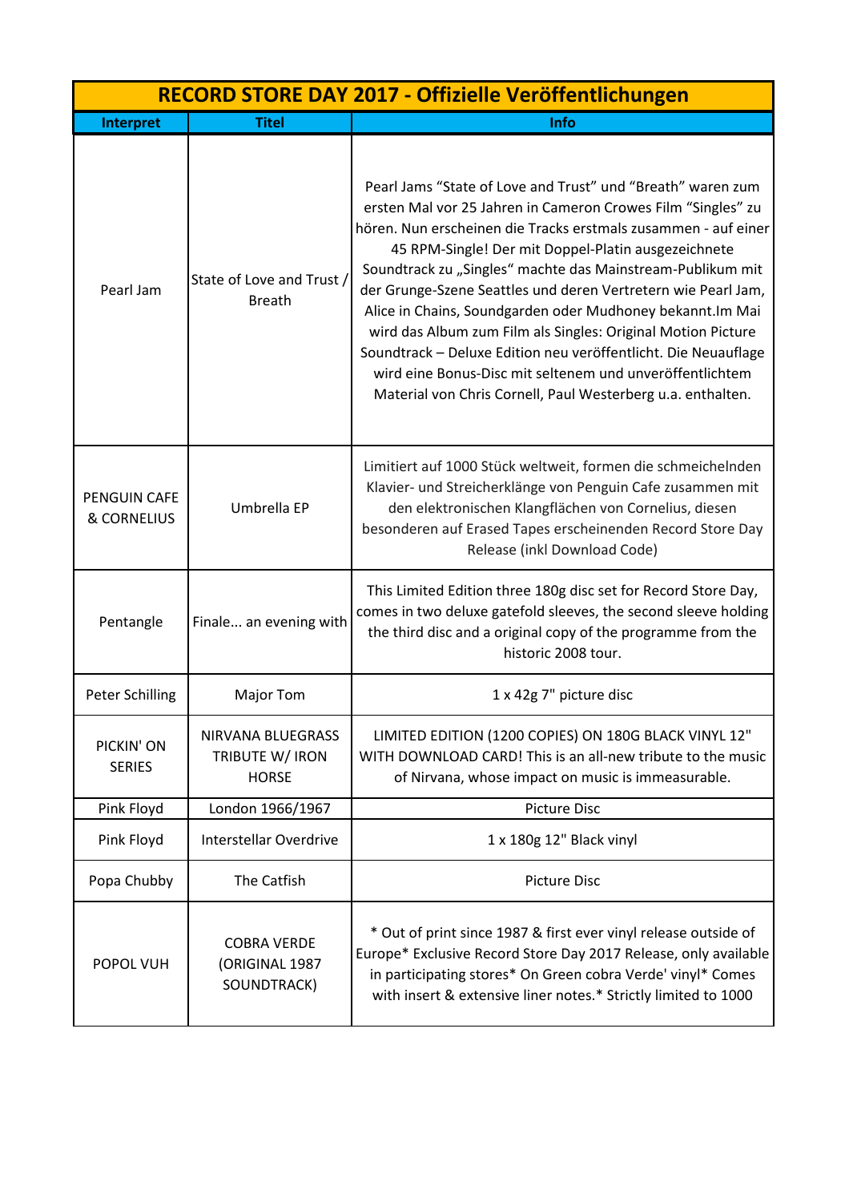| RECORD STORE DAY 2017 - Offizielle Veröffentlichungen | | |
|---|---|---|
| **Interpret** | **Titel** | **Info** |
| Pearl Jam | State of Love and Trust / Breath | Pearl Jams "State of Love and Trust" und "Breath" waren zum ersten Mal vor 25 Jahren in Cameron Crowes Film "Singles" zu hören. Nun erscheinen die Tracks erstmals zusammen - auf einer 45 RPM-Single! Der mit Doppel-Platin ausgezeichnete Soundtrack zu „Singles" machte das Mainstream-Publikum mit der Grunge-Szene Seattles und deren Vertretern wie Pearl Jam, Alice in Chains, Soundgarden oder Mudhoney bekannt.Im Mai wird das Album zum Film als Singles: Original Motion Picture Soundtrack – Deluxe Edition neu veröffentlicht. Die Neuauflage wird eine Bonus-Disc mit seltenem und unveröffentlichtem Material von Chris Cornell, Paul Westerberg u.a. enthalten. |
| PENGUIN CAFE & CORNELIUS | Umbrella EP | Limitiert auf 1000 Stück weltweit, formen die schmeichelnden Klavier- und Streicherklänge von Penguin Cafe zusammen mit den elektronischen Klangflächen von Cornelius, diesen besonderen auf Erased Tapes erscheinenden Record Store Day Release (inkl Download Code) |
| Pentangle | Finale... an evening with | This Limited Edition three 180g disc set for Record Store Day, comes in two deluxe gatefold sleeves, the second sleeve holding the third disc and a original copy of the programme from the historic 2008 tour. |
| Peter Schilling | Major Tom | 1 x 42g 7" picture disc |
| PICKIN' ON SERIES | NIRVANA BLUEGRASS TRIBUTE W/ IRON HORSE | LIMITED EDITION (1200 COPIES) ON 180G BLACK VINYL 12" WITH DOWNLOAD CARD! This is an all-new tribute to the music of Nirvana, whose impact on music is immeasurable. |
| Pink Floyd | London 1966/1967 | Picture Disc |
| Pink Floyd | Interstellar Overdrive | 1 x 180g 12" Black vinyl |
| Popa Chubby | The Catfish | Picture Disc |
| POPOL VUH | COBRA VERDE (ORIGINAL 1987 SOUNDTRACK) | * Out of print since 1987 & first ever vinyl release outside of Europe* Exclusive Record Store Day 2017 Release, only available in participating stores* On Green cobra Verde' vinyl* Comes with insert & extensive liner notes.* Strictly limited to 1000 |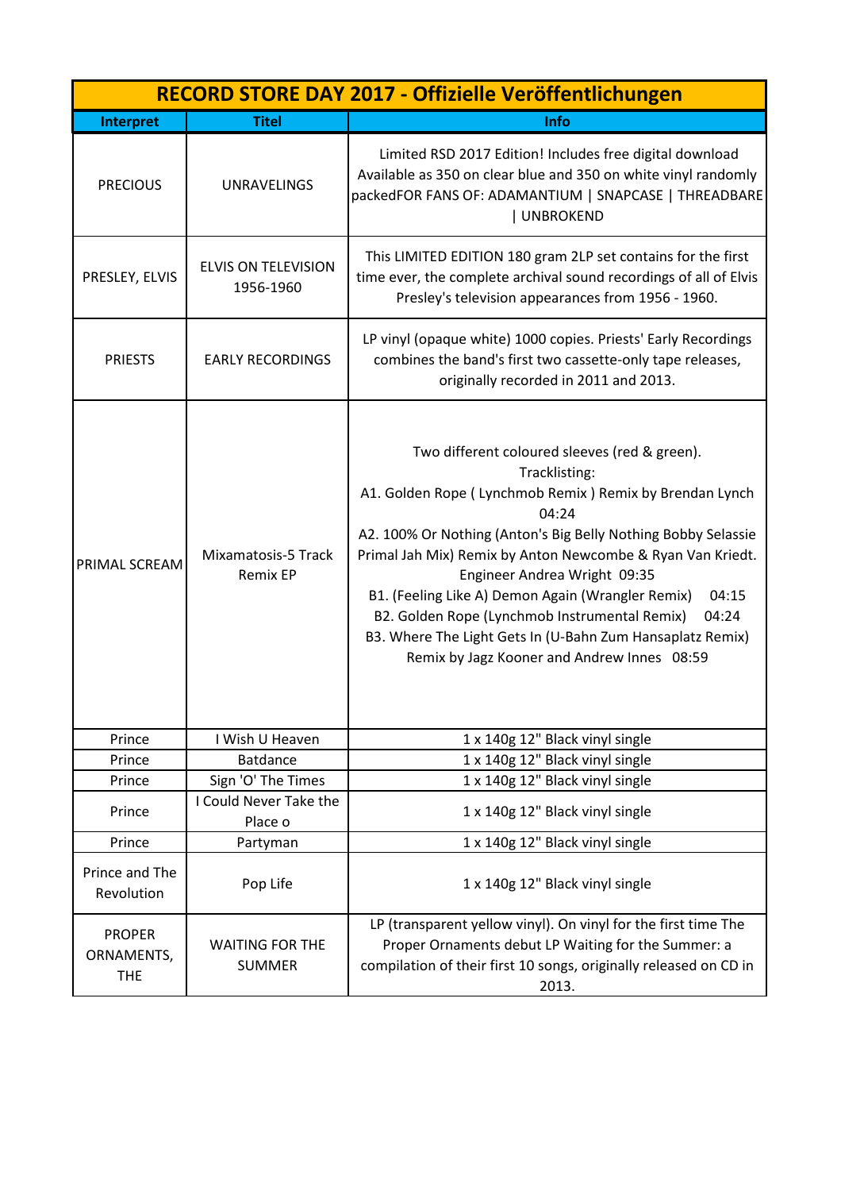| RECORD STORE DAY 2017 - Offizielle Veröffentlichungen | | |
|---|---|---|
| **Interpret** | **Titel** | **Info** |
| PRECIOUS | UNRAVELINGS | Limited RSD 2017 Edition! Includes free digital download Available as 350 on clear blue and 350 on white vinyl randomly packedFOR FANS OF: ADAMANTIUM \| SNAPCASE \| THREADBARE \| UNBROKEND |
| PRESLEY, ELVIS | ELVIS ON TELEVISION 1956-1960 | This LIMITED EDITION 180 gram 2LP set contains for the first time ever, the complete archival sound recordings of all of Elvis Presley's television appearances from 1956 - 1960. |
| PRIESTS | EARLY RECORDINGS | LP vinyl (opaque white) 1000 copies. Priests' Early Recordings combines the band's first two cassette-only tape releases, originally recorded in 2011 and 2013. |
| PRIMAL SCREAM | Mixamatosis-5 Track Remix EP | Two different coloured sleeves (red & green). Tracklisting: A1. Golden Rope ( Lynchmob Remix ) Remix by Brendan Lynch 04:24 A2. 100% Or Nothing (Anton's Big Belly Nothing Bobby Selassie Primal Jah Mix) Remix by Anton Newcombe & Ryan Van Kriedt. Engineer Andrea Wright 09:35 B1. (Feeling Like A) Demon Again (Wrangler Remix) 04:15 B2. Golden Rope (Lynchmob Instrumental Remix) 04:24 B3. Where The Light Gets In (U-Bahn Zum Hansaplatz Remix) Remix by Jagz Kooner and Andrew Innes 08:59 |
| Prince | I Wish U Heaven | 1 x 140g 12" Black vinyl single |
| Prince | Batdance | 1 x 140g 12" Black vinyl single |
| Prince | Sign 'O' The Times | 1 x 140g 12" Black vinyl single |
| Prince | I Could Never Take the Place o | 1 x 140g 12" Black vinyl single |
| Prince | Partyman | 1 x 140g 12" Black vinyl single |
| Prince and The Revolution | Pop Life | 1 x 140g 12" Black vinyl single |
| PROPER ORNAMENTS, THE | WAITING FOR THE SUMMER | LP (transparent yellow vinyl). On vinyl for the first time The Proper Ornaments debut LP Waiting for the Summer: a compilation of their first 10 songs, originally released on CD in 2013. |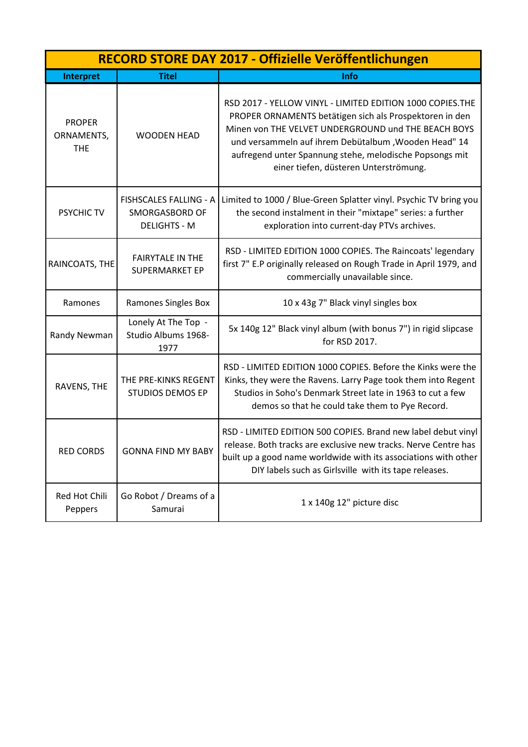| RECORD STORE DAY 2017 - Offizielle Veröffentlichungen | | |
|---|---|---|
| **Interpret** | **Titel** | **Info** |
| PROPER ORNAMENTS, THE | WOODEN HEAD | RSD 2017 - YELLOW VINYL - LIMITED EDITION 1000 COPIES.THE PROPER ORNAMENTS betätigen sich als Prospektoren in den Minen von THE VELVET UNDERGROUND und THE BEACH BOYS und versammeln auf ihrem Debütalbum ‚Wooden Head" 14 aufregend unter Spannung stehe, melodische Popsongs mit einer tiefen, düsteren Unterströmung. |
| PSYCHIC TV | FISHSCALES FALLING - A SMORGASBORD OF DELIGHTS - M | Limited to 1000 / Blue-Green Splatter vinyl. Psychic TV bring you the second instalment in their "mixtape" series: a further exploration into current-day PTVs archives. |
| RAINCOATS, THE | FAIRYTALE IN THE SUPERMARKET EP | RSD - LIMITED EDITION 1000 COPIES. The Raincoats' legendary first 7" E.P originally released on Rough Trade in April 1979, and commercially unavailable since. |
| Ramones | Ramones Singles Box | 10 x 43g 7" Black vinyl singles box |
| Randy Newman | Lonely At The Top - Studio Albums 1968-1977 | 5x 140g 12" Black vinyl album (with bonus 7") in rigid slipcase for RSD 2017. |
| RAVENS, THE | THE PRE-KINKS REGENT STUDIOS DEMOS EP | RSD - LIMITED EDITION 1000 COPIES. Before the Kinks were the Kinks, they were the Ravens. Larry Page took them into Regent Studios in Soho's Denmark Street late in 1963 to cut a few demos so that he could take them to Pye Record. |
| RED CORDS | GONNA FIND MY BABY | RSD - LIMITED EDITION 500 COPIES. Brand new label debut vinyl release. Both tracks are exclusive new tracks. Nerve Centre has built up a good name worldwide with its associations with other DIY labels such as Girlsville with its tape releases. |
| Red Hot Chili Peppers | Go Robot / Dreams of a Samurai | 1 x 140g 12" picture disc |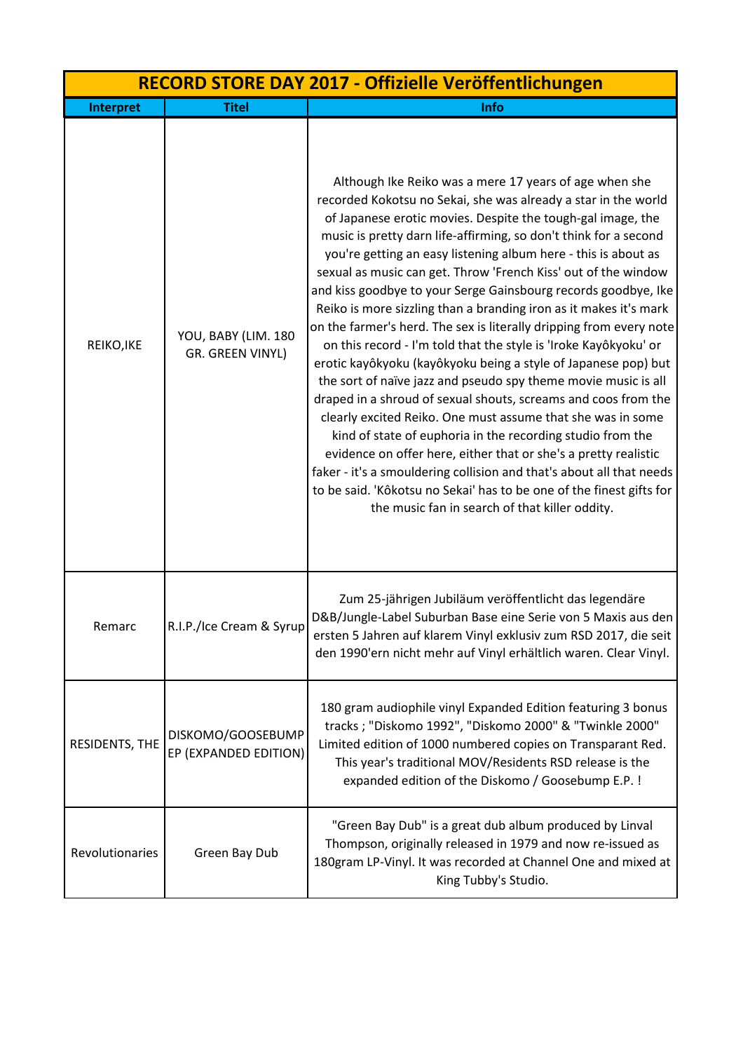| RECORD STORE DAY 2017 - Offizielle Veröffentlichungen | | |
|---|---|---|
| **Interpret** | **Titel** | **Info** |
| REIKO,IKE | YOU, BABY (LIM. 180 GR. GREEN VINYL) | Although Ike Reiko was a mere 17 years of age when she recorded Kokotsu no Sekai, she was already a star in the world of Japanese erotic movies. Despite the tough-gal image, the music is pretty darn life-affirming, so don't think for a second you're getting an easy listening album here - this is about as sexual as music can get. Throw 'French Kiss' out of the window and kiss goodbye to your Serge Gainsbourg records goodbye, Ike Reiko is more sizzling than a branding iron as it makes it's mark on the farmer's herd. The sex is literally dripping from every note on this record - I'm told that the style is 'Iroke Kayôkyoku' or erotic kayôkyoku (kayôkyoku being a style of Japanese pop) but the sort of naïve jazz and pseudo spy theme movie music is all draped in a shroud of sexual shouts, screams and coos from the clearly excited Reiko. One must assume that she was in some kind of state of euphoria in the recording studio from the evidence on offer here, either that or she's a pretty realistic faker - it's a smouldering collision and that's about all that needs to be said. 'Kôkotsu no Sekai' has to be one of the finest gifts for the music fan in search of that killer oddity. |
| Remarc | R.I.P./Ice Cream & Syrup | Zum 25-jährigen Jubiläum veröffentlicht das legendäre D&B/Jungle-Label Suburban Base eine Serie von 5 Maxis aus den ersten 5 Jahren auf klarem Vinyl exklusiv zum RSD 2017, die seit den 1990'ern nicht mehr auf Vinyl erhältlich waren. Clear Vinyl. |
| RESIDENTS, THE | DISKOMO/GOOSEBUMP EP (EXPANDED EDITION) | 180 gram audiophile vinyl Expanded Edition featuring 3 bonus tracks ; "Diskomo 1992", "Diskomo 2000" & "Twinkle 2000" Limited edition of 1000 numbered copies on Transparant Red. This year's traditional MOV/Residents RSD release is the expanded edition of the Diskomo / Goosebump E.P. ! |
| Revolutionaries | Green Bay Dub | "Green Bay Dub" is a great dub album produced by Linval Thompson, originally released in 1979 and now re-issued as 180gram LP-Vinyl. It was recorded at Channel One and mixed at King Tubby's Studio. |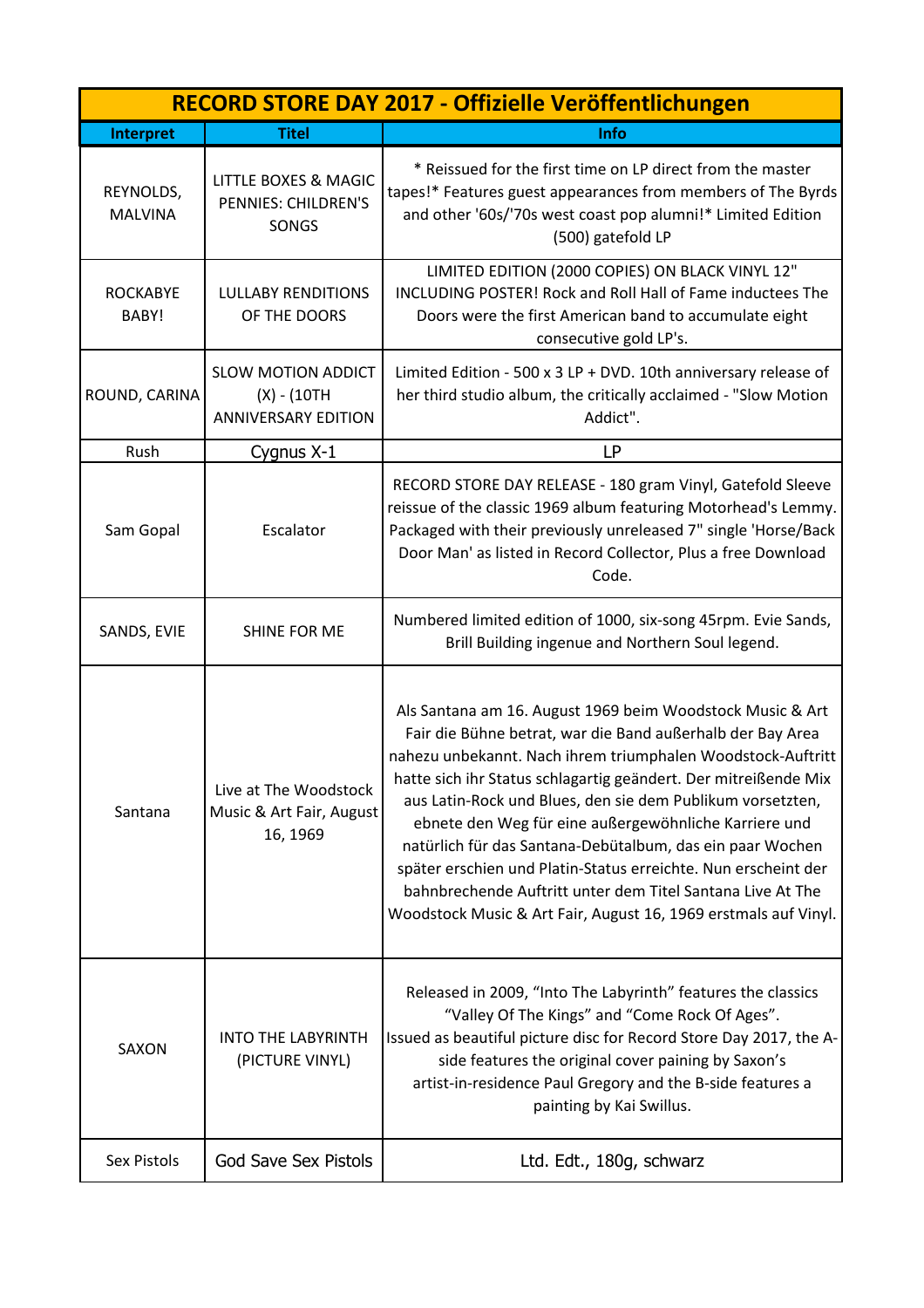| RECORD STORE DAY 2017 - Offizielle Veröffentlichungen | | |
|---|---|---|
| **Interpret** | **Titel** | **Info** |
| REYNOLDS, MALVINA | LITTLE BOXES & MAGIC PENNIES: CHILDREN'S SONGS | * Reissued for the first time on LP direct from the master tapes!* Features guest appearances from members of The Byrds and other '60s/'70s west coast pop alumni!* Limited Edition (500) gatefold LP |
| ROCKABYE BABY! | LULLABY RENDITIONS OF THE DOORS | LIMITED EDITION (2000 COPIES) ON BLACK VINYL 12" INCLUDING POSTER! Rock and Roll Hall of Fame inductees The Doors were the first American band to accumulate eight consecutive gold LP's. |
| ROUND, CARINA | SLOW MOTION ADDICT (X) - (10TH ANNIVERSARY EDITION | Limited Edition - 500 x 3 LP + DVD. 10th anniversary release of her third studio album, the critically acclaimed - "Slow Motion Addict". |
| Rush | Cygnus X-1 | LP |
| Sam Gopal | Escalator | RECORD STORE DAY RELEASE - 180 gram Vinyl, Gatefold Sleeve reissue of the classic 1969 album featuring Motorhead's Lemmy. Packaged with their previously unreleased 7" single 'Horse/Back Door Man' as listed in Record Collector, Plus a free Download Code. |
| SANDS, EVIE | SHINE FOR ME | Numbered limited edition of 1000, six-song 45rpm. Evie Sands, Brill Building ingenue and Northern Soul legend. |
| Santana | Live at The Woodstock Music & Art Fair, August 16, 1969 | Als Santana am 16. August 1969 beim Woodstock Music & Art Fair die Bühne betrat, war die Band außerhalb der Bay Area nahezu unbekannt. Nach ihrem triumphalen Woodstock-Auftritt hatte sich ihr Status schlagartig geändert. Der mitreißende Mix aus Latin-Rock und Blues, den sie dem Publikum vorsetzten, ebnete den Weg für eine außergewöhnliche Karriere und natürlich für das Santana-Debütalbum, das ein paar Wochen später erschien und Platin-Status erreichte. Nun erscheint der bahnbrechende Auftritt unter dem Titel Santana Live At The Woodstock Music & Art Fair, August 16, 1969 erstmals auf Vinyl. |
| SAXON | INTO THE LABYRINTH (PICTURE VINYL) | Released in 2009, "Into The Labyrinth" features the classics "Valley Of The Kings" and "Come Rock Of Ages". Issued as beautiful picture disc for Record Store Day 2017, the A-side features the original cover paining by Saxon's artist-in-residence Paul Gregory and the B-side features a painting by Kai Swillus. |
| Sex Pistols | God Save Sex Pistols | Ltd. Edt., 180g, schwarz |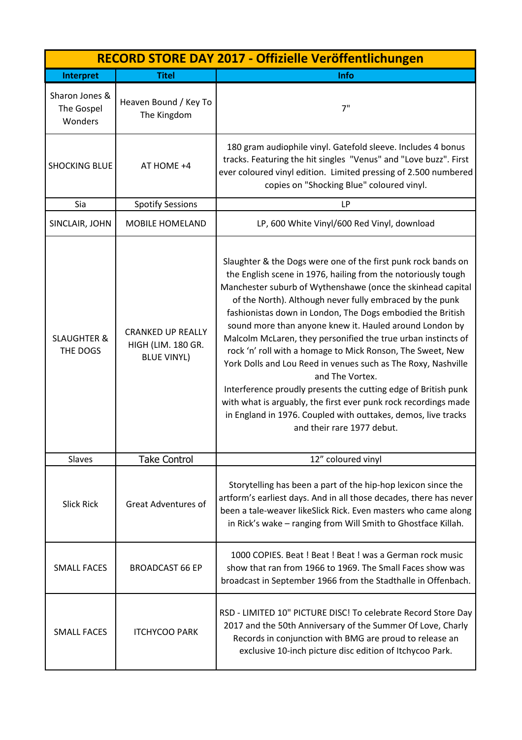| RECORD STORE DAY 2017 - Offizielle Veröffentlichungen | | |
|---|---|---|
| **Interpret** | **Titel** | **Info** |
| Sharon Jones & The Gospel Wonders | Heaven Bound / Key To The Kingdom | 7" |
| SHOCKING BLUE | AT HOME +4 | 180 gram audiophile vinyl. Gatefold sleeve. Includes 4 bonus tracks. Featuring the hit singles "Venus" and "Love buzz". First ever coloured vinyl edition. Limited pressing of 2.500 numbered copies on "Shocking Blue" coloured vinyl. |
| Sia | Spotify Sessions | LP |
| SINCLAIR, JOHN | MOBILE HOMELAND | LP, 600 White Vinyl/600 Red Vinyl, download |
| SLAUGHTER & THE DOGS | CRANKED UP REALLY HIGH (LIM. 180 GR. BLUE VINYL) | Slaughter & the Dogs were one of the first punk rock bands on the English scene in 1976, hailing from the notoriously tough Manchester suburb of Wythenshawe (once the skinhead capital of the North). Although never fully embraced by the punk fashionistas down in London, The Dogs embodied the British sound more than anyone knew it. Hauled around London by Malcolm McLaren, they personified the true urban instincts of rock 'n' roll with a homage to Mick Ronson, The Sweet, New York Dolls and Lou Reed in venues such as The Roxy, Nashville and The Vortex. Interference proudly presents the cutting edge of British punk with what is arguably, the first ever punk rock recordings made in England in 1976. Coupled with outtakes, demos, live tracks and their rare 1977 debut. |
| Slaves | Take Control | 12" coloured vinyl |
| Slick Rick | Great Adventures of | Storytelling has been a part of the hip-hop lexicon since the artform's earliest days. And in all those decades, there has never been a tale-weaver likeSlick Rick. Even masters who came along in Rick's wake – ranging from Will Smith to Ghostface Killah. |
| SMALL FACES | BROADCAST 66 EP | 1000 COPIES. Beat ! Beat ! Beat ! was a German rock music show that ran from 1966 to 1969. The Small Faces show was broadcast in September 1966 from the Stadthalle in Offenbach. |
| SMALL FACES | ITCHYCOO PARK | RSD - LIMITED 10" PICTURE DISC! To celebrate Record Store Day 2017 and the 50th Anniversary of the Summer Of Love, Charly Records in conjunction with BMG are proud to release an exclusive 10-inch picture disc edition of Itchycoo Park. |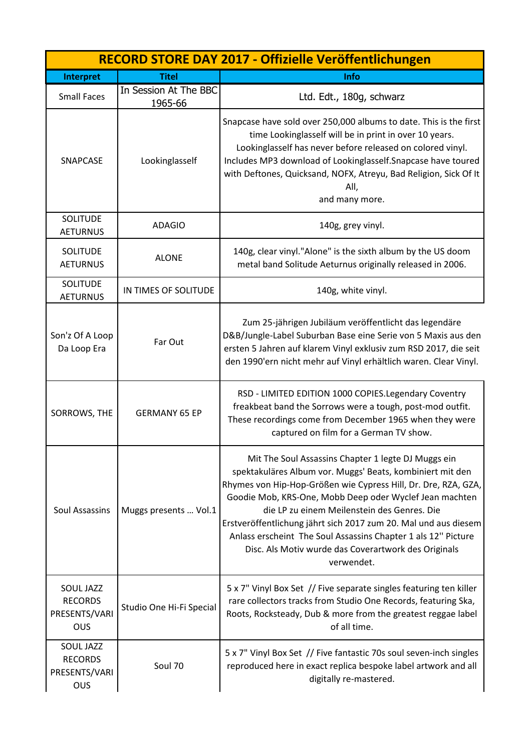| RECORD STORE DAY 2017 - Offizielle Veröffentlichungen | | |
|---|---|---|
| **Interpret** | **Titel** | **Info** |
| Small Faces | In Session At The BBC 1965-66 | Ltd. Edt., 180g, schwarz |
| SNAPCASE | Lookinglasself | Snapcase have sold over 250,000 albums to date. This is the first time Lookinglasself will be in print in over 10 years. Lookinglasself has never before released on colored vinyl. Includes MP3 download of Lookinglasself.Snapcase have toured with Deftones, Quicksand, NOFX, Atreyu, Bad Religion, Sick Of It All, and many more. |
| SOLITUDE AETURNUS | ADAGIO | 140g, grey vinyl. |
| SOLITUDE AETURNUS | ALONE | 140g, clear vinyl."Alone" is the sixth album by the US doom metal band Solitude Aeturnus originally released in 2006. |
| SOLITUDE AETURNUS | IN TIMES OF SOLITUDE | 140g, white vinyl. |
| Son'z Of A Loop Da Loop Era | Far Out | Zum 25-jährigen Jubiläum veröffentlicht das legendäre D&B/Jungle-Label Suburban Base eine Serie von 5 Maxis aus den ersten 5 Jahren auf klarem Vinyl exklusiv zum RSD 2017, die seit den 1990'ern nicht mehr auf Vinyl erhältlich waren. Clear Vinyl. |
| SORROWS, THE | GERMANY 65 EP | RSD - LIMITED EDITION 1000 COPIES.Legendary Coventry freakbeat band the Sorrows were a tough, post-mod outfit. These recordings come from December 1965 when they were captured on film for a German TV show. |
| Soul Assassins | Muggs presents ... Vol.1 | Mit The Soul Assassins Chapter 1 legte DJ Muggs ein spektakuläres Album vor. Muggs' Beats, kombiniert mit den Rhymes von Hip-Hop-Größen wie Cypress Hill, Dr. Dre, RZA, GZA, Goodie Mob, KRS-One, Mobb Deep oder Wyclef Jean machten die LP zu einem Meilenstein des Genres. Die Erstveröffentlichung jährt sich 2017 zum 20. Mal und aus diesem Anlass erscheint The Soul Assassins Chapter 1 als 12" Picture Disc. Als Motiv wurde das Coverartwork des Originals verwendet. |
| SOUL JAZZ RECORDS PRESENTS/VARIOUS | Studio One Hi-Fi Special | 5 x 7" Vinyl Box Set // Five separate singles featuring ten killer rare collectors tracks from Studio One Records, featuring Ska, Roots, Rocksteady, Dub & more from the greatest reggae label of all time. |
| SOUL JAZZ RECORDS PRESENTS/VARIOUS | Soul 70 | 5 x 7" Vinyl Box Set // Five fantastic 70s soul seven-inch singles reproduced here in exact replica bespoke label artwork and all digitally re-mastered. |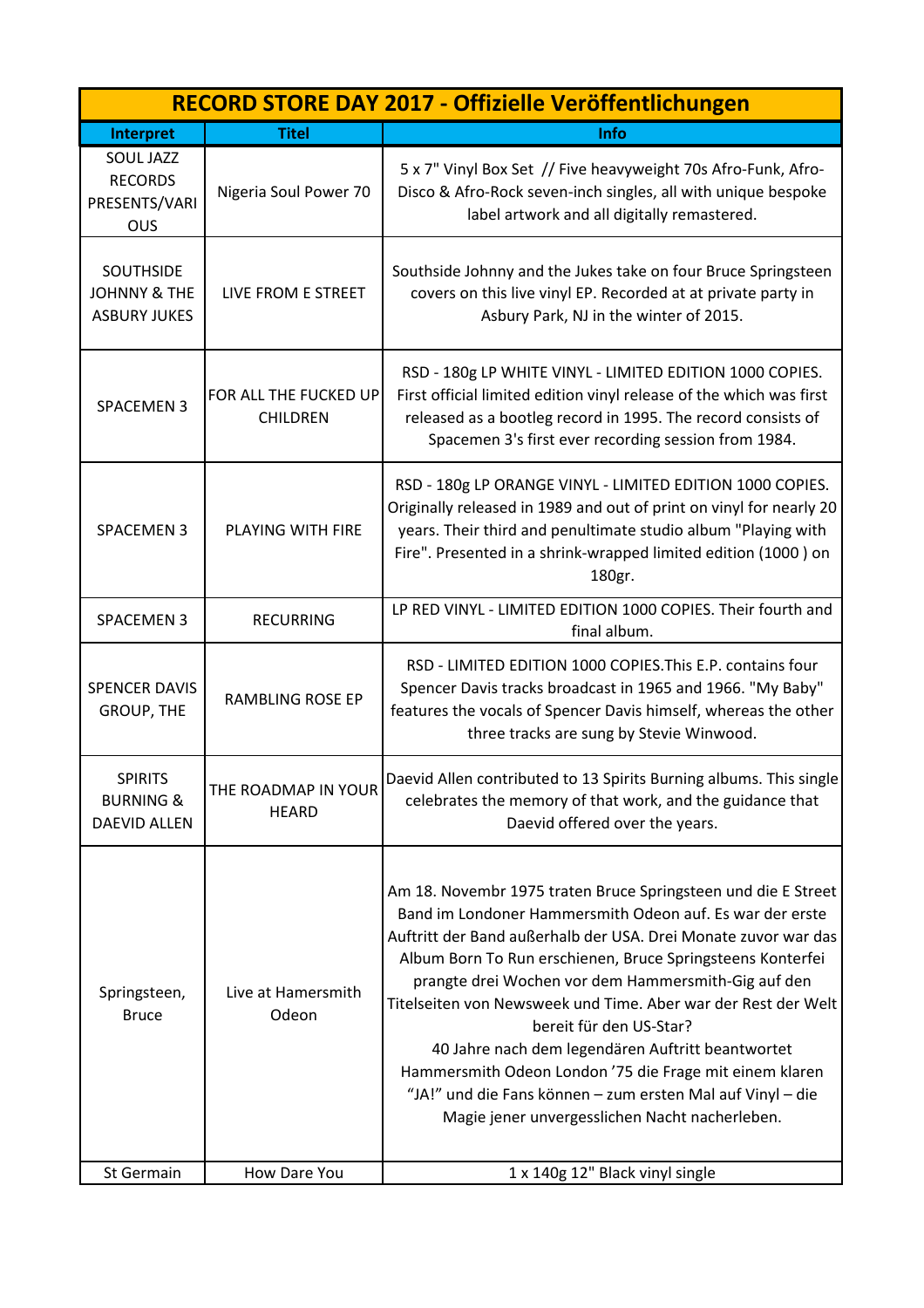| RECORD STORE DAY 2017 - Offizielle Veröffentlichungen | | |
|---|---|---|
| **Interpret** | **Titel** | **Info** |
| SOUL JAZZ RECORDS PRESENTS/VARIOUS | Nigeria Soul Power 70 | 5 x 7" Vinyl Box Set // Five heavyweight 70s Afro-Funk, Afro-Disco & Afro-Rock seven-inch singles, all with unique bespoke label artwork and all digitally remastered. |
| SOUTHSIDE JOHNNY & THE ASBURY JUKES | LIVE FROM E STREET | Southside Johnny and the Jukes take on four Bruce Springsteen covers on this live vinyl EP. Recorded at at private party in Asbury Park, NJ in the winter of 2015. |
| SPACEMEN 3 | FOR ALL THE FUCKED UP CHILDREN | RSD - 180g LP WHITE VINYL - LIMITED EDITION 1000 COPIES. First official limited edition vinyl release of the which was first released as a bootleg record in 1995. The record consists of Spacemen 3's first ever recording session from 1984. |
| SPACEMEN 3 | PLAYING WITH FIRE | RSD - 180g LP ORANGE VINYL - LIMITED EDITION 1000 COPIES. Originally released in 1989 and out of print on vinyl for nearly 20 years. Their third and penultimate studio album "Playing with Fire". Presented in a shrink-wrapped limited edition (1000 ) on 180gr. |
| SPACEMEN 3 | RECURRING | LP RED VINYL - LIMITED EDITION 1000 COPIES. Their fourth and final album. |
| SPENCER DAVIS GROUP, THE | RAMBLING ROSE EP | RSD - LIMITED EDITION 1000 COPIES.This E.P. contains four Spencer Davis tracks broadcast in 1965 and 1966. "My Baby" features the vocals of Spencer Davis himself, whereas the other three tracks are sung by Stevie Winwood. |
| SPIRITS BURNING & DAEVID ALLEN | THE ROADMAP IN YOUR HEARD | Daevid Allen contributed to 13 Spirits Burning albums. This single celebrates the memory of that work, and the guidance that Daevid offered over the years. |
| Springsteen, Bruce | Live at Hamersmith Odeon | Am 18. Novembr 1975 traten Bruce Springsteen und die E Street Band im Londoner Hammersmith Odeon auf. Es war der erste Auftritt der Band außerhalb der USA. Drei Monate zuvor war das Album Born To Run erschienen, Bruce Springsteens Konterfei prangte drei Wochen vor dem Hammersmith-Gig auf den Titelseiten von Newsweek und Time. Aber war der Rest der Welt bereit für den US-Star? 40 Jahre nach dem legendären Auftritt beantwortet Hammersmith Odeon London '75 die Frage mit einem klaren "JA!" und die Fans können – zum ersten Mal auf Vinyl – die Magie jener unvergesslichen Nacht nacherleben. |
| St Germain | How Dare You | 1 x 140g 12" Black vinyl single |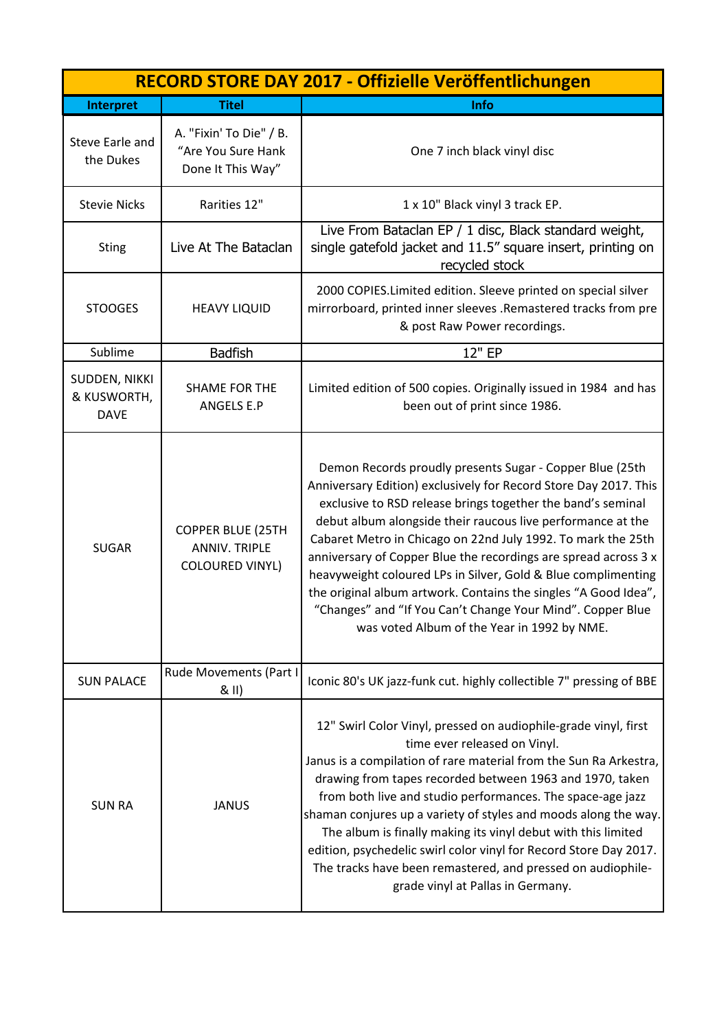| RECORD STORE DAY 2017 - Offizielle Veröffentlichungen | | |
|---|---|---|
| **Interpret** | **Titel** | **Info** |
| Steve Earle and the Dukes | A. "Fixin' To Die" / B. "Are You Sure Hank Done It This Way" | One 7 inch black vinyl disc |
| Stevie Nicks | Rarities 12" | 1 x 10" Black vinyl 3 track EP. |
| Sting | Live At The Bataclan | Live From Bataclan EP / 1 disc, Black standard weight, single gatefold jacket and 11.5" square insert, printing on recycled stock |
| STOOGES | HEAVY LIQUID | 2000 COPIES.Limited edition. Sleeve printed on special silver mirrorboard, printed inner sleeves .Remastered tracks from pre & post Raw Power recordings. |
| Sublime | Badfish | 12" EP |
| SUDDEN, NIKKI & KUSWORTH, DAVE | SHAME FOR THE ANGELS E.P | Limited edition of 500 copies. Originally issued in 1984 and has been out of print since 1986. |
| SUGAR | COPPER BLUE (25TH ANNIV. TRIPLE COLOURED VINYL) | Demon Records proudly presents Sugar - Copper Blue (25th Anniversary Edition) exclusively for Record Store Day 2017. This exclusive to RSD release brings together the band's seminal debut album alongside their raucous live performance at the Cabaret Metro in Chicago on 22nd July 1992. To mark the 25th anniversary of Copper Blue the recordings are spread across 3 x heavyweight coloured LPs in Silver, Gold & Blue complimenting the original album artwork. Contains the singles "A Good Idea", "Changes" and "If You Can't Change Your Mind". Copper Blue was voted Album of the Year in 1992 by NME. |
| SUN PALACE | Rude Movements (Part I & II) | Iconic 80's UK jazz-funk cut. highly collectible 7" pressing of BBE |
| SUN RA | JANUS | 12" Swirl Color Vinyl, pressed on audiophile-grade vinyl, first time ever released on Vinyl. Janus is a compilation of rare material from the Sun Ra Arkestra, drawing from tapes recorded between 1963 and 1970, taken from both live and studio performances. The space-age jazz shaman conjures up a variety of styles and moods along the way. The album is finally making its vinyl debut with this limited edition, psychedelic swirl color vinyl for Record Store Day 2017. The tracks have been remastered, and pressed on audiophile-grade vinyl at Pallas in Germany. |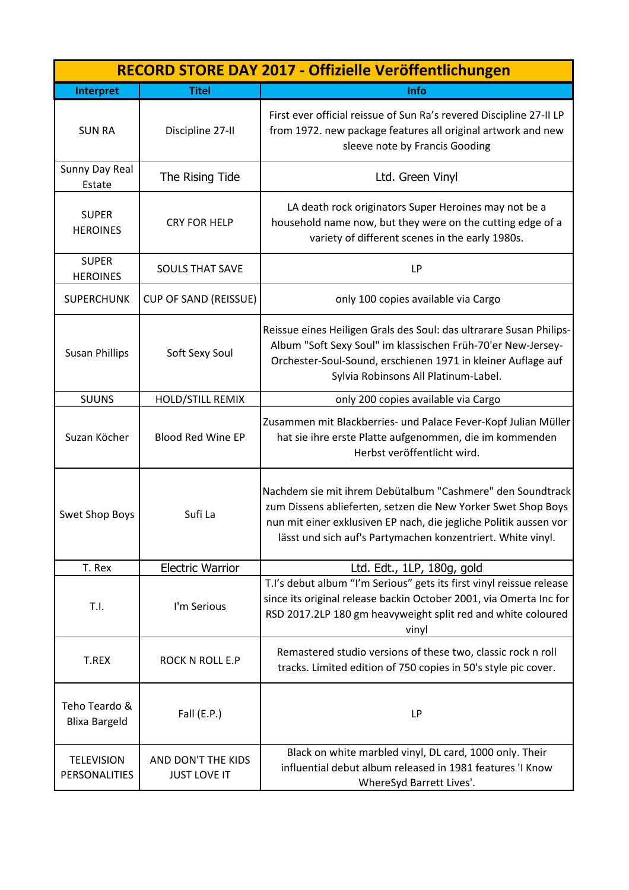| RECORD STORE DAY 2017 - Offizielle Veröffentlichungen | | |
|---|---|---|
| **Interpret** | **Titel** | **Info** |
| SUN RA | Discipline 27-II | First ever official reissue of Sun Ra's revered Discipline 27-II LP from 1972. new package features all original artwork and new sleeve note by Francis Gooding |
| Sunny Day Real Estate | The Rising Tide | Ltd. Green Vinyl |
| SUPER HEROINES | CRY FOR HELP | LA death rock originators Super Heroines may not be a household name now, but they were on the cutting edge of a variety of different scenes in the early 1980s. |
| SUPER HEROINES | SOULS THAT SAVE | LP |
| SUPERCHUNK | CUP OF SAND (REISSUE) | only 100 copies available via Cargo |
| Susan Phillips | Soft Sexy Soul | Reissue eines Heiligen Grals des Soul: das ultrarare Susan Philips-Album "Soft Sexy Soul" im klassischen Früh-70'er New-Jersey-Orchester-Soul-Sound, erschienen 1971 in kleiner Auflage auf Sylvia Robinsons All Platinum-Label. |
| SUUNS | HOLD/STILL REMIX | only 200 copies available via Cargo |
| Suzan Köcher | Blood Red Wine EP | Zusammen mit Blackberries- und Palace Fever-Kopf Julian Müller hat sie ihre erste Platte aufgenommen, die im kommenden Herbst veröffentlicht wird. |
| Swet Shop Boys | Sufi La | Nachdem sie mit ihrem Debütalbum "Cashmere" den Soundtrack zum Dissens ablieferten, setzen die New Yorker Swet Shop Boys nun mit einer exklusiven EP nach, die jegliche Politik aussen vor lässt und sich auf's Partymachen konzentriert. White vinyl. |
| T. Rex | Electric Warrior | Ltd. Edt., 1LP, 180g, gold |
| T.I. | I'm Serious | T.I's debut album "I'm Serious" gets its first vinyl reissue release since its original release backin October 2001, via Omerta Inc for RSD 2017.2LP 180 gm heavyweight split red and white coloured vinyl |
| T.REX | ROCK N ROLL E.P | Remastered studio versions of these two, classic rock n roll tracks. Limited edition of 750 copies in 50's style pic cover. |
| Teho Teardo & Blixa Bargeld | Fall (E.P.) | LP |
| TELEVISION PERSONALITIES | AND DON'T THE KIDS JUST LOVE IT | Black on white marbled vinyl, DL card, 1000 only. Their influential debut album released in 1981 features 'I Know WhereSyd Barrett Lives'. |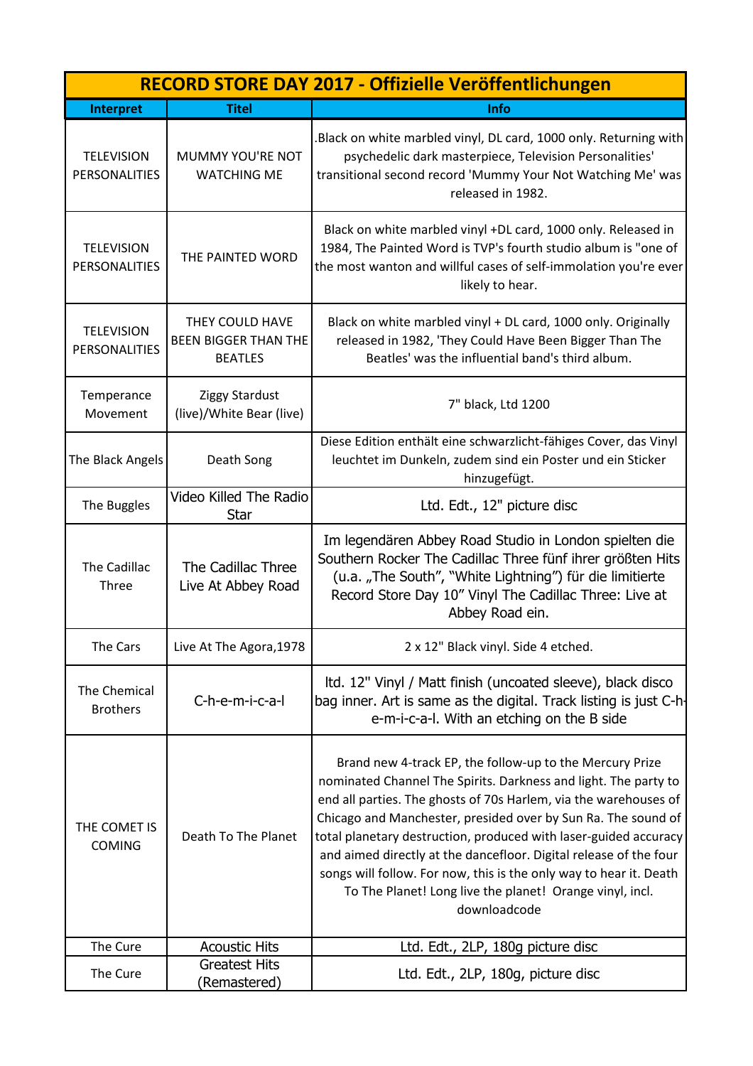| RECORD STORE DAY 2017 - Offizielle Veröffentlichungen | | |
|---|---|---|
| **Interpret** | **Titel** | **Info** |
| TELEVISION PERSONALITIES | MUMMY YOU'RE NOT WATCHING ME | .Black on white marbled vinyl, DL card, 1000 only. Returning with psychedelic dark masterpiece, Television Personalities' transitional second record 'Mummy Your Not Watching Me' was released in 1982. |
| TELEVISION PERSONALITIES | THE PAINTED WORD | Black on white marbled vinyl +DL card, 1000 only. Released in 1984, The Painted Word is TVP's fourth studio album is "one of the most wanton and willful cases of self-immolation you're ever likely to hear. |
| TELEVISION PERSONALITIES | THEY COULD HAVE BEEN BIGGER THAN THE BEATLES | Black on white marbled vinyl + DL card, 1000 only. Originally released in 1982, 'They Could Have Been Bigger Than The Beatles' was the influential band's third album. |
| Temperance Movement | Ziggy Stardust (live)/White Bear (live) | 7" black, Ltd 1200 |
| The Black Angels | Death Song | Diese Edition enthält eine schwarzlicht-fähiges Cover, das Vinyl leuchtet im Dunkeln, zudem sind ein Poster und ein Sticker hinzugefügt. |
| The Buggles | Video Killed The Radio Star | Ltd. Edt., 12" picture disc |
| The Cadillac Three | The Cadillac Three Live At Abbey Road | Im legendären Abbey Road Studio in London spielten die Southern Rocker The Cadillac Three fünf ihrer größten Hits (u.a. „The South", "White Lightning") für die limitierte Record Store Day 10" Vinyl The Cadillac Three: Live at Abbey Road ein. |
| The Cars | Live At The Agora,1978 | 2 x 12" Black vinyl. Side 4 etched. |
| The Chemical Brothers | C-h-e-m-i-c-a-l | ltd. 12" Vinyl / Matt finish (uncoated sleeve), black disco bag inner. Art is same as the digital. Track listing is just C-h-e-m-i-c-a-l. With an etching on the B side |
| THE COMET IS COMING | Death To The Planet | Brand new 4-track EP, the follow-up to the Mercury Prize nominated Channel The Spirits. Darkness and light. The party to end all parties. The ghosts of 70s Harlem, via the warehouses of Chicago and Manchester, presided over by Sun Ra. The sound of total planetary destruction, produced with laser-guided accuracy and aimed directly at the dancefloor. Digital release of the four songs will follow. For now, this is the only way to hear it. Death To The Planet! Long live the planet! Orange vinyl, incl. downloadcode |
| The Cure | Acoustic Hits | Ltd. Edt., 2LP, 180g picture disc |
| The Cure | Greatest Hits (Remastered) | Ltd. Edt., 2LP, 180g, picture disc |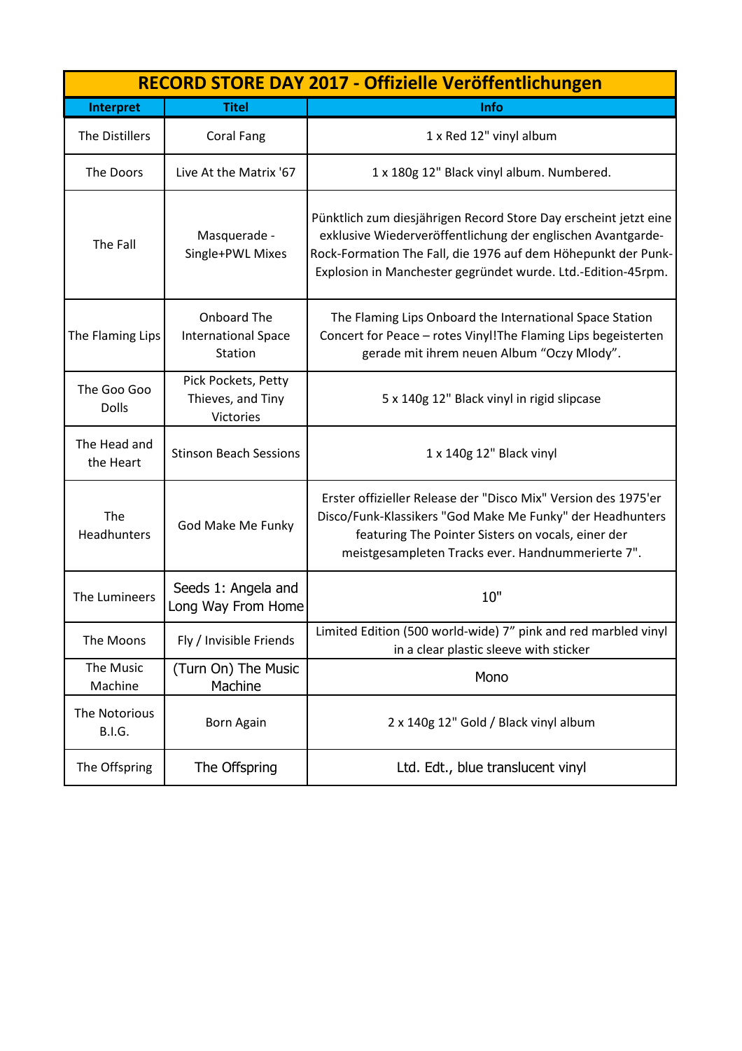| RECORD STORE DAY 2017 - Offizielle Veröffentlichungen | | |
|---|---|---|
| **Interpret** | **Titel** | **Info** |
| The Distillers | Coral Fang | 1 x Red 12" vinyl album |
| The Doors | Live At the Matrix '67 | 1 x 180g 12" Black vinyl album. Numbered. |
| The Fall | Masquerade - Single+PWL Mixes | Pünktlich zum diesjährigen Record Store Day erscheint jetzt eine exklusive Wiederveröffentlichung der englischen Avantgarde-Rock-Formation The Fall, die 1976 auf dem Höhepunkt der Punk-Explosion in Manchester gegründet wurde. Ltd.-Edition-45rpm. |
| The Flaming Lips | Onboard The International Space Station | The Flaming Lips Onboard the International Space Station Concert for Peace – rotes Vinyl!The Flaming Lips begeisterten gerade mit ihrem neuen Album "Oczy Mlody". |
| The Goo Goo Dolls | Pick Pockets, Petty Thieves, and Tiny Victories | 5 x 140g 12" Black vinyl in rigid slipcase |
| The Head and the Heart | Stinson Beach Sessions | 1 x 140g 12" Black vinyl |
| The Headhunters | God Make Me Funky | Erster offizieller Release der "Disco Mix" Version des 1975'er Disco/Funk-Klassikers "God Make Me Funky" der Headhunters featuring The Pointer Sisters on vocals, einer der meistgesampleten Tracks ever. Handnummerierte 7". |
| The Lumineers | Seeds 1: Angela and Long Way From Home | 10" |
| The Moons | Fly / Invisible Friends | Limited Edition (500 world-wide) 7" pink and red marbled vinyl in a clear plastic sleeve with sticker |
| The Music Machine | (Turn On) The Music Machine | Mono |
| The Notorious B.I.G. | Born Again | 2 x 140g 12" Gold / Black vinyl album |
| The Offspring | The Offspring | Ltd. Edt., blue translucent vinyl |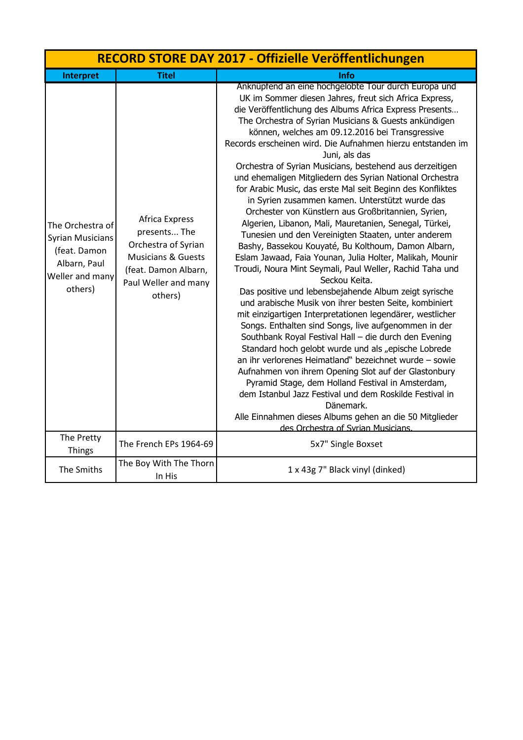| RECORD STORE DAY 2017 - Offizielle Veröffentlichungen | | |
|---|---|---|
| **Interpret** | **Titel** | **Info** |
| The Orchestra of Syrian Musicians (feat. Damon Albarn, Paul Weller and many others) | Africa Express presents... The Orchestra of Syrian Musicians & Guests (feat. Damon Albarn, Paul Weller and many others) | Anknüpfend an eine hochgelobte Tour durch Europa und UK im Sommer diesen Jahres, freut sich Africa Express, die Veröffentlichung des Albums Africa Express Presents… The Orchestra of Syrian Musicians & Guests ankündigen können, welches am 09.12.2016 bei Transgressive Records erscheinen wird. Die Aufnahmen hierzu entstanden im Juni, als das Orchestra of Syrian Musicians, bestehend aus derzeitigen und ehemaligen Mitgliedern des Syrian National Orchestra for Arabic Music, das erste Mal seit Beginn des Konfliktes in Syrien zusammen kamen. Unterstützt wurde das Orchester von Künstlern aus Großbritannien, Syrien, Algerien, Libanon, Mali, Mauretanien, Senegal, Türkei, Tunesien und den Vereinigten Staaten, unter anderem Bashy, Bassekou Kouyaté, Bu Kolthoum, Damon Albarn, Eslam Jawaad, Faia Younan, Julia Holter, Malikah, Mounir Troudi, Noura Mint Seymali, Paul Weller, Rachid Taha und Seckou Keita. Das positive und lebensbejahende Album zeigt syrische und arabische Musik von ihrer besten Seite, kombiniert mit einzigartigen Interpretationen legendärer, westlicher Songs. Enthalten sind Songs, live aufgenommen in der Southbank Royal Festival Hall – die durch den Evening Standard hoch gelobt wurde und als „epische Lobrede an ihr verlorenes Heimatland" bezeichnet wurde – sowie Aufnahmen von ihrem Opening Slot auf der Glastonbury Pyramid Stage, dem Holland Festival in Amsterdam, dem Istanbul Jazz Festival und dem Roskilde Festival in Dänemark. Alle Einnahmen dieses Albums gehen an die 50 Mitglieder des Orchestra of Syrian Musicians. |
| The Pretty Things | The French EPs 1964-69 | 5x7" Single Boxset |
| The Smiths | The Boy With The Thorn In His | 1 x 43g 7" Black vinyl (dinked) |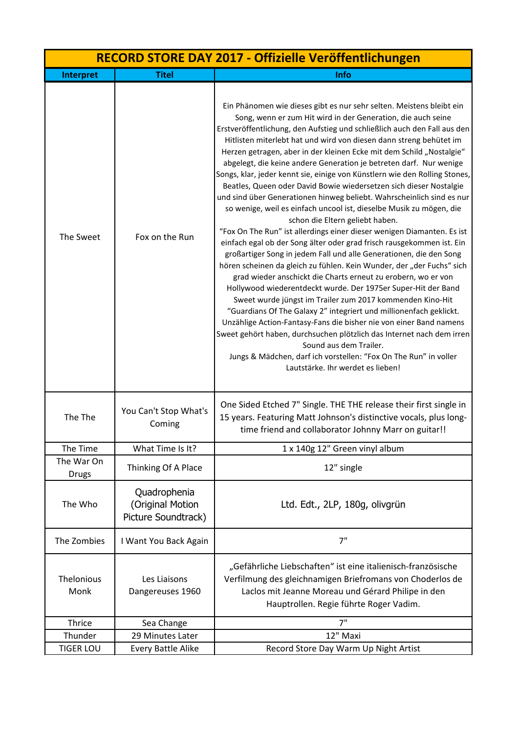| RECORD STORE DAY 2017 - Offizielle Veröffentlichungen | | |
|---|---|---|
| **Interpret** | **Titel** | **Info** |
| The Sweet | Fox on the Run | Ein Phänomen wie dieses gibt es nur sehr selten. Meistens bleibt ein Song, wenn er zum Hit wird in der Generation, die auch seine Erstveröffentlichung, den Aufstieg und schließlich auch den Fall aus den Hitlisten miterlebt hat und wird von diesen dann streng behütet im Herzen getragen, aber in der kleinen Ecke mit dem Schild „Nostalgie" abgelegt, die keine andere Generation je betreten darf. Nur wenige Songs, klar, jeder kennt sie, einige von Künstlern wie den Rolling Stones, Beatles, Queen oder David Bowie wiedersetzen sich dieser Nostalgie und sind über Generationen hinweg beliebt. Wahrscheinlich sind es nur so wenige, weil es einfach uncool ist, dieselbe Musik zu mögen, die schon die Eltern geliebt haben.<br>"Fox On The Run" ist allerdings einer dieser wenigen Diamanten. Es ist einfach egal ob der Song älter oder grad frisch rausgekommen ist. Ein großartiger Song in jedem Fall und alle Generationen, die den Song hören scheinen da gleich zu fühlen. Kein Wunder, der „der Fuchs" sich grad wieder anschickt die Charts erneut zu erobern, wo er von Hollywood wiederentdeckt wurde. Der 1975er Super-Hit der Band Sweet wurde jüngst im Trailer zum 2017 kommenden Kino-Hit "Guardians Of The Galaxy 2" integriert und millionenfach geklickt. Unzählige Action-Fantasy-Fans die bisher nie von einer Band namens Sweet gehört haben, durchsuchen plötzlich das Internet nach dem irren Sound aus dem Trailer.<br>Jungs & Mädchen, darf ich vorstellen: "Fox On The Run" in voller Lautstärke. Ihr werdet es lieben! |
| The The | You Can't Stop What's Coming | One Sided Etched 7" Single. THE THE release their first single in 15 years. Featuring Matt Johnson's distinctive vocals, plus long-time friend and collaborator Johnny Marr on guitar!! |
| The Time | What Time Is It? | 1 x 140g 12" Green vinyl album |
| The War On Drugs | Thinking Of A Place | 12" single |
| The Who | Quadrophenia (Original Motion Picture Soundtrack) | Ltd. Edt., 2LP, 180g, olivgrün |
| The Zombies | I Want You Back Again | 7" |
| Thelonious Monk | Les Liaisons Dangereuses 1960 | „Gefährliche Liebschaften" ist eine italienisch-französische Verfilmung des gleichnamigen Briefromans von Choderlos de Laclos mit Jeanne Moreau und Gérard Philipe in den Hauptrollen. Regie führte Roger Vadim. |
| Thrice | Sea Change | 7" |
| Thunder | 29 Minutes Later | 12" Maxi |
| TIGER LOU | Every Battle Alike | Record Store Day Warm Up Night Artist |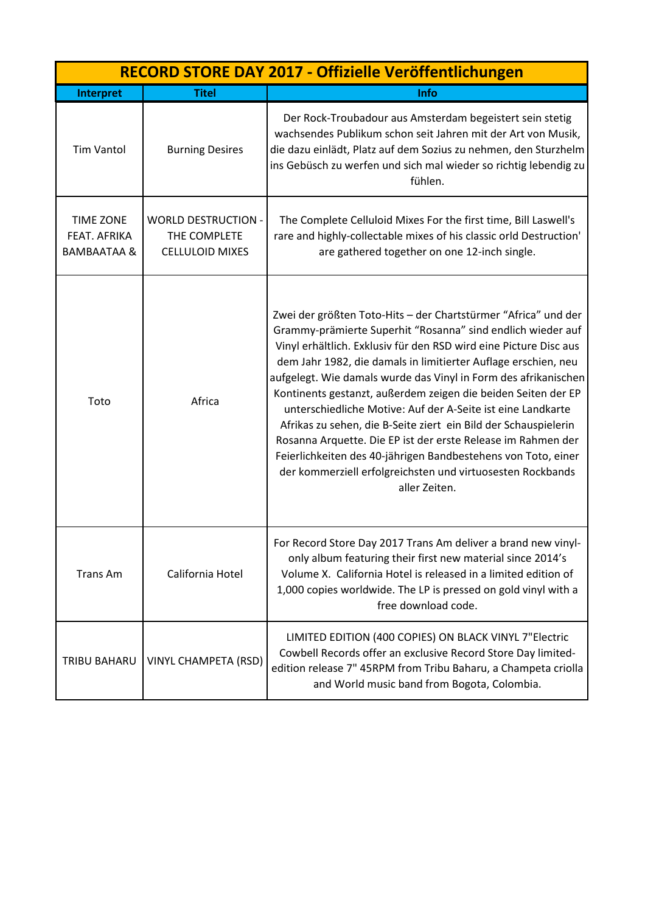| RECORD STORE DAY 2017 - Offizielle Veröffentlichungen | | |
|---|---|---|
| **Interpret** | **Titel** | **Info** |
| Tim Vantol | Burning Desires | Der Rock-Troubadour aus Amsterdam begeistert sein stetig wachsendes Publikum schon seit Jahren mit der Art von Musik, die dazu einlädt, Platz auf dem Sozius zu nehmen, den Sturzhelm ins Gebüsch zu werfen und sich mal wieder so richtig lebendig zu fühlen. |
| TIME ZONE FEAT. AFRIKA BAMBAATAA & | WORLD DESTRUCTION - THE COMPLETE CELLULOID MIXES | The Complete Celluloid Mixes For the first time, Bill Laswell's rare and highly-collectable mixes of his classic orld Destruction' are gathered together on one 12-inch single. |
| Toto | Africa | Zwei der größten Toto-Hits – der Chartstürmer "Africa" und der Grammy-prämierte Superhit "Rosanna" sind endlich wieder auf Vinyl erhältlich. Exklusiv für den RSD wird eine Picture Disc aus dem Jahr 1982, die damals in limitierter Auflage erschien, neu aufgelegt. Wie damals wurde das Vinyl in Form des afrikanischen Kontinents gestanzt, außerdem zeigen die beiden Seiten der EP unterschiedliche Motive: Auf der A-Seite ist eine Landkarte Afrikas zu sehen, die B-Seite ziert ein Bild der Schauspielerin Rosanna Arquette. Die EP ist der erste Release im Rahmen der Feierlichkeiten des 40-jährigen Bandbestehens von Toto, einer der kommerziell erfolgreichsten und virtuosesten Rockbands aller Zeiten. |
| Trans Am | California Hotel | For Record Store Day 2017 Trans Am deliver a brand new vinyl-only album featuring their first new material since 2014's Volume X. California Hotel is released in a limited edition of 1,000 copies worldwide. The LP is pressed on gold vinyl with a free download code. |
| TRIBU BAHARU | VINYL CHAMPETA (RSD) | LIMITED EDITION (400 COPIES) ON BLACK VINYL 7"Electric Cowbell Records offer an exclusive Record Store Day limited-edition release 7" 45RPM from Tribu Baharu, a Champeta criolla and World music band from Bogota, Colombia. |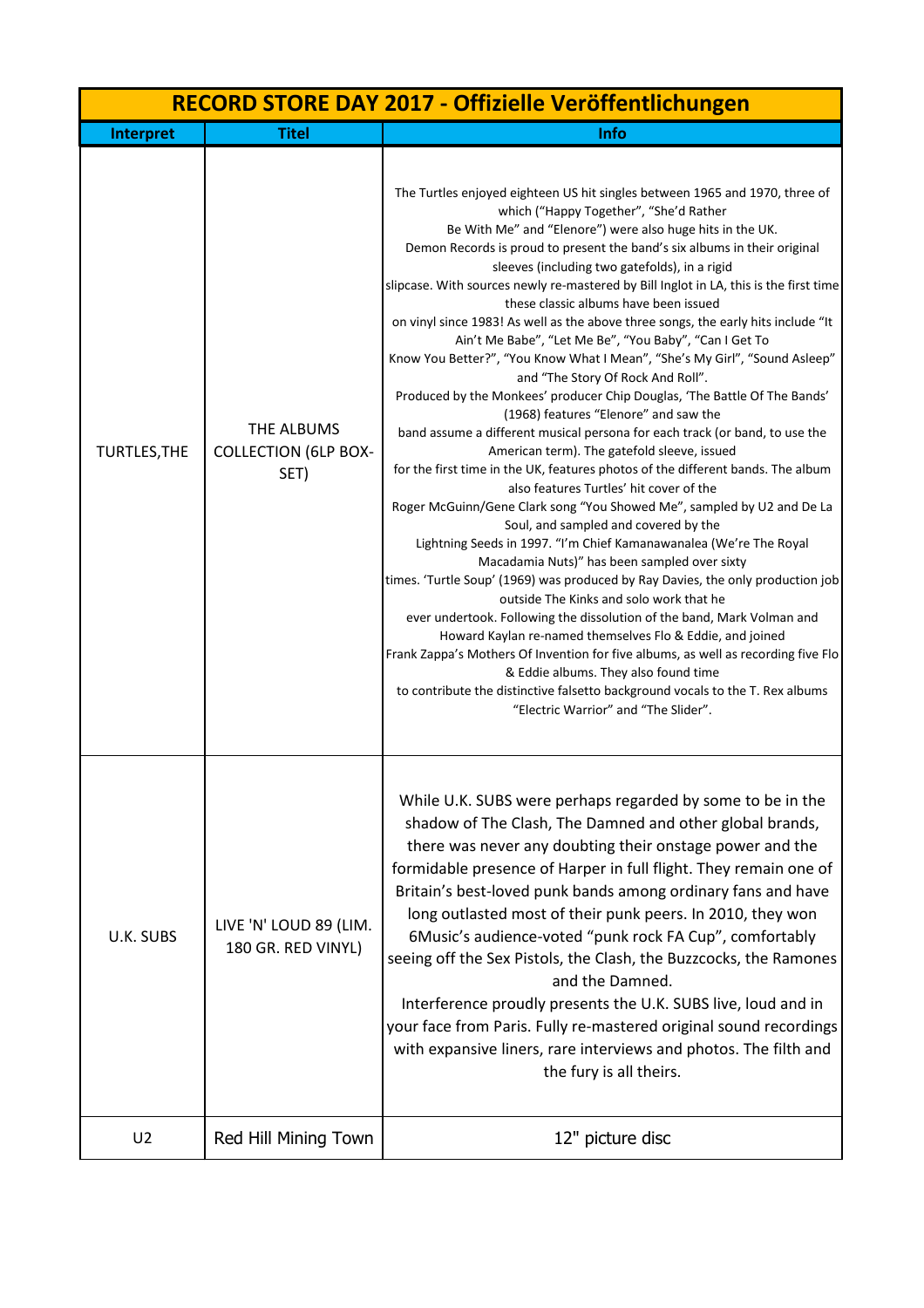| RECORD STORE DAY 2017 - Offizielle Veröffentlichungen | | |
|---|---|---|
| **Interpret** | **Titel** | **Info** |
| TURTLES,THE | THE ALBUMS COLLECTION (6LP BOX-SET) | The Turtles enjoyed eighteen US hit singles between 1965 and 1970, three of which ("Happy Together", "She'd Rather Be With Me" and "Elenore") were also huge hits in the UK. Demon Records is proud to present the band's six albums in their original sleeves (including two gatefolds), in a rigid slipcase. With sources newly re-mastered by Bill Inglot in LA, this is the first time these classic albums have been issued on vinyl since 1983! As well as the above three songs, the early hits include "It Ain't Me Babe", "Let Me Be", "You Baby", "Can I Get To Know You Better?", "You Know What I Mean", "She's My Girl", "Sound Asleep" and "The Story Of Rock And Roll". Produced by the Monkees' producer Chip Douglas, 'The Battle Of The Bands' (1968) features "Elenore" and saw the band assume a different musical persona for each track (or band, to use the American term). The gatefold sleeve, issued for the first time in the UK, features photos of the different bands. The album also features Turtles' hit cover of the Roger McGuinn/Gene Clark song "You Showed Me", sampled by U2 and De La Soul, and sampled and covered by the Lightning Seeds in 1997. "I'm Chief Kamanawanalea (We're The Royal Macadamia Nuts)" has been sampled over sixty times. 'Turtle Soup' (1969) was produced by Ray Davies, the only production job outside The Kinks and solo work that he ever undertook. Following the dissolution of the band, Mark Volman and Howard Kaylan re-named themselves Flo & Eddie, and joined Frank Zappa's Mothers Of Invention for five albums, as well as recording five Flo & Eddie albums. They also found time to contribute the distinctive falsetto background vocals to the T. Rex albums "Electric Warrior" and "The Slider". |
| U.K. SUBS | LIVE 'N' LOUD 89 (LIM. 180 GR. RED VINYL) | While U.K. SUBS were perhaps regarded by some to be in the shadow of The Clash, The Damned and other global brands, there was never any doubting their onstage power and the formidable presence of Harper in full flight. They remain one of Britain's best-loved punk bands among ordinary fans and have long outlasted most of their punk peers. In 2010, they won 6Music's audience-voted "punk rock FA Cup", comfortably seeing off the Sex Pistols, the Clash, the Buzzcocks, the Ramones and the Damned. Interference proudly presents the U.K. SUBS live, loud and in your face from Paris. Fully re-mastered original sound recordings with expansive liners, rare interviews and photos. The filth and the fury is all theirs. |
| U2 | Red Hill Mining Town | 12" picture disc |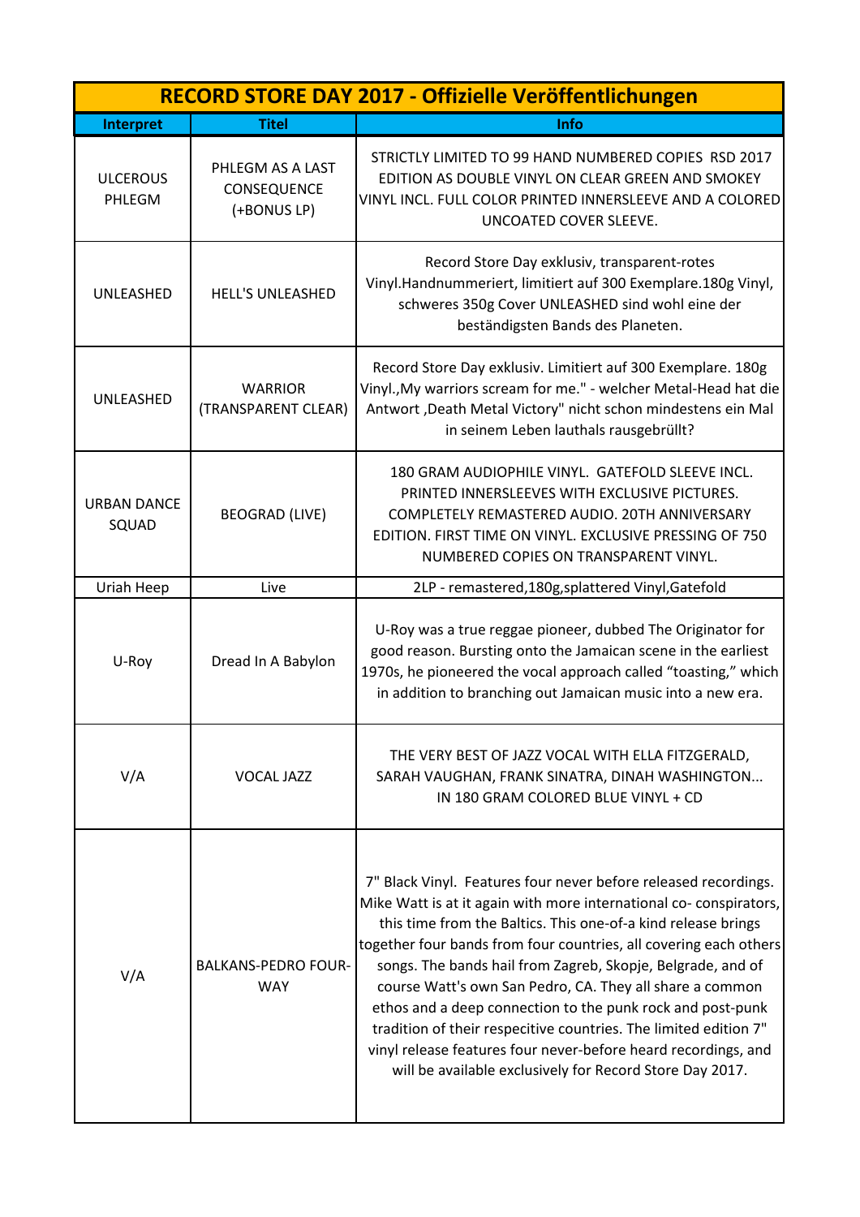| RECORD STORE DAY 2017 - Offizielle Veröffentlichungen | | |
|---|---|---|
| **Interpret** | **Titel** | **Info** |
| ULCEROUS PHLEGM | PHLEGM AS A LAST CONSEQUENCE (+BONUS LP) | STRICTLY LIMITED TO 99 HAND NUMBERED COPIES RSD 2017 EDITION AS DOUBLE VINYL ON CLEAR GREEN AND SMOKEY VINYL INCL. FULL COLOR PRINTED INNERSLEEVE AND A COLORED UNCOATED COVER SLEEVE. |
| UNLEASHED | HELL'S UNLEASHED | Record Store Day exklusiv, transparent-rotes Vinyl.Handnummeriert, limitiert auf 300 Exemplare.180g Vinyl, schweres 350g Cover UNLEASHED sind wohl eine der beständigsten Bands des Planeten. |
| UNLEASHED | WARRIOR (TRANSPARENT CLEAR) | Record Store Day exklusiv. Limitiert auf 300 Exemplare. 180g Vinyl.,My warriors scream for me." - welcher Metal-Head hat die Antwort ,Death Metal Victory" nicht schon mindestens ein Mal in seinem Leben lauthals rausgebrüllt? |
| URBAN DANCE SQUAD | BEOGRAD (LIVE) | 180 GRAM AUDIOPHILE VINYL. GATEFOLD SLEEVE INCL. PRINTED INNERSLEEVES WITH EXCLUSIVE PICTURES. COMPLETELY REMASTERED AUDIO. 20TH ANNIVERSARY EDITION. FIRST TIME ON VINYL. EXCLUSIVE PRESSING OF 750 NUMBERED COPIES ON TRANSPARENT VINYL. |
| Uriah Heep | Live | 2LP - remastered,180g,splattered Vinyl,Gatefold |
| U-Roy | Dread In A Babylon | U-Roy was a true reggae pioneer, dubbed The Originator for good reason. Bursting onto the Jamaican scene in the earliest 1970s, he pioneered the vocal approach called "toasting," which in addition to branching out Jamaican music into a new era. |
| V/A | VOCAL JAZZ | THE VERY BEST OF JAZZ VOCAL WITH ELLA FITZGERALD, SARAH VAUGHAN, FRANK SINATRA, DINAH WASHINGTON... IN 180 GRAM COLORED BLUE VINYL + CD |
| V/A | BALKANS-PEDRO FOUR-WAY | 7" Black Vinyl. Features four never before released recordings. Mike Watt is at it again with more international co- conspirators, this time from the Baltics. This one-of-a kind release brings together four bands from four countries, all covering each others songs. The bands hail from Zagreb, Skopje, Belgrade, and of course Watt's own San Pedro, CA. They all share a common ethos and a deep connection to the punk rock and post-punk tradition of their respecitive countries. The limited edition 7" vinyl release features four never-before heard recordings, and will be available exclusively for Record Store Day 2017. |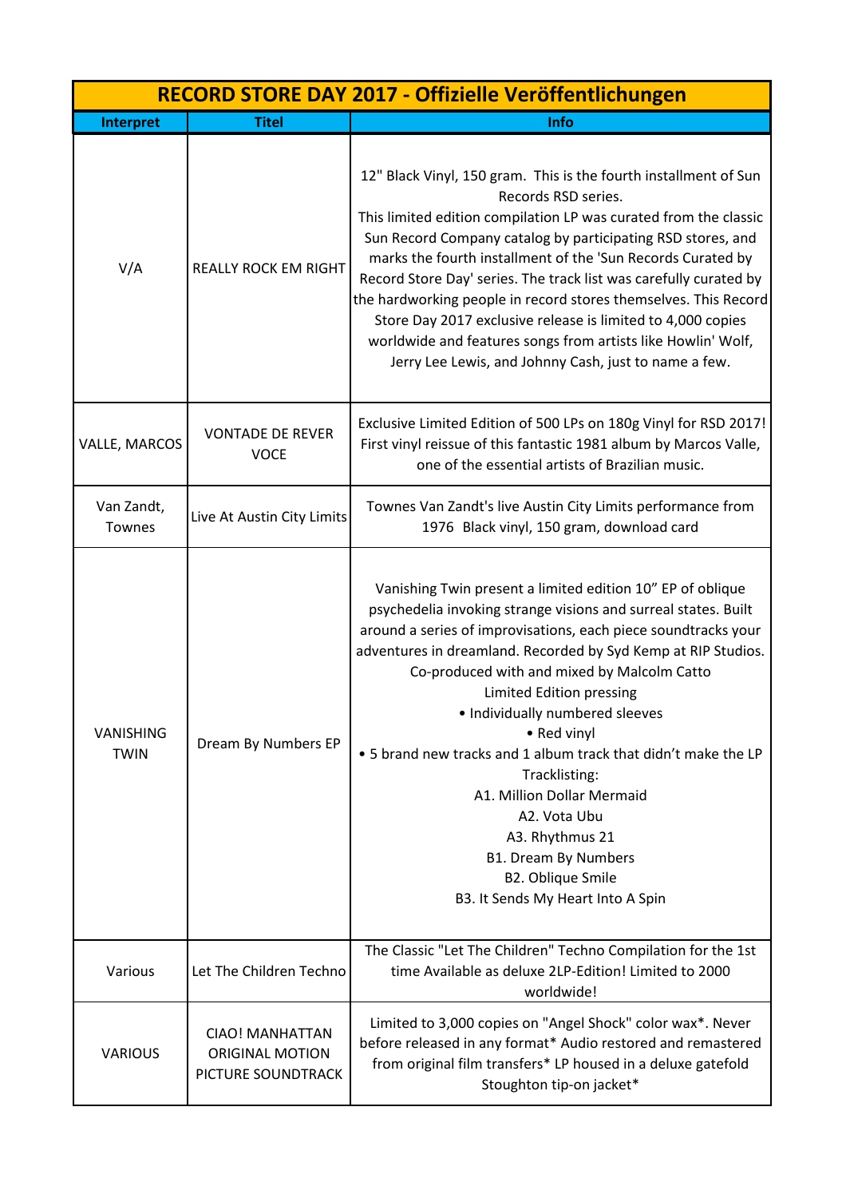| RECORD STORE DAY 2017 - Offizielle Veröffentlichungen | | |
|---|---|---|
| **Interpret** | **Titel** | **Info** |
| V/A | REALLY ROCK EM RIGHT | 12" Black Vinyl, 150 gram. This is the fourth installment of Sun Records RSD series.<br>This limited edition compilation LP was curated from the classic Sun Record Company catalog by participating RSD stores, and marks the fourth installment of the 'Sun Records Curated by Record Store Day' series. The track list was carefully curated by the hardworking people in record stores themselves. This Record Store Day 2017 exclusive release is limited to 4,000 copies worldwide and features songs from artists like Howlin' Wolf, Jerry Lee Lewis, and Johnny Cash, just to name a few. |
| VALLE, MARCOS | VONTADE DE REVER VOCE | Exclusive Limited Edition of 500 LPs on 180g Vinyl for RSD 2017! First vinyl reissue of this fantastic 1981 album by Marcos Valle, one of the essential artists of Brazilian music. |
| Van Zandt, Townes | Live At Austin City Limits | Townes Van Zandt's live Austin City Limits performance from 1976 Black vinyl, 150 gram, download card |
| VANISHING TWIN | Dream By Numbers EP | Vanishing Twin present a limited edition 10" EP of oblique psychedelia invoking strange visions and surreal states. Built around a series of improvisations, each piece soundtracks your adventures in dreamland. Recorded by Syd Kemp at RIP Studios. Co-produced with and mixed by Malcolm Catto<br>Limited Edition pressing<br>• Individually numbered sleeves<br>• Red vinyl<br>• 5 brand new tracks and 1 album track that didn't make the LP<br>Tracklisting:<br>A1. Million Dollar Mermaid<br>A2. Vota Ubu<br>A3. Rhythmus 21<br>B1. Dream By Numbers<br>B2. Oblique Smile<br>B3. It Sends My Heart Into A Spin |
| Various | Let The Children Techno | The Classic "Let The Children" Techno Compilation for the 1st time Available as deluxe 2LP-Edition! Limited to 2000 worldwide! |
| VARIOUS | CIAO! MANHATTAN ORIGINAL MOTION PICTURE SOUNDTRACK | Limited to 3,000 copies on "Angel Shock" color wax* Never before released in any format* Audio restored and remastered from original film transfers* LP housed in a deluxe gatefold Stoughton tip-on jacket* |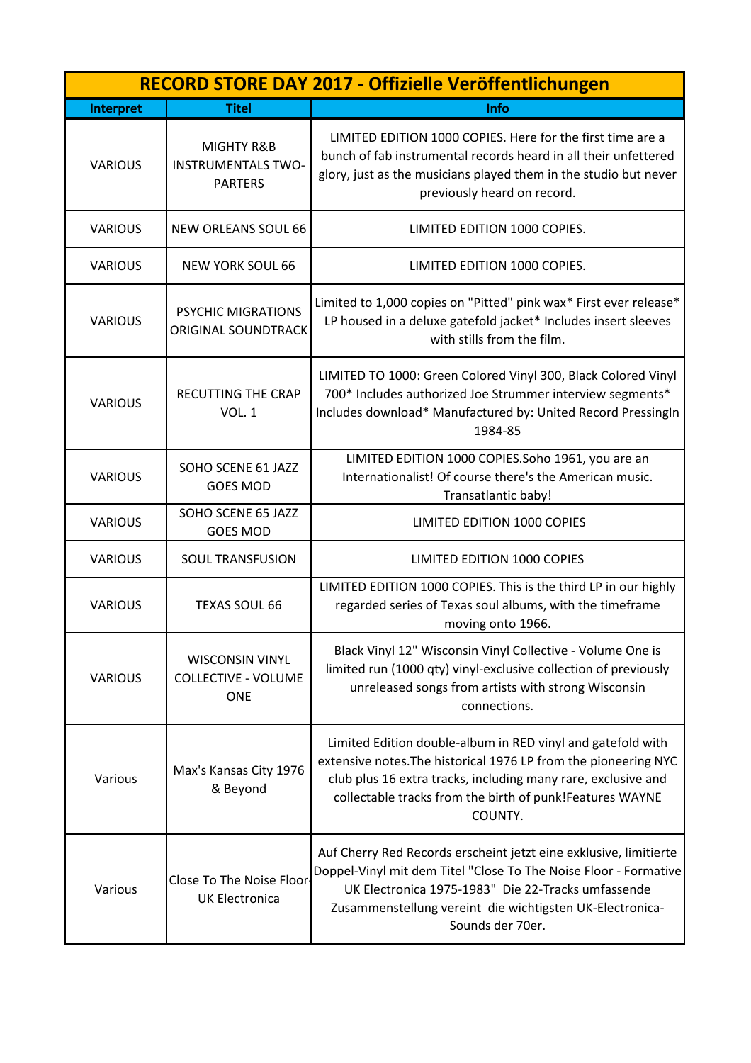| RECORD STORE DAY 2017 - Offizielle Veröffentlichungen | | |
|---|---|---|
| **Interpret** | **Titel** | **Info** |
| VARIOUS | MIGHTY R&B INSTRUMENTALS TWO-PARTERS | LIMITED EDITION 1000 COPIES. Here for the first time are a bunch of fab instrumental records heard in all their unfettered glory, just as the musicians played them in the studio but never previously heard on record. |
| VARIOUS | NEW ORLEANS SOUL 66 | LIMITED EDITION 1000 COPIES. |
| VARIOUS | NEW YORK SOUL 66 | LIMITED EDITION 1000 COPIES. |
| VARIOUS | PSYCHIC MIGRATIONS ORIGINAL SOUNDTRACK | Limited to 1,000 copies on "Pitted" pink wax* First ever release* LP housed in a deluxe gatefold jacket* Includes insert sleeves with stills from the film. |
| VARIOUS | RECUTTING THE CRAP VOL. 1 | LIMITED TO 1000: Green Colored Vinyl 300, Black Colored Vinyl 700* Includes authorized Joe Strummer interview segments* Includes download* Manufactured by: United Record PressingIn 1984-85 |
| VARIOUS | SOHO SCENE 61 JAZZ GOES MOD | LIMITED EDITION 1000 COPIES.Soho 1961, you are an Internationalist! Of course there's the American music. Transatlantic baby! |
| VARIOUS | SOHO SCENE 65 JAZZ GOES MOD | LIMITED EDITION 1000 COPIES |
| VARIOUS | SOUL TRANSFUSION | LIMITED EDITION 1000 COPIES |
| VARIOUS | TEXAS SOUL 66 | LIMITED EDITION 1000 COPIES. This is the third LP in our highly regarded series of Texas soul albums, with the timeframe moving onto 1966. |
| VARIOUS | WISCONSIN VINYL COLLECTIVE - VOLUME ONE | Black Vinyl 12" Wisconsin Vinyl Collective - Volume One is limited run (1000 qty) vinyl-exclusive collection of previously unreleased songs from artists with strong Wisconsin connections. |
| Various | Max's Kansas City 1976 & Beyond | Limited Edition double-album in RED vinyl and gatefold with extensive notes.The historical 1976 LP from the pioneering NYC club plus 16 extra tracks, including many rare, exclusive and collectable tracks from the birth of punk!Features WAYNE COUNTY. |
| Various | Close To The Noise Floor-UK Electronica | Auf Cherry Red Records erscheint jetzt eine exklusive, limitierte Doppel-Vinyl mit dem Titel "Close To The Noise Floor - Formative UK Electronica 1975-1983" Die 22-Tracks umfassende Zusammenstellung vereint die wichtigsten UK-Electronica-Sounds der 70er. |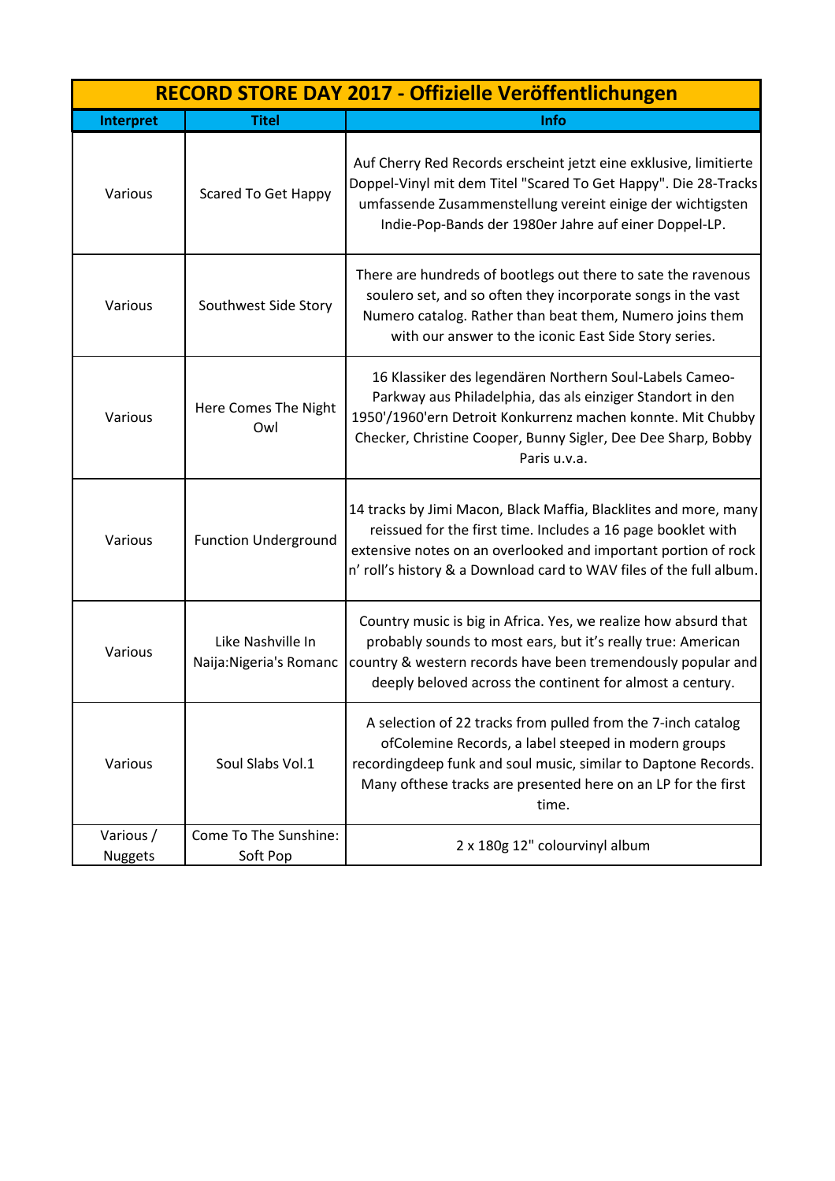| RECORD STORE DAY 2017 - Offizielle Veröffentlichungen | | |
|---|---|---|
| **Interpret** | **Titel** | **Info** |
| Various | Scared To Get Happy | Auf Cherry Red Records erscheint jetzt eine exklusive, limitierte Doppel-Vinyl mit dem Titel "Scared To Get Happy". Die 28-Tracks umfassende Zusammenstellung vereint einige der wichtigsten Indie-Pop-Bands der 1980er Jahre auf einer Doppel-LP. |
| Various | Southwest Side Story | There are hundreds of bootlegs out there to sate the ravenous soulero set, and so often they incorporate songs in the vast Numero catalog. Rather than beat them, Numero joins them with our answer to the iconic East Side Story series. |
| Various | Here Comes The Night Owl | 16 Klassiker des legendären Northern Soul-Labels Cameo-Parkway aus Philadelphia, das als einziger Standort in den 1950'/1960'ern Detroit Konkurrenz machen konnte. Mit Chubby Checker, Christine Cooper, Bunny Sigler, Dee Dee Sharp, Bobby Paris u.v.a. |
| Various | Function Underground | 14 tracks by Jimi Macon, Black Maffia, Blacklites and more, many reissued for the first time. Includes a 16 page booklet with extensive notes on an overlooked and important portion of rock n' roll's history & a Download card to WAV files of the full album. |
| Various | Like Nashville In Naija:Nigeria's Romanc | Country music is big in Africa. Yes, we realize how absurd that probably sounds to most ears, but it's really true: American country & western records have been tremendously popular and deeply beloved across the continent for almost a century. |
| Various | Soul Slabs Vol.1 | A selection of 22 tracks from pulled from the 7-inch catalog ofColemine Records, a label steeped in modern groups recordingdeep funk and soul music, similar to Daptone Records. Many ofthese tracks are presented here on an LP for the first time. |
| Various / Nuggets | Come To The Sunshine: Soft Pop | 2 x 180g 12" colourvinyl album |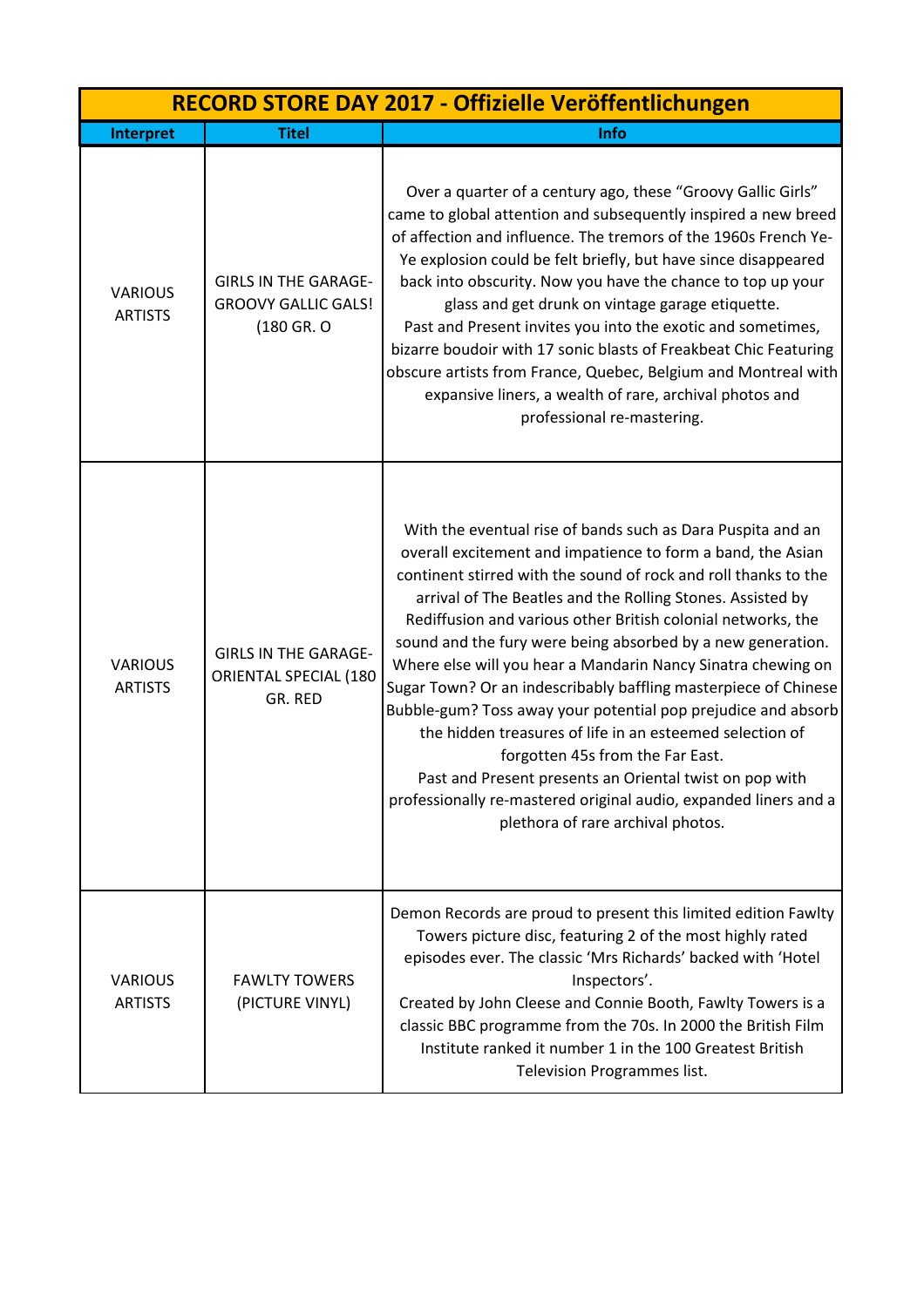# RECORD STORE DAY 2017 - Offizielle Veröffentlichungen

| Interpret | Titel | Info |
|---|---|---|
| VARIOUS ARTISTS | GIRLS IN THE GARAGE- GROOVY GALLIC GALS! (180 GR. O | Over a quarter of a century ago, these “Groovy Gallic Girls” came to global attention and subsequently inspired a new breed of affection and influence. The tremors of the 1960s French Ye-Ye explosion could be felt briefly, but have since disappeared back into obscurity. Now you have the chance to top up your glass and get drunk on vintage garage etiquette.<br>Past and Present invites you into the exotic and sometimes, bizarre boudoir with 17 sonic blasts of Freakbeat Chic Featuring obscure artists from France, Quebec, Belgium and Montreal with expansive liners, a wealth of rare, archival photos and professional re-mastering. |
| VARIOUS ARTISTS | GIRLS IN THE GARAGE- ORIENTAL SPECIAL (180 GR. RED | With the eventual rise of bands such as Dara Puspita and an overall excitement and impatience to form a band, the Asian continent stirred with the sound of rock and roll thanks to the arrival of The Beatles and the Rolling Stones. Assisted by Rediffusion and various other British colonial networks, the sound and the fury were being absorbed by a new generation. Where else will you hear a Mandarin Nancy Sinatra chewing on Sugar Town? Or an indescribably baffling masterpiece of Chinese Bubble-gum? Toss away your potential pop prejudice and absorb the hidden treasures of life in an esteemed selection of forgotten 45s from the Far East.<br>Past and Present presents an Oriental twist on pop with professionally re-mastered original audio, expanded liners and a plethora of rare archival photos. |
| VARIOUS ARTISTS | FAWLTY TOWERS (PICTURE VINYL) | Demon Records are proud to present this limited edition Fawlty Towers picture disc, featuring 2 of the most highly rated episodes ever. The classic ‘Mrs Richards’ backed with ‘Hotel Inspectors’.<br>Created by John Cleese and Connie Booth, Fawlty Towers is a classic BBC programme from the 70s. In 2000 the British Film Institute ranked it number 1 in the 100 Greatest British Television Programmes list. |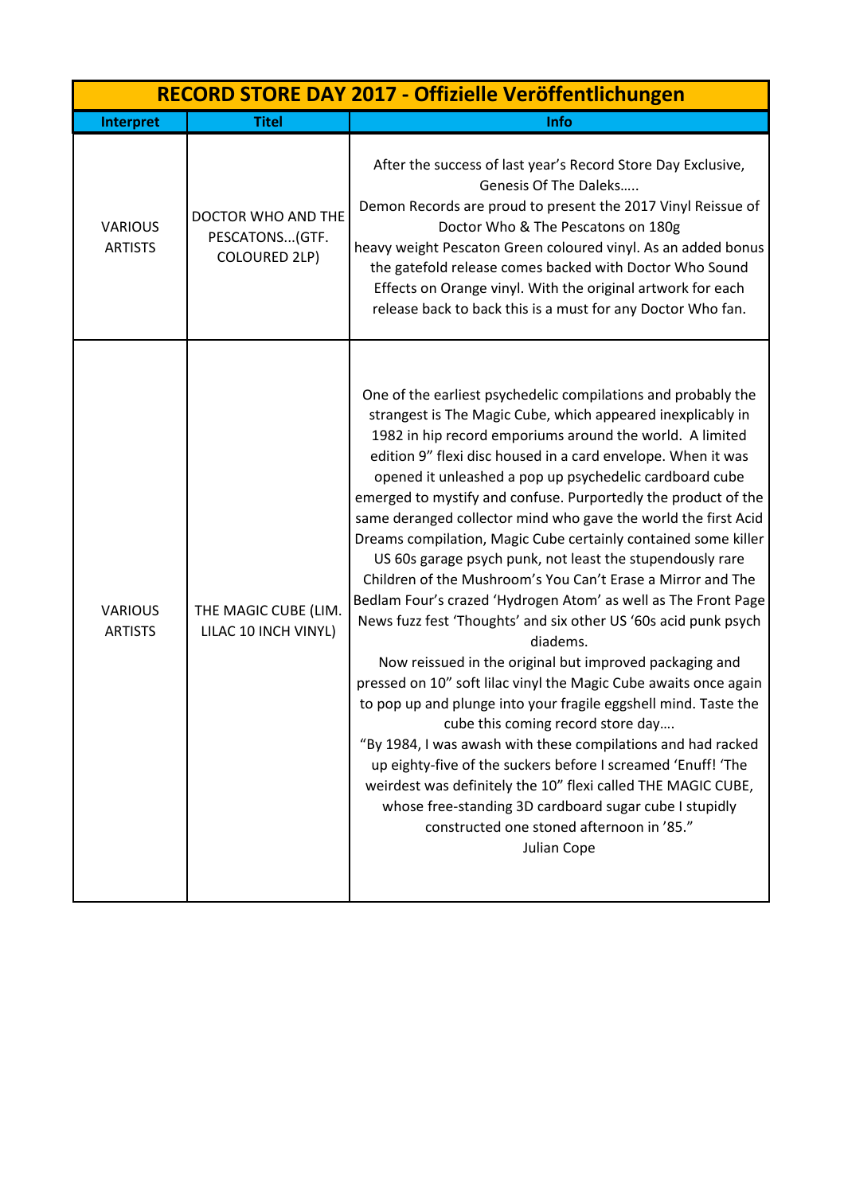| RECORD STORE DAY 2017 - Offizielle Veröffentlichungen | | |
|---|---|---|
| **Interpret** | **Titel** | **Info** |
| VARIOUS ARTISTS | DOCTOR WHO AND THE PESCATONS...(GTF. COLOURED 2LP) | After the success of last year's Record Store Day Exclusive, Genesis Of The Daleks….. Demon Records are proud to present the 2017 Vinyl Reissue of Doctor Who & The Pescatons on 180g heavy weight Pescaton Green coloured vinyl. As an added bonus the gatefold release comes backed with Doctor Who Sound Effects on Orange vinyl. With the original artwork for each release back to back this is a must for any Doctor Who fan. |
| VARIOUS ARTISTS | THE MAGIC CUBE (LIM. LILAC 10 INCH VINYL) | One of the earliest psychedelic compilations and probably the strangest is The Magic Cube, which appeared inexplicably in 1982 in hip record emporiums around the world. A limited edition 9" flexi disc housed in a card envelope. When it was opened it unleashed a pop up psychedelic cardboard cube emerged to mystify and confuse. Purportedly the product of the same deranged collector mind who gave the world the first Acid Dreams compilation, Magic Cube certainly contained some killer US 60s garage psych punk, not least the stupendously rare Children of the Mushroom's You Can't Erase a Mirror and The Bedlam Four's crazed 'Hydrogen Atom' as well as The Front Page News fuzz fest 'Thoughts' and six other US '60s acid punk psych diadems.<br>Now reissued in the original but improved packaging and pressed on 10" soft lilac vinyl the Magic Cube awaits once again to pop up and plunge into your fragile eggshell mind. Taste the cube this coming record store day….<br>"By 1984, I was awash with these compilations and had racked up eighty-five of the suckers before I screamed 'Enuff! 'The weirdest was definitely the 10" flexi called THE MAGIC CUBE, whose free-standing 3D cardboard sugar cube I stupidly constructed one stoned afternoon in '85."<br>Julian Cope |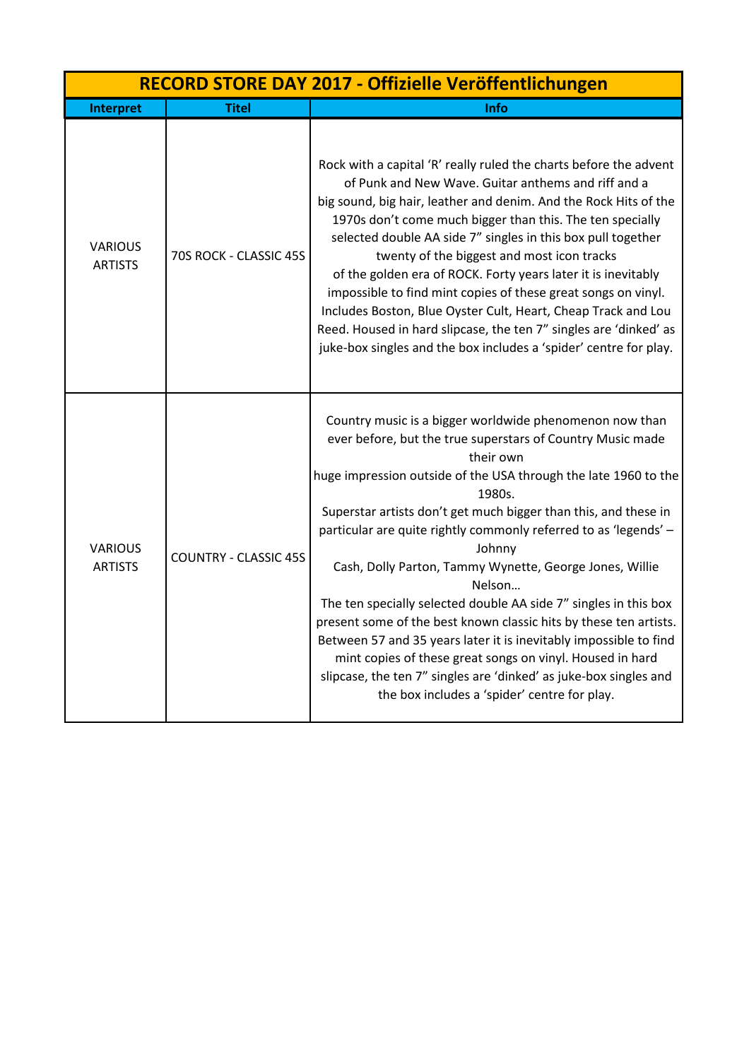| RECORD STORE DAY 2017 - Offizielle Veröffentlichungen | | |
|---|---|---|
| **Interpret** | **Titel** | **Info** |
| VARIOUS ARTISTS | 70S ROCK - CLASSIC 45S | Rock with a capital 'R' really ruled the charts before the advent of Punk and New Wave. Guitar anthems and riff and a big sound, big hair, leather and denim. And the Rock Hits of the 1970s don't come much bigger than this. The ten specially selected double AA side 7" singles in this box pull together twenty of the biggest and most icon tracks of the golden era of ROCK. Forty years later it is inevitably impossible to find mint copies of these great songs on vinyl. Includes Boston, Blue Oyster Cult, Heart, Cheap Track and Lou Reed. Housed in hard slipcase, the ten 7" singles are 'dinked' as juke-box singles and the box includes a 'spider' centre for play. |
| VARIOUS ARTISTS | COUNTRY - CLASSIC 45S | Country music is a bigger worldwide phenomenon now than ever before, but the true superstars of Country Music made their own huge impression outside of the USA through the late 1960 to the 1980s. Superstar artists don't get much bigger than this, and these in particular are quite rightly commonly referred to as 'legends' – Johnny Cash, Dolly Parton, Tammy Wynette, George Jones, Willie Nelson… The ten specially selected double AA side 7" singles in this box present some of the best known classic hits by these ten artists. Between 57 and 35 years later it is inevitably impossible to find mint copies of these great songs on vinyl. Housed in hard slipcase, the ten 7" singles are 'dinked' as juke-box singles and the box includes a 'spider' centre for play. |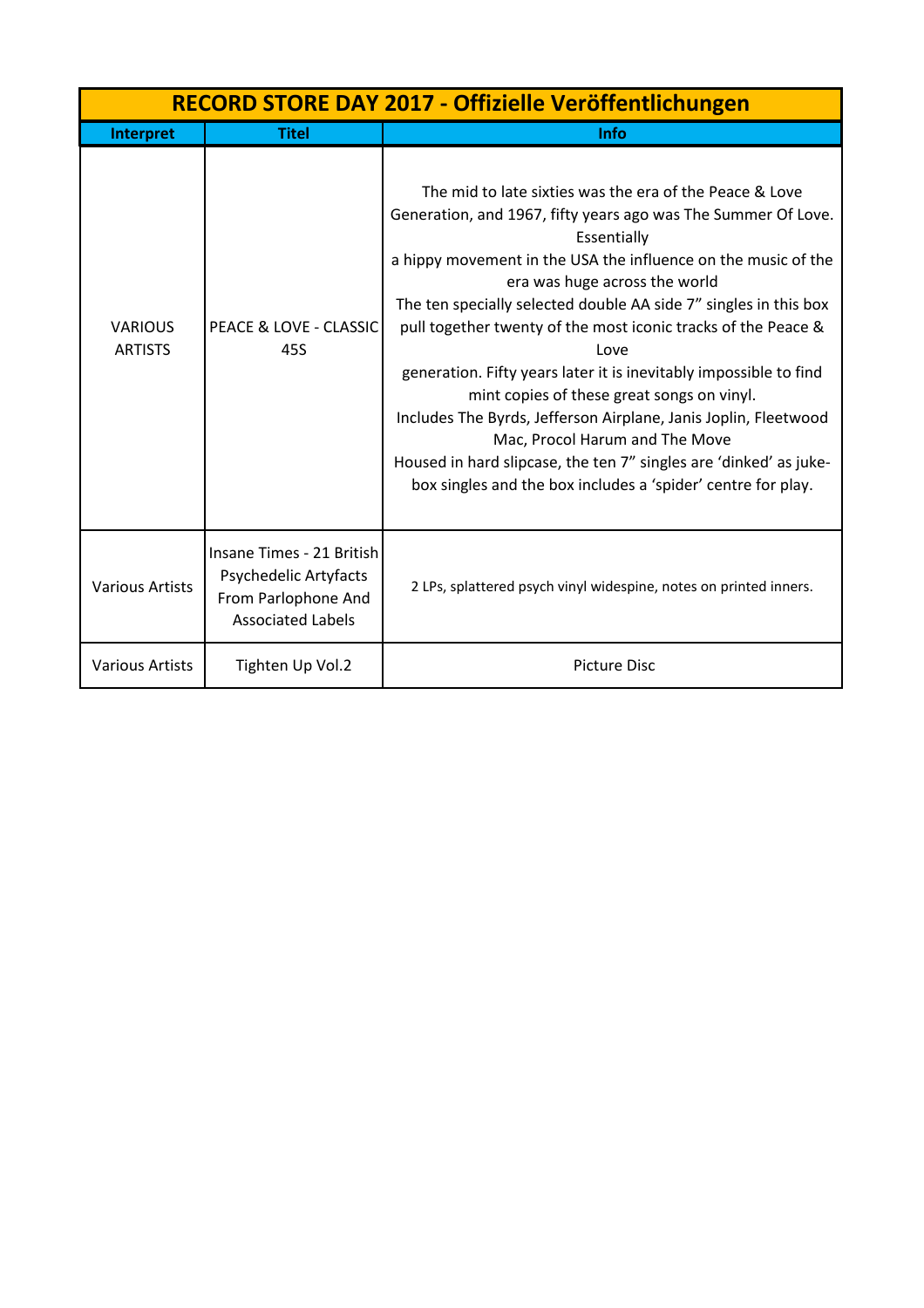| RECORD STORE DAY 2017 - Offizielle Veröffentlichungen | | |
|---|---|---|
| **Interpret** | **Titel** | **Info** |
| VARIOUS ARTISTS | PEACE & LOVE - CLASSIC 45S | The mid to late sixties was the era of the Peace & Love Generation, and 1967, fifty years ago was The Summer Of Love. Essentially a hippy movement in the USA the influence on the music of the era was huge across the world The ten specially selected double AA side 7" singles in this box pull together twenty of the most iconic tracks of the Peace & Love generation. Fifty years later it is inevitably impossible to find mint copies of these great songs on vinyl. Includes The Byrds, Jefferson Airplane, Janis Joplin, Fleetwood Mac, Procol Harum and The Move Housed in hard slipcase, the ten 7" singles are 'dinked' as juke-box singles and the box includes a 'spider' centre for play. |
| Various Artists | Insane Times - 21 British Psychedelic Artyfacts From Parlophone And Associated Labels | 2 LPs, splattered psych vinyl widespine, notes on printed inners. |
| Various Artists | Tighten Up Vol.2 | Picture Disc |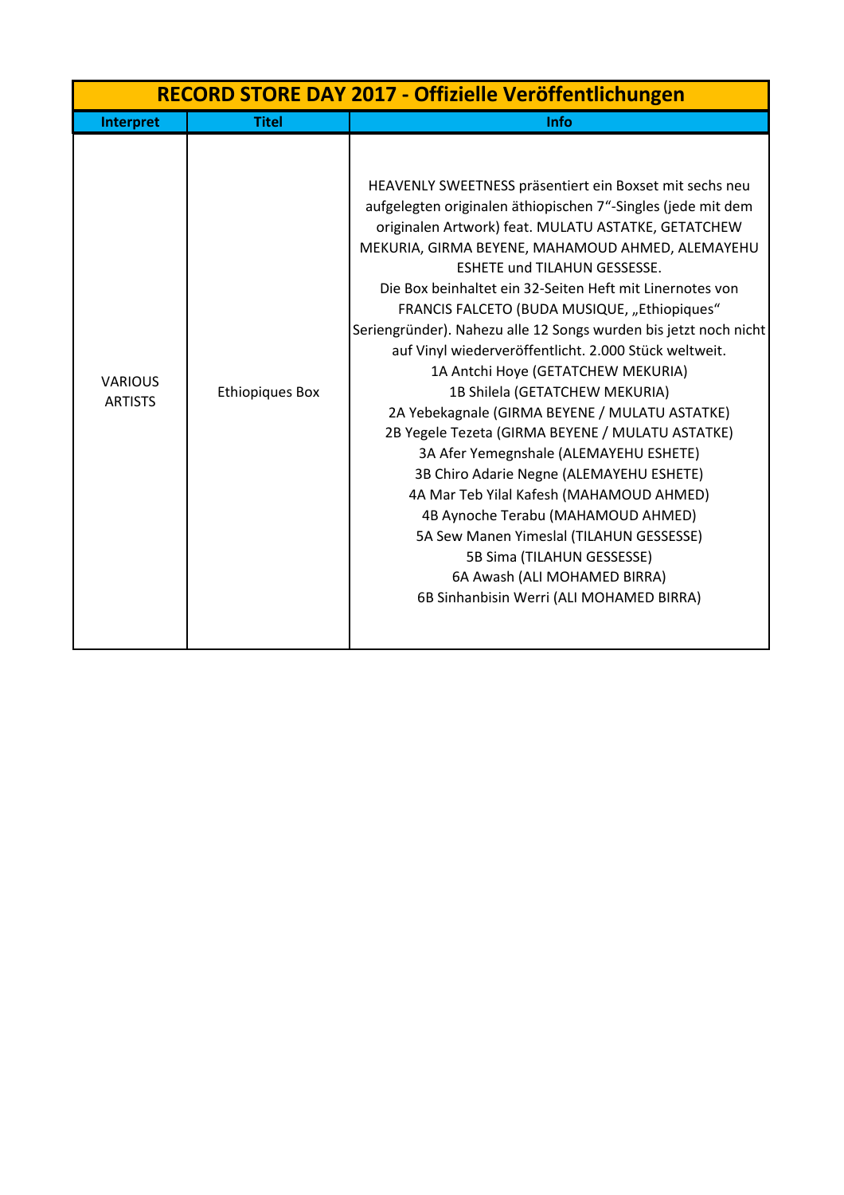| RECORD STORE DAY 2017 - Offizielle Veröffentlichungen | | |
|---|---|---|
| **Interpret** | **Titel** | **Info** |
| VARIOUS ARTISTS | Ethiopiques Box | HEAVENLY SWEETNESS präsentiert ein Boxset mit sechs neu aufgelegten originalen äthiopischen 7"-Singles (jede mit dem originalen Artwork) feat. MULATU ASTATKE, GETATCHEW MEKURIA, GIRMA BEYENE, MAHAMOUD AHMED, ALEMAYEHU ESHETE und TILAHUN GESSESSE.<br>Die Box beinhaltet ein 32-Seiten Heft mit Linernotes von FRANCIS FALCETO (BUDA MUSIQUE, „Ethiopiques" Seriengründer). Nahezu alle 12 Songs wurden bis jetzt noch nicht auf Vinyl wiederveröffentlicht. 2.000 Stück weltweit.<br>1A Antchi Hoye (GETATCHEW MEKURIA)<br>1B Shilela (GETATCHEW MEKURIA)<br>2A Yebekagnale (GIRMA BEYENE / MULATU ASTATKE)<br>2B Yegele Tezeta (GIRMA BEYENE / MULATU ASTATKE)<br>3A Afer Yemegnshale (ALEMAYEHU ESHETE)<br>3B Chiro Adarie Negne (ALEMAYEHU ESHETE)<br>4A Mar Teb Yilal Kafesh (MAHAMOUD AHMED)<br>4B Aynoche Terabu (MAHAMOUD AHMED)<br>5A Sew Manen Yimeslal (TILAHUN GESSESSE)<br>5B Sima (TILAHUN GESSESSE)<br>6A Awash (ALI MOHAMED BIRRA)<br>6B Sinhanbisin Werri (ALI MOHAMED BIRRA) |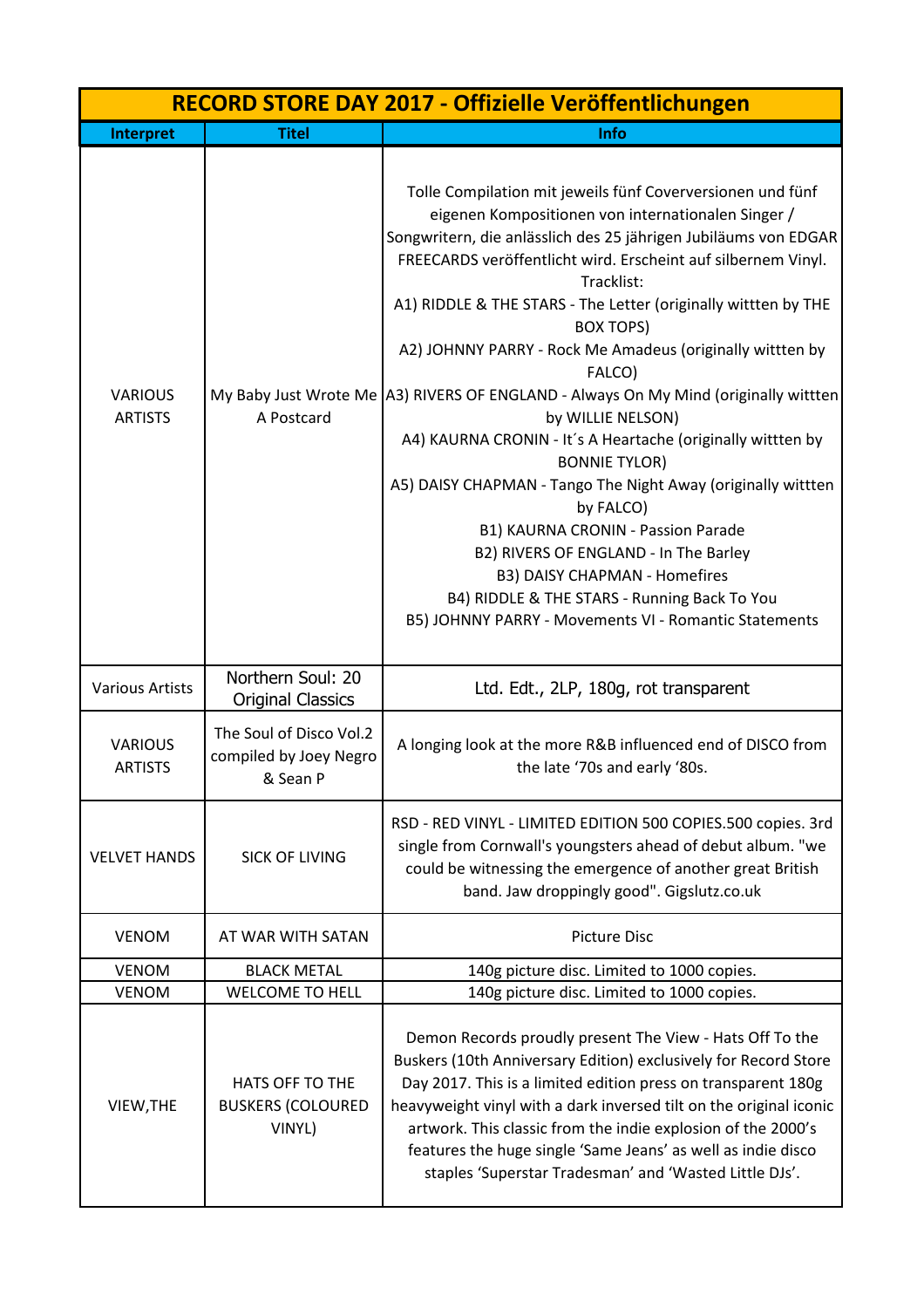| RECORD STORE DAY 2017 - Offizielle Veröffentlichungen | | |
|---|---|---|
| **Interpret** | **Titel** | **Info** |
| VARIOUS ARTISTS | My Baby Just Wrote Me A Postcard | Tolle Compilation mit jeweils fünf Coverversionen und fünf eigenen Kompositionen von internationalen Singer / Songwritern, die anlässlich des 25 jährigen Jubiläums von EDGAR FREECARDS veröffentlicht wird. Erscheint auf silbernem Vinyl. Tracklist: A1) RIDDLE & THE STARS - The Letter (originally wittten by THE BOX TOPS) A2) JOHNNY PARRY - Rock Me Amadeus (originally wittten by FALCO) A3) RIVERS OF ENGLAND - Always On My Mind (originally wittten by WILLIE NELSON) A4) KAURNA CRONIN - It´s A Heartache (originally wittten by BONNIE TYLOR) A5) DAISY CHAPMAN - Tango The Night Away (originally wittten by FALCO) B1) KAURNA CRONIN - Passion Parade B2) RIVERS OF ENGLAND - In The Barley B3) DAISY CHAPMAN - Homefires B4) RIDDLE & THE STARS - Running Back To You B5) JOHNNY PARRY - Movements VI - Romantic Statements |
| Various Artists | Northern Soul: 20 Original Classics | Ltd. Edt., 2LP, 180g, rot transparent |
| VARIOUS ARTISTS | The Soul of Disco Vol.2 compiled by Joey Negro & Sean P | A longing look at the more R&B influenced end of DISCO from the late '70s and early '80s. |
| VELVET HANDS | SICK OF LIVING | RSD - RED VINYL - LIMITED EDITION 500 COPIES.500 copies. 3rd single from Cornwall's youngsters ahead of debut album. "we could be witnessing the emergence of another great British band. Jaw droppingly good". Gigslutz.co.uk |
| VENOM | AT WAR WITH SATAN | Picture Disc |
| VENOM | BLACK METAL | 140g picture disc. Limited to 1000 copies. |
| VENOM | WELCOME TO HELL | 140g picture disc. Limited to 1000 copies. |
| VIEW,THE | HATS OFF TO THE BUSKERS (COLOURED VINYL) | Demon Records proudly present The View - Hats Off To the Buskers (10th Anniversary Edition) exclusively for Record Store Day 2017. This is a limited edition press on transparent 180g heavyweight vinyl with a dark inversed tilt on the original iconic artwork. This classic from the indie explosion of the 2000's features the huge single 'Same Jeans' as well as indie disco staples 'Superstar Tradesman' and 'Wasted Little DJs'. |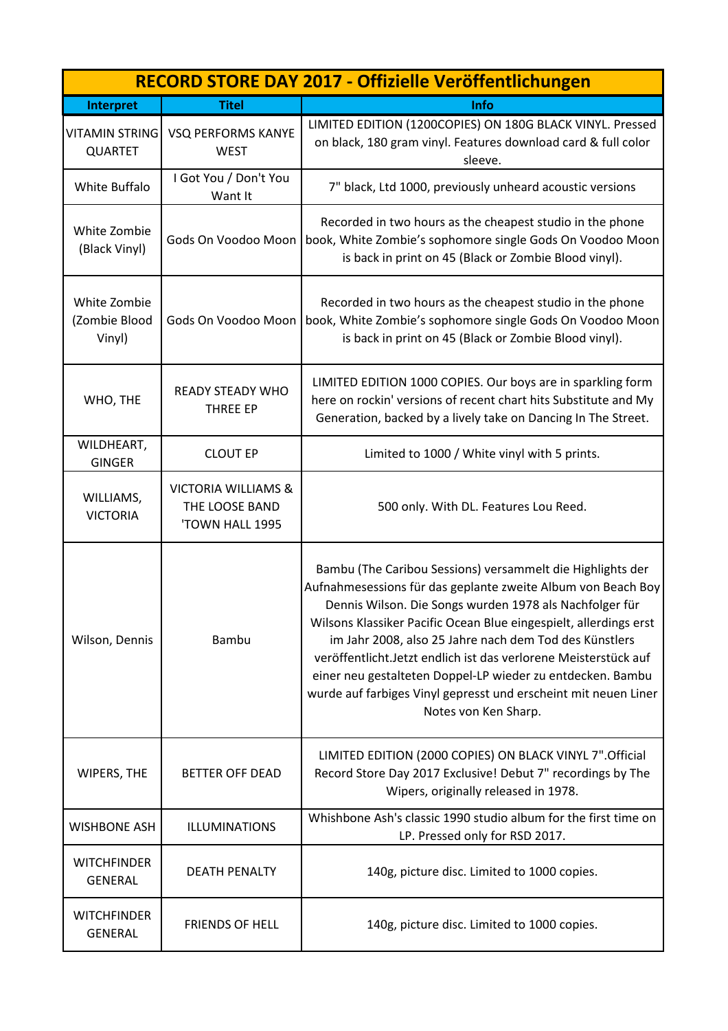| RECORD STORE DAY 2017 - Offizielle Veröffentlichungen | | |
|---|---|---|
| **Interpret** | **Titel** | **Info** |
| VITAMIN STRING QUARTET | VSQ PERFORMS KANYE WEST | LIMITED EDITION (1200COPIES) ON 180G BLACK VINYL. Pressed on black, 180 gram vinyl. Features download card & full color sleeve. |
| White Buffalo | I Got You / Don't You Want It | 7" black, Ltd 1000, previously unheard acoustic versions |
| White Zombie (Black Vinyl) | Gods On Voodoo Moon | Recorded in two hours as the cheapest studio in the phone book, White Zombie's sophomore single Gods On Voodoo Moon is back in print on 45 (Black or Zombie Blood vinyl). |
| White Zombie (Zombie Blood Vinyl) | Gods On Voodoo Moon | Recorded in two hours as the cheapest studio in the phone book, White Zombie's sophomore single Gods On Voodoo Moon is back in print on 45 (Black or Zombie Blood vinyl). |
| WHO, THE | READY STEADY WHO THREE EP | LIMITED EDITION 1000 COPIES. Our boys are in sparkling form here on rockin' versions of recent chart hits Substitute and My Generation, backed by a lively take on Dancing In The Street. |
| WILDHEART, GINGER | CLOUT EP | Limited to 1000 / White vinyl with 5 prints. |
| WILLIAMS, VICTORIA | VICTORIA WILLIAMS & THE LOOSE BAND 'TOWN HALL 1995 | 500 only. With DL. Features Lou Reed. |
| Wilson, Dennis | Bambu | Bambu (The Caribou Sessions) versammelt die Highlights der Aufnahmesessions für das geplante zweite Album von Beach Boy Dennis Wilson. Die Songs wurden 1978 als Nachfolger für Wilsons Klassiker Pacific Ocean Blue eingespielt, allerdings erst im Jahr 2008, also 25 Jahre nach dem Tod des Künstlers veröffentlicht.Jetzt endlich ist das verlorene Meisterstück auf einer neu gestalteten Doppel-LP wieder zu entdecken. Bambu wurde auf farbiges Vinyl gepresst und erscheint mit neuen Liner Notes von Ken Sharp. |
| WIPERS, THE | BETTER OFF DEAD | LIMITED EDITION (2000 COPIES) ON BLACK VINYL 7".Official Record Store Day 2017 Exclusive! Debut 7" recordings by The Wipers, originally released in 1978. |
| WISHBONE ASH | ILLUMINATIONS | Whishbone Ash's classic 1990 studio album for the first time on LP. Pressed only for RSD 2017. |
| WITCHFINDER GENERAL | DEATH PENALTY | 140g, picture disc. Limited to 1000 copies. |
| WITCHFINDER GENERAL | FRIENDS OF HELL | 140g, picture disc. Limited to 1000 copies. |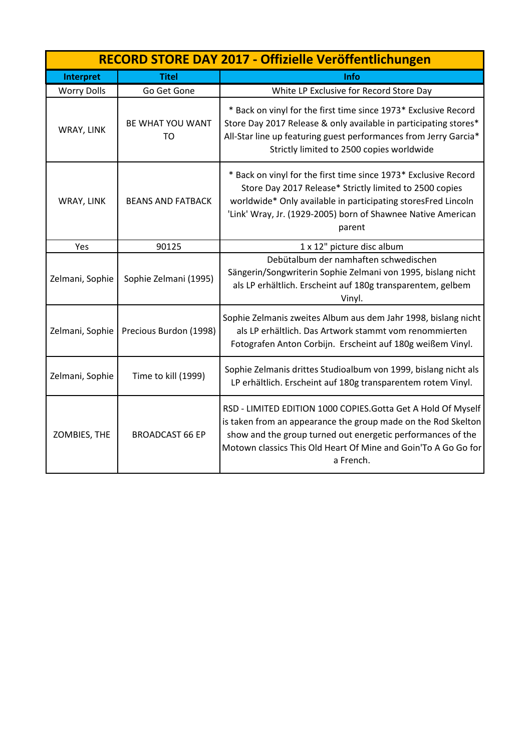| RECORD STORE DAY 2017 - Offizielle Veröffentlichungen | | |
|---|---|---|
| **Interpret** | **Titel** | **Info** |
| Worry Dolls | Go Get Gone | White LP Exclusive for Record Store Day |
| WRAY, LINK | BE WHAT YOU WANT TO | * Back on vinyl for the first time since 1973* Exclusive Record Store Day 2017 Release & only available in participating stores* All-Star line up featuring guest performances from Jerry Garcia* Strictly limited to 2500 copies worldwide |
| WRAY, LINK | BEANS AND FATBACK | * Back on vinyl for the first time since 1973* Exclusive Record Store Day 2017 Release* Strictly limited to 2500 copies worldwide* Only available in participating storesFred Lincoln 'Link' Wray, Jr. (1929-2005) born of Shawnee Native American parent |
| Yes | 90125 | 1 x 12" picture disc album |
| Zelmani, Sophie | Sophie Zelmani (1995) | Debütalbum der namhaften schwedischen Sängerin/Songwriterin Sophie Zelmani von 1995, bislang nicht als LP erhältlich. Erscheint auf 180g transparentem, gelbem Vinyl. |
| Zelmani, Sophie | Precious Burdon (1998) | Sophie Zelmanis zweites Album aus dem Jahr 1998, bislang nicht als LP erhältlich. Das Artwork stammt vom renommierten Fotografen Anton Corbijn. Erscheint auf 180g weißem Vinyl. |
| Zelmani, Sophie | Time to kill (1999) | Sophie Zelmanis drittes Studioalbum von 1999, bislang nicht als LP erhältlich. Erscheint auf 180g transparentem rotem Vinyl. |
| ZOMBIES, THE | BROADCAST 66 EP | RSD - LIMITED EDITION 1000 COPIES.Gotta Get A Hold Of Myself is taken from an appearance the group made on the Rod Skelton show and the group turned out energetic performances of the Motown classics This Old Heart Of Mine and Goin'To A Go Go for a French. |